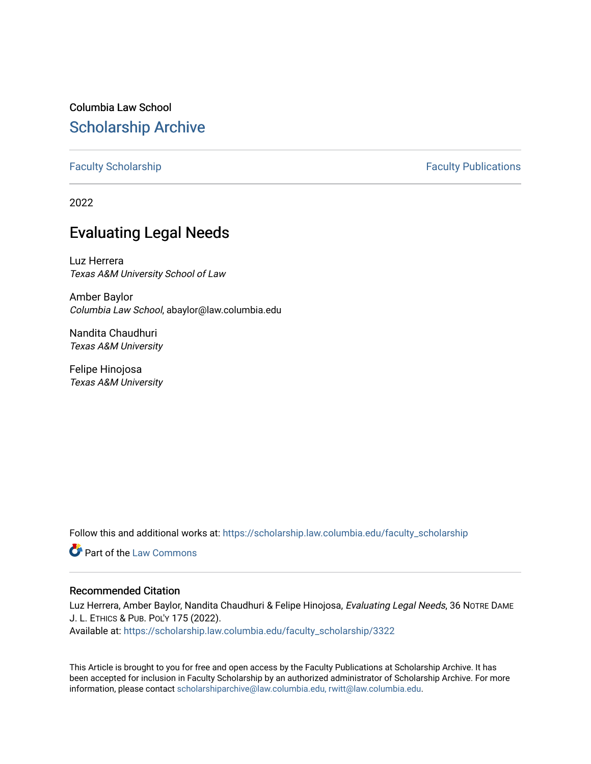Columbia Law School

## Scholarship Archive

Faculty Scholarship | Faculty Publications

2022

# Evaluating Legal Needs

Luz Herrera
*Texas A&M University School of Law*

Amber Baylor
*Columbia Law School*, abaylor@law.columbia.edu

Nandita Chaudhuri
*Texas A&M University*

Felipe Hinojosa
*Texas A&M University*

Follow this and additional works at: https://scholarship.law.columbia.edu/faculty_scholarship

Part of the Law Commons

### Recommended Citation

Luz Herrera, Amber Baylor, Nandita Chaudhuri & Felipe Hinojosa, *Evaluating Legal Needs*, 36 NOTRE DAME J. L. ETHICS & PUB. POL'Y 175 (2022).
Available at: https://scholarship.law.columbia.edu/faculty_scholarship/3322

This Article is brought to you for free and open access by the Faculty Publications at Scholarship Archive. It has been accepted for inclusion in Faculty Scholarship by an authorized administrator of Scholarship Archive. For more information, please contact scholarshiparchive@law.columbia.edu, rwitt@law.columbia.edu.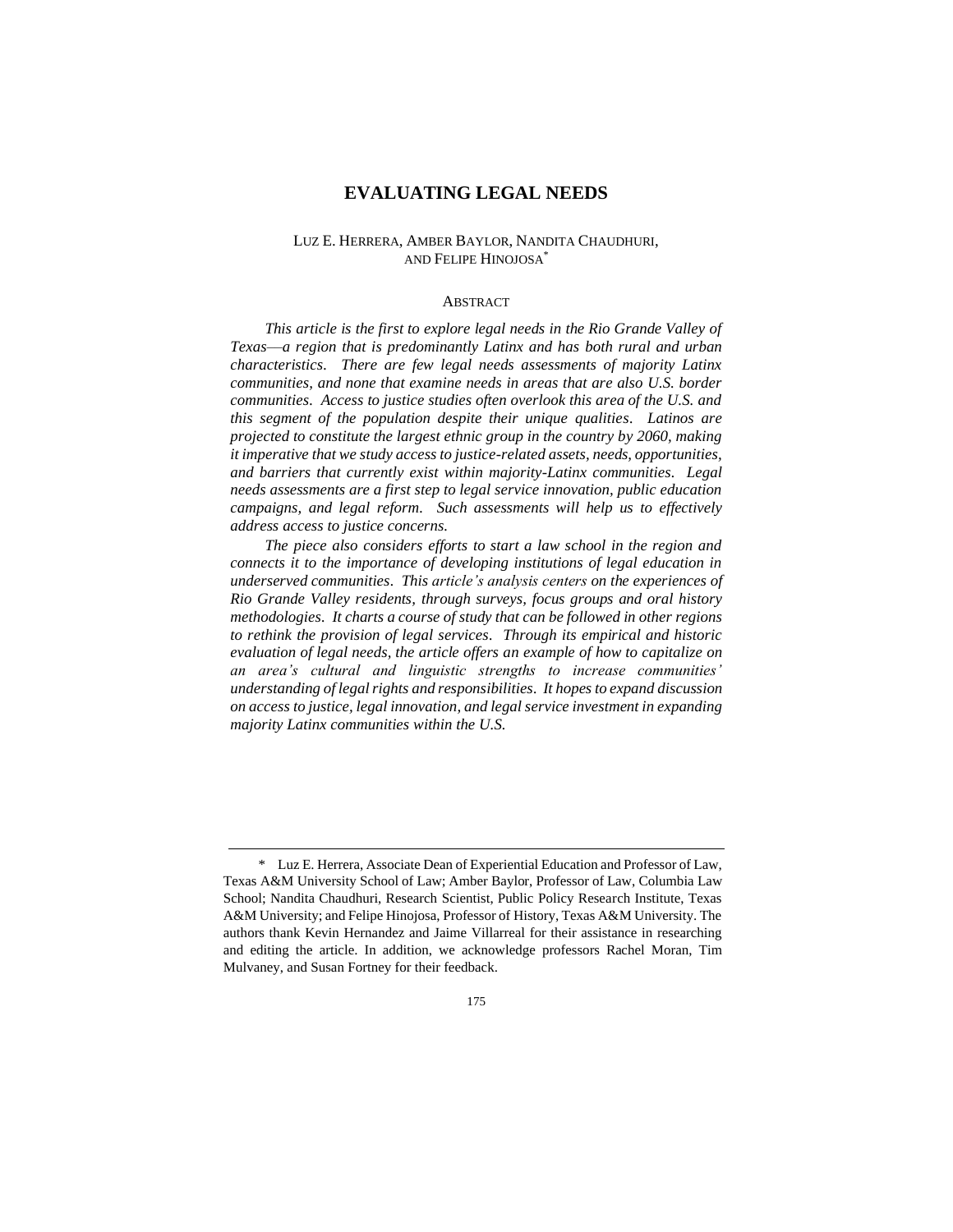# EVALUATING LEGAL NEEDS

LUZ E. HERRERA, AMBER BAYLOR, NANDITA CHAUDHURI, AND FELIPE HINOJOSA[*]

## ABSTRACT

*This article is the first to explore legal needs in the Rio Grande Valley of Texas—a region that is predominantly Latinx and has both rural and urban characteristics. There are few legal needs assessments of majority Latinx communities, and none that examine needs in areas that are also U.S. border communities. Access to justice studies often overlook this area of the U.S. and this segment of the population despite their unique qualities. Latinos are projected to constitute the largest ethnic group in the country by 2060, making it imperative that we study access to justice-related assets, needs, opportunities, and barriers that currently exist within majority-Latinx communities. Legal needs assessments are a first step to legal service innovation, public education campaigns, and legal reform. Such assessments will help us to effectively address access to justice concerns.*

*The piece also considers efforts to start a law school in the region and connects it to the importance of developing institutions of legal education in underserved communities. This article's analysis centers on the experiences of Rio Grande Valley residents, through surveys, focus groups and oral history methodologies. It charts a course of study that can be followed in other regions to rethink the provision of legal services. Through its empirical and historic evaluation of legal needs, the article offers an example of how to capitalize on an area's cultural and linguistic strengths to increase communities' understanding of legal rights and responsibilities. It hopes to expand discussion on access to justice, legal innovation, and legal service investment in expanding majority Latinx communities within the U.S.*

---

[*] Luz E. Herrera, Associate Dean of Experiential Education and Professor of Law, Texas A&M University School of Law; Amber Baylor, Professor of Law, Columbia Law School; Nandita Chaudhuri, Research Scientist, Public Policy Research Institute, Texas A&M University; and Felipe Hinojosa, Professor of History, Texas A&M University. The authors thank Kevin Hernandez and Jaime Villarreal for their assistance in researching and editing the article. In addition, we acknowledge professors Rachel Moran, Tim Mulvaney, and Susan Fortney for their feedback.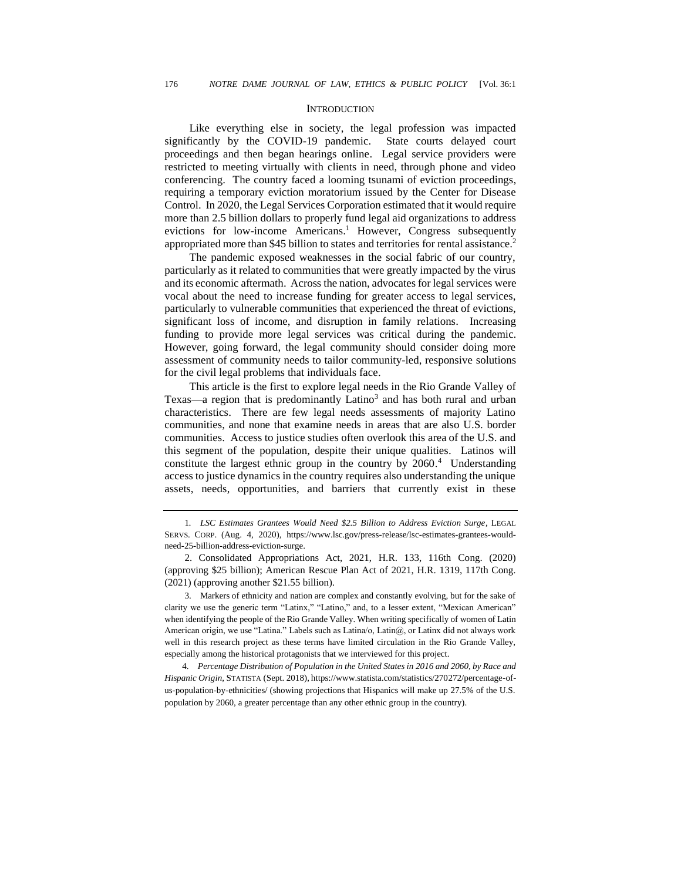## INTRODUCTION

Like everything else in society, the legal profession was impacted significantly by the COVID-19 pandemic. State courts delayed court proceedings and then began hearings online. Legal service providers were restricted to meeting virtually with clients in need, through phone and video conferencing. The country faced a looming tsunami of eviction proceedings, requiring a temporary eviction moratorium issued by the Center for Disease Control. In 2020, the Legal Services Corporation estimated that it would require more than 2.5 billion dollars to properly fund legal aid organizations to address evictions for low-income Americans.[1] However, Congress subsequently appropriated more than $45 billion to states and territories for rental assistance.[2]

The pandemic exposed weaknesses in the social fabric of our country, particularly as it related to communities that were greatly impacted by the virus and its economic aftermath. Across the nation, advocates for legal services were vocal about the need to increase funding for greater access to legal services, particularly to vulnerable communities that experienced the threat of evictions, significant loss of income, and disruption in family relations. Increasing funding to provide more legal services was critical during the pandemic. However, going forward, the legal community should consider doing more assessment of community needs to tailor community-led, responsive solutions for the civil legal problems that individuals face.

This article is the first to explore legal needs in the Rio Grande Valley of Texas—a region that is predominantly Latino[3] and has both rural and urban characteristics. There are few legal needs assessments of majority Latino communities, and none that examine needs in areas that are also U.S. border communities. Access to justice studies often overlook this area of the U.S. and this segment of the population, despite their unique qualities. Latinos will constitute the largest ethnic group in the country by 2060.[4] Understanding access to justice dynamics in the country requires also understanding the unique assets, needs, opportunities, and barriers that currently exist in these

---

1. *LSC Estimates Grantees Would Need $2.5 Billion to Address Eviction Surge*, LEGAL SERVS. CORP. (Aug. 4, 2020), https://www.lsc.gov/press-release/lsc-estimates-grantees-would-need-25-billion-address-eviction-surge.

2. Consolidated Appropriations Act, 2021, H.R. 133, 116th Cong. (2020) (approving $25 billion); American Rescue Plan Act of 2021, H.R. 1319, 117th Cong. (2021) (approving another $21.55 billion).

3. Markers of ethnicity and nation are complex and constantly evolving, but for the sake of clarity we use the generic term "Latinx," "Latino," and, to a lesser extent, "Mexican American" when identifying the people of the Rio Grande Valley. When writing specifically of women of Latin American origin, we use "Latina." Labels such as Latina/o, Latin@, or Latinx did not always work well in this research project as these terms have limited circulation in the Rio Grande Valley, especially among the historical protagonists that we interviewed for this project.

4. *Percentage Distribution of Population in the United States in 2016 and 2060, by Race and Hispanic Origin*, STATISTA (Sept. 2018), https://www.statista.com/statistics/270272/percentage-of-us-population-by-ethnicities/ (showing projections that Hispanics will make up 27.5% of the U.S. population by 2060, a greater percentage than any other ethnic group in the country).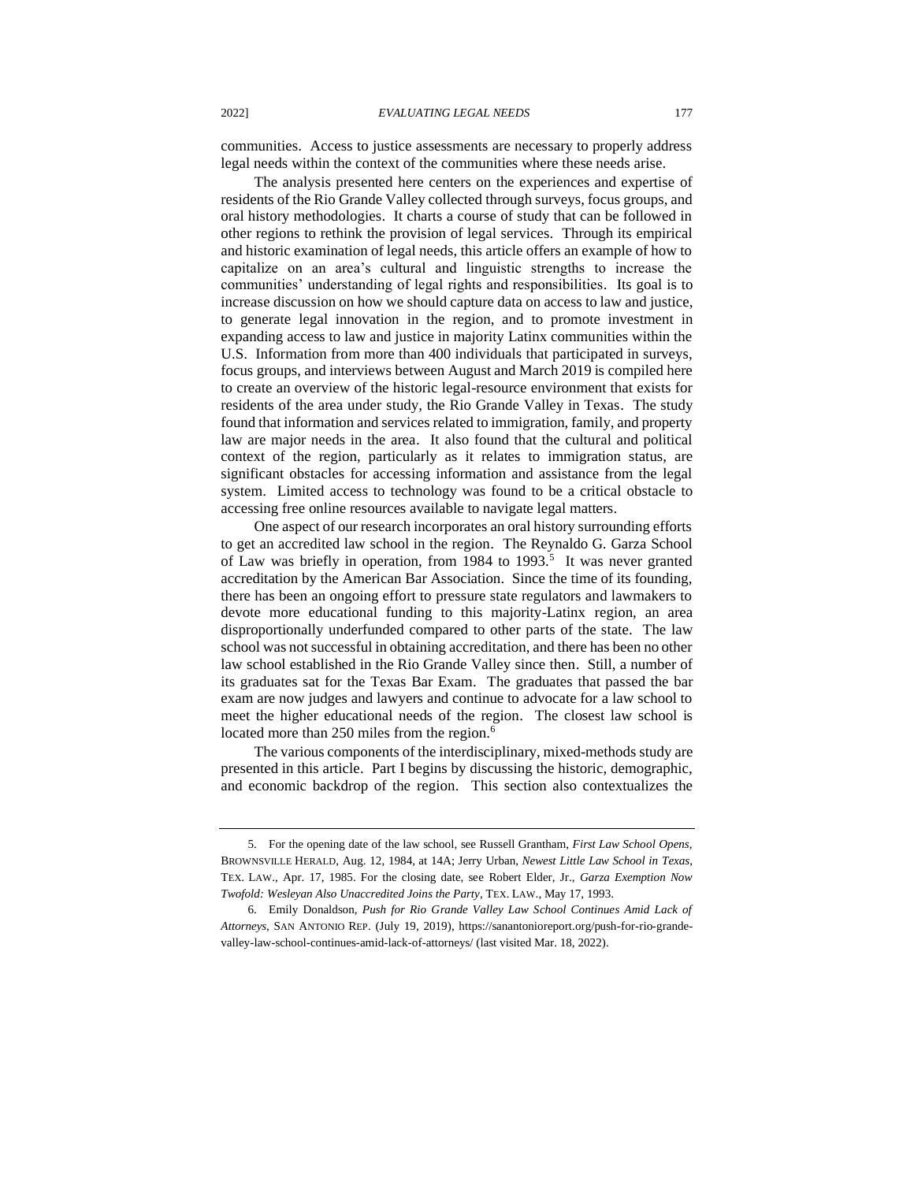communities. Access to justice assessments are necessary to properly address legal needs within the context of the communities where these needs arise.

The analysis presented here centers on the experiences and expertise of residents of the Rio Grande Valley collected through surveys, focus groups, and oral history methodologies. It charts a course of study that can be followed in other regions to rethink the provision of legal services. Through its empirical and historic examination of legal needs, this article offers an example of how to capitalize on an area's cultural and linguistic strengths to increase the communities' understanding of legal rights and responsibilities. Its goal is to increase discussion on how we should capture data on access to law and justice, to generate legal innovation in the region, and to promote investment in expanding access to law and justice in majority Latinx communities within the U.S. Information from more than 400 individuals that participated in surveys, focus groups, and interviews between August and March 2019 is compiled here to create an overview of the historic legal-resource environment that exists for residents of the area under study, the Rio Grande Valley in Texas. The study found that information and services related to immigration, family, and property law are major needs in the area. It also found that the cultural and political context of the region, particularly as it relates to immigration status, are significant obstacles for accessing information and assistance from the legal system. Limited access to technology was found to be a critical obstacle to accessing free online resources available to navigate legal matters.

One aspect of our research incorporates an oral history surrounding efforts to get an accredited law school in the region. The Reynaldo G. Garza School of Law was briefly in operation, from 1984 to 1993.[5] It was never granted accreditation by the American Bar Association. Since the time of its founding, there has been an ongoing effort to pressure state regulators and lawmakers to devote more educational funding to this majority-Latinx region, an area disproportionally underfunded compared to other parts of the state. The law school was not successful in obtaining accreditation, and there has been no other law school established in the Rio Grande Valley since then. Still, a number of its graduates sat for the Texas Bar Exam. The graduates that passed the bar exam are now judges and lawyers and continue to advocate for a law school to meet the higher educational needs of the region. The closest law school is located more than 250 miles from the region.[6]

The various components of the interdisciplinary, mixed-methods study are presented in this article. Part I begins by discussing the historic, demographic, and economic backdrop of the region. This section also contextualizes the

---

5. For the opening date of the law school, see Russell Grantham, *First Law School Opens*, BROWNSVILLE HERALD, Aug. 12, 1984, at 14A; Jerry Urban, *Newest Little Law School in Texas*, TEX. LAW., Apr. 17, 1985. For the closing date, see Robert Elder, Jr., *Garza Exemption Now Twofold: Wesleyan Also Unaccredited Joins the Party*, TEX. LAW., May 17, 1993.

6. Emily Donaldson, *Push for Rio Grande Valley Law School Continues Amid Lack of Attorneys*, SAN ANTONIO REP. (July 19, 2019), https://sanantonioreport.org/push-for-rio-grande-valley-law-school-continues-amid-lack-of-attorneys/ (last visited Mar. 18, 2022).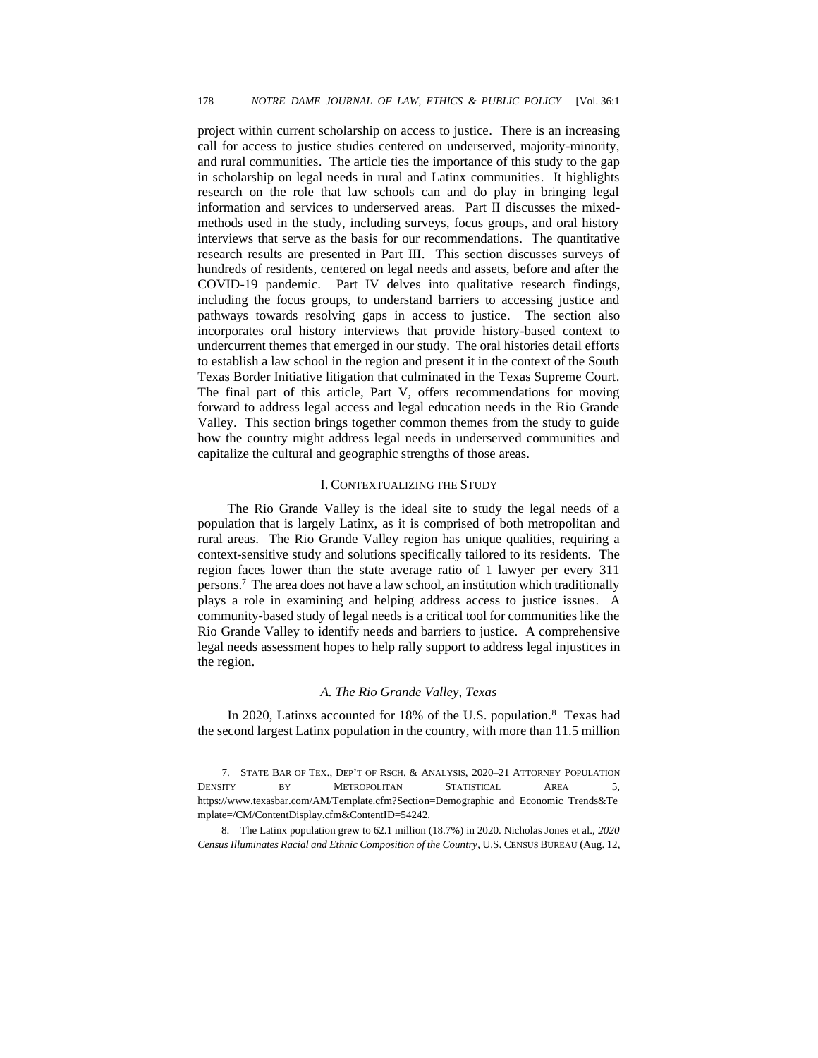project within current scholarship on access to justice. There is an increasing call for access to justice studies centered on underserved, majority-minority, and rural communities. The article ties the importance of this study to the gap in scholarship on legal needs in rural and Latinx communities. It highlights research on the role that law schools can and do play in bringing legal information and services to underserved areas. Part II discusses the mixed-methods used in the study, including surveys, focus groups, and oral history interviews that serve as the basis for our recommendations. The quantitative research results are presented in Part III. This section discusses surveys of hundreds of residents, centered on legal needs and assets, before and after the COVID-19 pandemic. Part IV delves into qualitative research findings, including the focus groups, to understand barriers to accessing justice and pathways towards resolving gaps in access to justice. The section also incorporates oral history interviews that provide history-based context to undercurrent themes that emerged in our study. The oral histories detail efforts to establish a law school in the region and present it in the context of the South Texas Border Initiative litigation that culminated in the Texas Supreme Court. The final part of this article, Part V, offers recommendations for moving forward to address legal access and legal education needs in the Rio Grande Valley. This section brings together common themes from the study to guide how the country might address legal needs in underserved communities and capitalize the cultural and geographic strengths of those areas.

## I. CONTEXTUALIZING THE STUDY

The Rio Grande Valley is the ideal site to study the legal needs of a population that is largely Latinx, as it is comprised of both metropolitan and rural areas. The Rio Grande Valley region has unique qualities, requiring a context-sensitive study and solutions specifically tailored to its residents. The region faces lower than the state average ratio of 1 lawyer per every 311 persons.[7] The area does not have a law school, an institution which traditionally plays a role in examining and helping address access to justice issues. A community-based study of legal needs is a critical tool for communities like the Rio Grande Valley to identify needs and barriers to justice. A comprehensive legal needs assessment hopes to help rally support to address legal injustices in the region.

### *A. The Rio Grande Valley, Texas*

In 2020, Latinxs accounted for 18% of the U.S. population.[8] Texas had the second largest Latinx population in the country, with more than 11.5 million

---

7. STATE BAR OF TEX., DEP'T OF RSCH. & ANALYSIS, 2020–21 ATTORNEY POPULATION DENSITY BY METROPOLITAN STATISTICAL AREA 5, https://www.texasbar.com/AM/Template.cfm?Section=Demographic_and_Economic_Trends&Template=/CM/ContentDisplay.cfm&ContentID=54242.

8. The Latinx population grew to 62.1 million (18.7%) in 2020. Nicholas Jones et al., *2020 Census Illuminates Racial and Ethnic Composition of the Country*, U.S. CENSUS BUREAU (Aug. 12,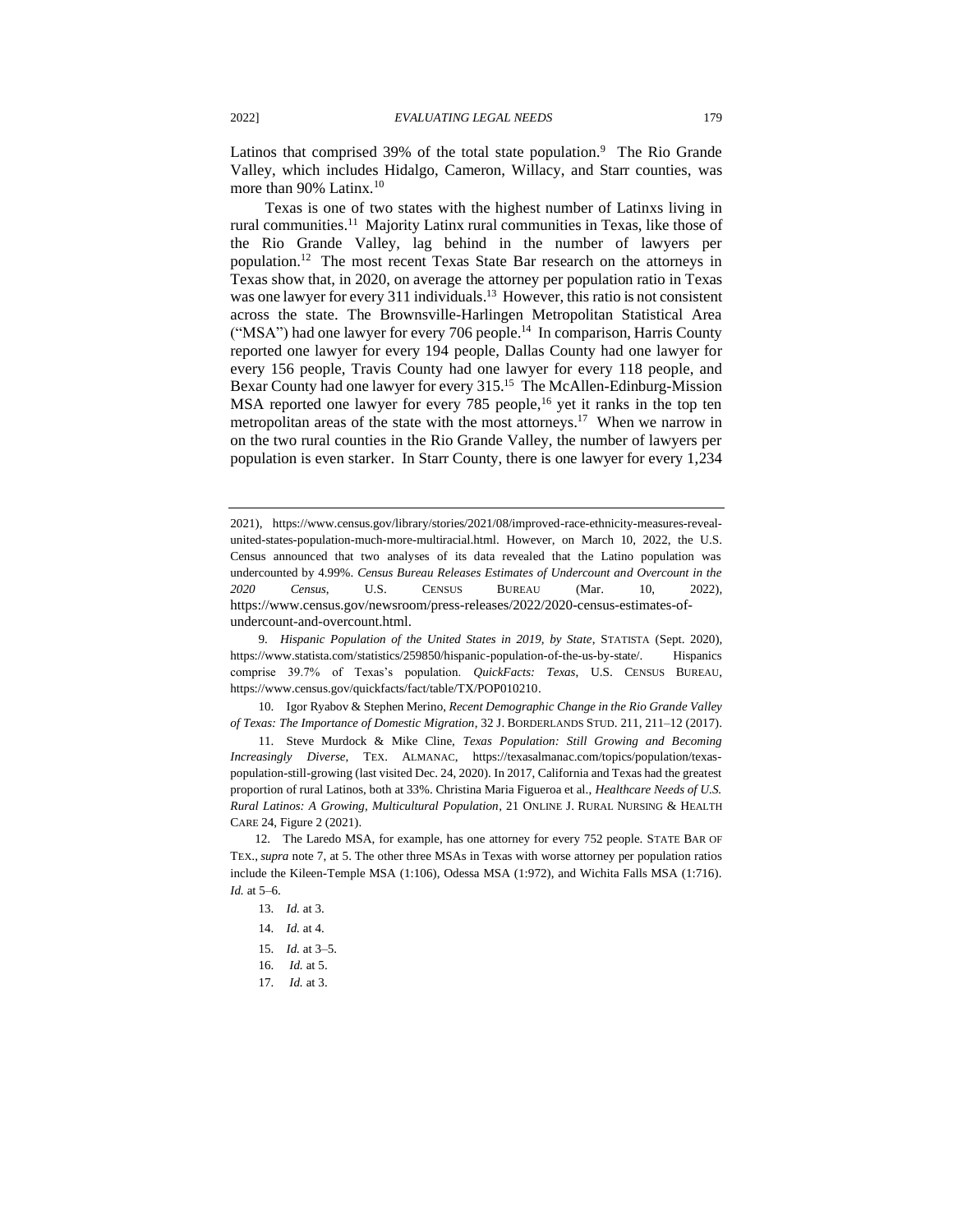Latinos that comprised 39% of the total state population.[9] The Rio Grande Valley, which includes Hidalgo, Cameron, Willacy, and Starr counties, was more than 90% Latinx.[10]

Texas is one of two states with the highest number of Latinxs living in rural communities.[11] Majority Latinx rural communities in Texas, like those of the Rio Grande Valley, lag behind in the number of lawyers per population.[12] The most recent Texas State Bar research on the attorneys in Texas show that, in 2020, on average the attorney per population ratio in Texas was one lawyer for every 311 individuals.[13] However, this ratio is not consistent across the state. The Brownsville-Harlingen Metropolitan Statistical Area ("MSA") had one lawyer for every 706 people.[14] In comparison, Harris County reported one lawyer for every 194 people, Dallas County had one lawyer for every 156 people, Travis County had one lawyer for every 118 people, and Bexar County had one lawyer for every 315.[15] The McAllen-Edinburg-Mission MSA reported one lawyer for every 785 people,[16] yet it ranks in the top ten metropolitan areas of the state with the most attorneys.[17] When we narrow in on the two rural counties in the Rio Grande Valley, the number of lawyers per population is even starker. In Starr County, there is one lawyer for every 1,234

---

2021), https://www.census.gov/library/stories/2021/08/improved-race-ethnicity-measures-reveal-united-states-population-much-more-multiracial.html. However, on March 10, 2022, the U.S. Census announced that two analyses of its data revealed that the Latino population was undercounted by 4.99%. *Census Bureau Releases Estimates of Undercount and Overcount in the 2020 Census*, U.S. CENSUS BUREAU (Mar. 10, 2022), https://www.census.gov/newsroom/press-releases/2022/2020-census-estimates-of-undercount-and-overcount.html.

9. *Hispanic Population of the United States in 2019, by State*, STATISTA (Sept. 2020), https://www.statista.com/statistics/259850/hispanic-population-of-the-us-by-state/. Hispanics comprise 39.7% of Texas's population. *QuickFacts: Texas*, U.S. CENSUS BUREAU, https://www.census.gov/quickfacts/fact/table/TX/POP010210.

10. Igor Ryabov & Stephen Merino, *Recent Demographic Change in the Rio Grande Valley of Texas: The Importance of Domestic Migration*, 32 J. BORDERLANDS STUD. 211, 211–12 (2017).

11. Steve Murdock & Mike Cline, *Texas Population: Still Growing and Becoming Increasingly Diverse*, TEX. ALMANAC, https://texasalmanac.com/topics/population/texas-population-still-growing (last visited Dec. 24, 2020). In 2017, California and Texas had the greatest proportion of rural Latinos, both at 33%. Christina Maria Figueroa et al., *Healthcare Needs of U.S. Rural Latinos: A Growing, Multicultural Population*, 21 ONLINE J. RURAL NURSING & HEALTH CARE 24, Figure 2 (2021).

12. The Laredo MSA, for example, has one attorney for every 752 people. STATE BAR OF TEX., *supra* note 7, at 5. The other three MSAs in Texas with worse attorney per population ratios include the Kileen-Temple MSA (1:106), Odessa MSA (1:972), and Wichita Falls MSA (1:716). *Id.* at 5–6.

13. *Id.* at 3.

14. *Id.* at 4.

15. *Id.* at 3–5.

16. *Id.* at 5.

17. *Id.* at 3.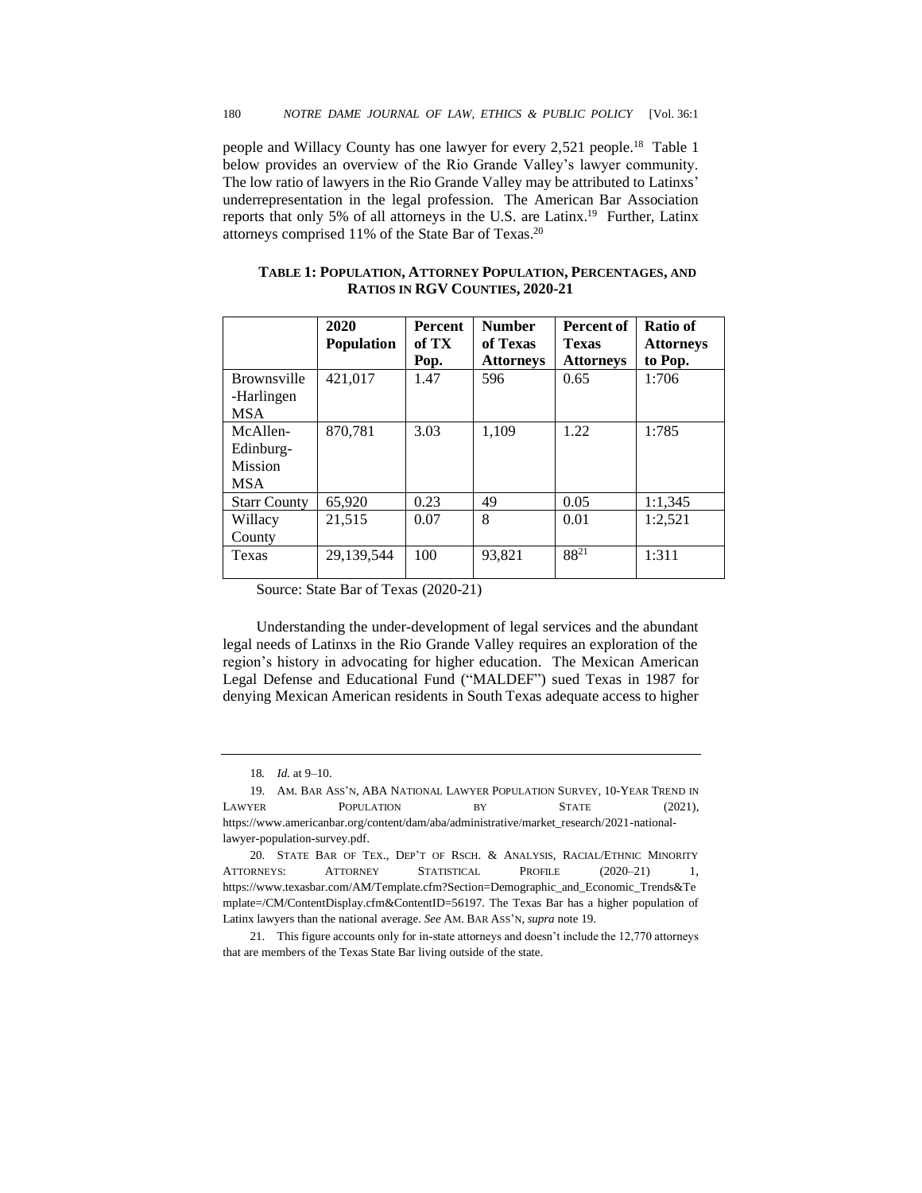people and Willacy County has one lawyer for every 2,521 people.[18] Table 1 below provides an overview of the Rio Grande Valley's lawyer community. The low ratio of lawyers in the Rio Grande Valley may be attributed to Latinxs' underrepresentation in the legal profession. The American Bar Association reports that only 5% of all attorneys in the U.S. are Latinx.[19] Further, Latinx attorneys comprised 11% of the State Bar of Texas.[20]

**TABLE 1: POPULATION, ATTORNEY POPULATION, PERCENTAGES, AND RATIOS IN RGV COUNTIES, 2020-21**

| | 2020 Population | Percent of TX Pop. | Number of Texas Attorneys | Percent of Texas Attorneys | Ratio of Attorneys to Pop. |
|---|---|---|---|---|---|
| Brownsville-Harlingen MSA | 421,017 | 1.47 | 596 | 0.65 | 1:706 |
| McAllen-Edinburg-Mission MSA | 870,781 | 3.03 | 1,109 | 1.22 | 1:785 |
| Starr County | 65,920 | 0.23 | 49 | 0.05 | 1:1,345 |
| Willacy County | 21,515 | 0.07 | 8 | 0.01 | 1:2,521 |
| Texas | 29,139,544 | 100 | 93,821 | 88[21] | 1:311 |

Source: State Bar of Texas (2020-21)

Understanding the under-development of legal services and the abundant legal needs of Latinxs in the Rio Grande Valley requires an exploration of the region's history in advocating for higher education. The Mexican American Legal Defense and Educational Fund ("MALDEF") sued Texas in 1987 for denying Mexican American residents in South Texas adequate access to higher

---

18. *Id.* at 9–10.

19. AM. BAR ASS'N, ABA NATIONAL LAWYER POPULATION SURVEY, 10-YEAR TREND IN LAWYER POPULATION BY STATE (2021), https://www.americanbar.org/content/dam/aba/administrative/market_research/2021-national-lawyer-population-survey.pdf.

20. STATE BAR OF TEX., DEP'T OF RSCH. & ANALYSIS, RACIAL/ETHNIC MINORITY ATTORNEYS: ATTORNEY STATISTICAL PROFILE (2020–21) 1, https://www.texasbar.com/AM/Template.cfm?Section=Demographic_and_Economic_Trends&Template=/CM/ContentDisplay.cfm&ContentID=56197. The Texas Bar has a higher population of Latinx lawyers than the national average. *See* AM. BAR ASS'N, *supra* note 19.

21. This figure accounts only for in-state attorneys and doesn't include the 12,770 attorneys that are members of the Texas State Bar living outside of the state.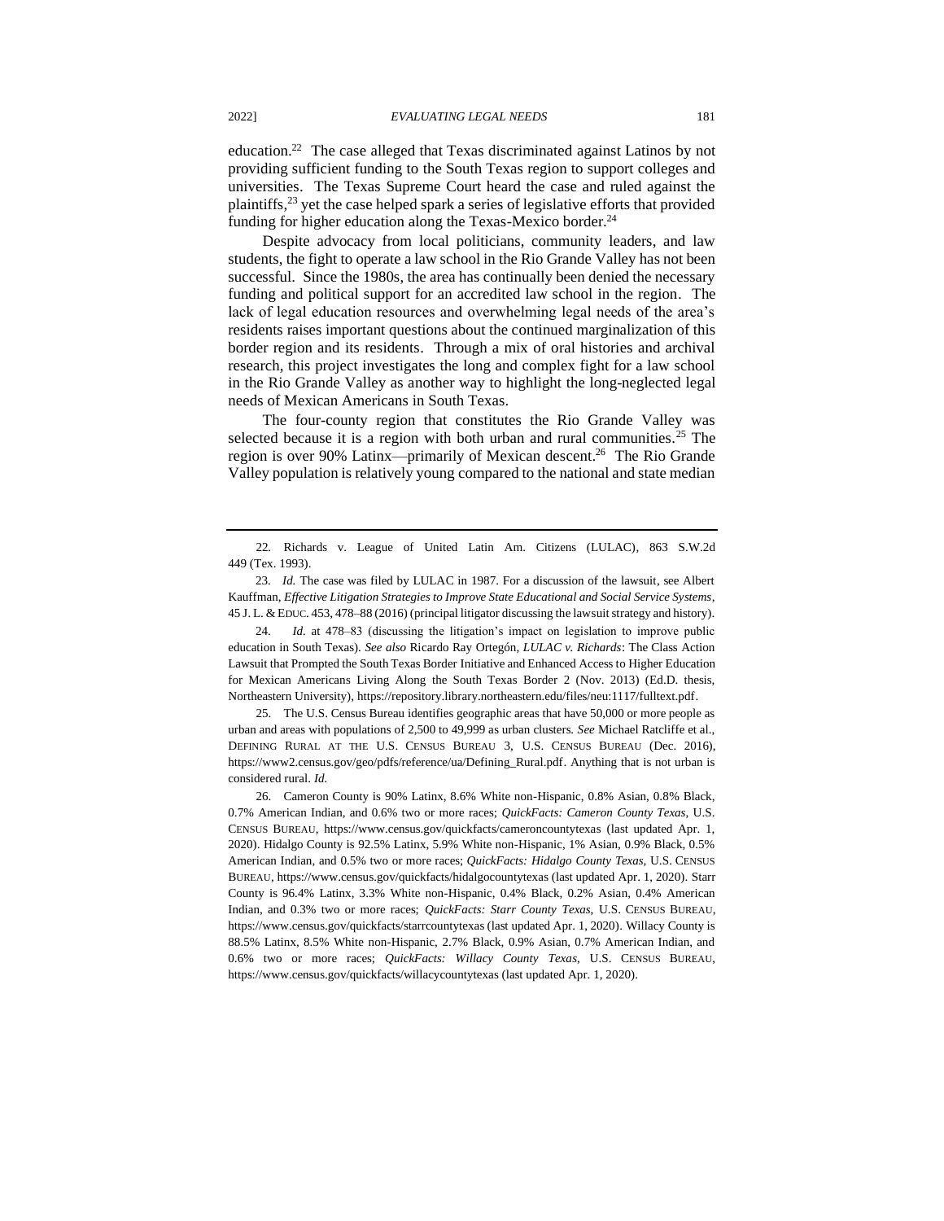education.[22] The case alleged that Texas discriminated against Latinos by not providing sufficient funding to the South Texas region to support colleges and universities. The Texas Supreme Court heard the case and ruled against the plaintiffs,[23] yet the case helped spark a series of legislative efforts that provided funding for higher education along the Texas-Mexico border.[24]

Despite advocacy from local politicians, community leaders, and law students, the fight to operate a law school in the Rio Grande Valley has not been successful. Since the 1980s, the area has continually been denied the necessary funding and political support for an accredited law school in the region. The lack of legal education resources and overwhelming legal needs of the area's residents raises important questions about the continued marginalization of this border region and its residents. Through a mix of oral histories and archival research, this project investigates the long and complex fight for a law school in the Rio Grande Valley as another way to highlight the long-neglected legal needs of Mexican Americans in South Texas.

The four-county region that constitutes the Rio Grande Valley was selected because it is a region with both urban and rural communities.[25] The region is over 90% Latinx—primarily of Mexican descent.[26] The Rio Grande Valley population is relatively young compared to the national and state median

---

22. Richards v. League of United Latin Am. Citizens (LULAC), 863 S.W.2d 449 (Tex. 1993).

23. *Id.* The case was filed by LULAC in 1987. For a discussion of the lawsuit, see Albert Kauffman, *Effective Litigation Strategies to Improve State Educational and Social Service Systems*, 45 J. L. & EDUC. 453, 478–88 (2016) (principal litigator discussing the lawsuit strategy and history).

24. *Id.* at 478–83 (discussing the litigation's impact on legislation to improve public education in South Texas). *See also* Ricardo Ray Ortegón, *LULAC v. Richards*: The Class Action Lawsuit that Prompted the South Texas Border Initiative and Enhanced Access to Higher Education for Mexican Americans Living Along the South Texas Border 2 (Nov. 2013) (Ed.D. thesis, Northeastern University), https://repository.library.northeastern.edu/files/neu:1117/fulltext.pdf.

25. The U.S. Census Bureau identifies geographic areas that have 50,000 or more people as urban and areas with populations of 2,500 to 49,999 as urban clusters. *See* Michael Ratcliffe et al., DEFINING RURAL AT THE U.S. CENSUS BUREAU 3, U.S. CENSUS BUREAU (Dec. 2016), https://www2.census.gov/geo/pdfs/reference/ua/Defining_Rural.pdf. Anything that is not urban is considered rural. *Id.*

26. Cameron County is 90% Latinx, 8.6% White non-Hispanic, 0.8% Asian, 0.8% Black, 0.7% American Indian, and 0.6% two or more races; *QuickFacts: Cameron County Texas*, U.S. CENSUS BUREAU, https://www.census.gov/quickfacts/cameroncountytexas (last updated Apr. 1, 2020). Hidalgo County is 92.5% Latinx, 5.9% White non-Hispanic, 1% Asian, 0.9% Black, 0.5% American Indian, and 0.5% two or more races; *QuickFacts: Hidalgo County Texas*, U.S. CENSUS BUREAU, https://www.census.gov/quickfacts/hidalgocountytexas (last updated Apr. 1, 2020). Starr County is 96.4% Latinx, 3.3% White non-Hispanic, 0.4% Black, 0.2% Asian, 0.4% American Indian, and 0.3% two or more races; *QuickFacts: Starr County Texas*, U.S. CENSUS BUREAU, https://www.census.gov/quickfacts/starrcountytexas (last updated Apr. 1, 2020). Willacy County is 88.5% Latinx, 8.5% White non-Hispanic, 2.7% Black, 0.9% Asian, 0.7% American Indian, and 0.6% two or more races; *QuickFacts: Willacy County Texas*, U.S. CENSUS BUREAU, https://www.census.gov/quickfacts/willacycountytexas (last updated Apr. 1, 2020).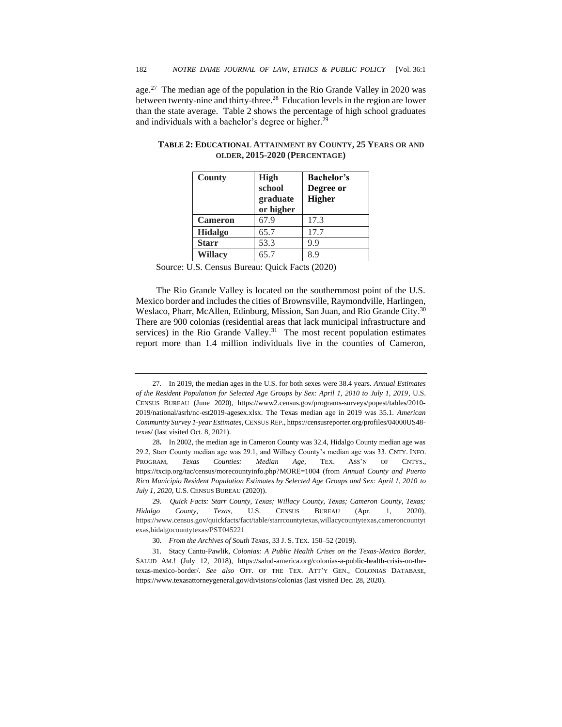age.[27] The median age of the population in the Rio Grande Valley in 2020 was between twenty-nine and thirty-three.[28] Education levels in the region are lower than the state average. Table 2 shows the percentage of high school graduates and individuals with a bachelor's degree or higher.[29]

**TABLE 2: EDUCATIONAL ATTAINMENT BY COUNTY, 25 YEARS OR AND OLDER, 2015-2020 (PERCENTAGE)**

| County | High school graduate or higher | Bachelor's Degree or Higher |
|---|---|---|
| **Cameron** | 67.9 | 17.3 |
| **Hidalgo** | 65.7 | 17.7 |
| **Starr** | 53.3 | 9.9 |
| **Willacy** | 65.7 | 8.9 |

Source: U.S. Census Bureau: Quick Facts (2020)

The Rio Grande Valley is located on the southernmost point of the U.S. Mexico border and includes the cities of Brownsville, Raymondville, Harlingen, Weslaco, Pharr, McAllen, Edinburg, Mission, San Juan, and Rio Grande City.[30] There are 900 colonias (residential areas that lack municipal infrastructure and services) in the Rio Grande Valley.[31] The most recent population estimates report more than 1.4 million individuals live in the counties of Cameron,

---

27. In 2019, the median ages in the U.S. for both sexes were 38.4 years. *Annual Estimates of the Resident Population for Selected Age Groups by Sex: April 1, 2010 to July 1, 2019*, U.S. CENSUS BUREAU (June 2020), https://www2.census.gov/programs-surveys/popest/tables/2010-2019/national/asrh/nc-est2019-agesex.xlsx. The Texas median age in 2019 was 35.1. *American Community Survey 1-year Estimates*, CENSUS REP., https://censusreporter.org/profiles/04000US48-texas/ (last visited Oct. 8, 2021).

28. In 2002, the median age in Cameron County was 32.4, Hidalgo County median age was 29.2, Starr County median age was 29.1, and Willacy County's median age was 33. CNTY. INFO. PROGRAM, *Texas Counties: Median Age*, TEX. ASS'N OF CNTYS., https://txcip.org/tac/census/morecountyinfo.php?MORE=1004 (from *Annual County and Puerto Rico Municipio Resident Population Estimates by Selected Age Groups and Sex: April 1, 2010 to July 1, 2020*, U.S. CENSUS BUREAU (2020)).

29. *Quick Facts: Starr County, Texas; Willacy County, Texas; Cameron County, Texas; Hidalgo County, Texas*, U.S. CENSUS BUREAU (Apr. 1, 2020), https://www.census.gov/quickfacts/fact/table/starrcountytexas,willacycountytexas,cameroncountytexas,hidalgocountytexas/PST045221

30. *From the Archives of South Texas*, 33 J. S. TEX. 150–52 (2019).

31. Stacy Cantu-Pawlik, *Colonias: A Public Health Crises on the Texas-Mexico Border*, SALUD AM.! (July 12, 2018), https://salud-america.org/colonias-a-public-health-crisis-on-the-texas-mexico-border/. *See also* OFF. OF THE TEX. ATT'Y GEN., COLONIAS DATABASE, https://www.texasattorneygeneral.gov/divisions/colonias (last visited Dec. 28, 2020).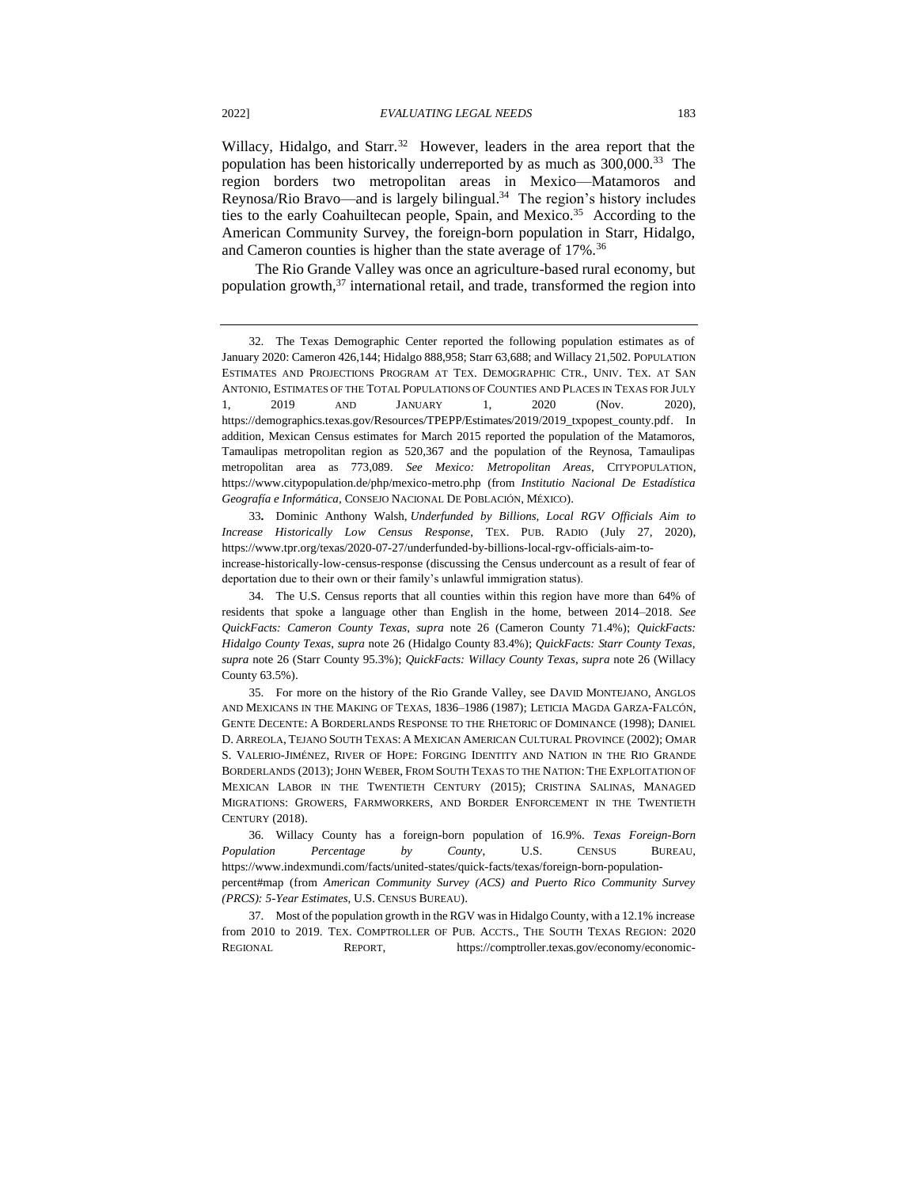Willacy, Hidalgo, and Starr.[32] However, leaders in the area report that the population has been historically underreported by as much as 300,000.[33] The region borders two metropolitan areas in Mexico—Matamoros and Reynosa/Rio Bravo—and is largely bilingual.[34] The region's history includes ties to the early Coahuiltecan people, Spain, and Mexico.[35] According to the American Community Survey, the foreign-born population in Starr, Hidalgo, and Cameron counties is higher than the state average of 17%.[36]

The Rio Grande Valley was once an agriculture-based rural economy, but population growth,[37] international retail, and trade, transformed the region into

---

32. The Texas Demographic Center reported the following population estimates as of January 2020: Cameron 426,144; Hidalgo 888,958; Starr 63,688; and Willacy 21,502. POPULATION ESTIMATES AND PROJECTIONS PROGRAM AT TEX. DEMOGRAPHIC CTR., UNIV. TEX. AT SAN ANTONIO, ESTIMATES OF THE TOTAL POPULATIONS OF COUNTIES AND PLACES IN TEXAS FOR JULY 1, 2019 AND JANUARY 1, 2020 (Nov. 2020), https://demographics.texas.gov/Resources/TPEPP/Estimates/2019/2019_txpopest_county.pdf. In addition, Mexican Census estimates for March 2015 reported the population of the Matamoros, Tamaulipas metropolitan region as 520,367 and the population of the Reynosa, Tamaulipas metropolitan area as 773,089. *See Mexico: Metropolitan Areas*, CITYPOPULATION, https://www.citypopulation.de/php/mexico-metro.php (from *Institutio Nacional De Estadística Geografía e Informática*, CONSEJO NACIONAL DE POBLACIÓN, MÉXICO).

33. Dominic Anthony Walsh, *Underfunded by Billions, Local RGV Officials Aim to Increase Historically Low Census Response*, TEX. PUB. RADIO (July 27, 2020), https://www.tpr.org/texas/2020-07-27/underfunded-by-billions-local-rgv-officials-aim-to-increase-historically-low-census-response (discussing the Census undercount as a result of fear of deportation due to their own or their family's unlawful immigration status).

34. The U.S. Census reports that all counties within this region have more than 64% of residents that spoke a language other than English in the home, between 2014–2018. *See QuickFacts: Cameron County Texas*, *supra* note 26 (Cameron County 71.4%); *QuickFacts: Hidalgo County Texas*, *supra* note 26 (Hidalgo County 83.4%); *QuickFacts: Starr County Texas*, *supra* note 26 (Starr County 95.3%); *QuickFacts: Willacy County Texas*, *supra* note 26 (Willacy County 63.5%).

35. For more on the history of the Rio Grande Valley, see DAVID MONTEJANO, ANGLOS AND MEXICANS IN THE MAKING OF TEXAS, 1836–1986 (1987); LETICIA MAGDA GARZA-FALCÓN, GENTE DECENTE: A BORDERLANDS RESPONSE TO THE RHETORIC OF DOMINANCE (1998); DANIEL D. ARREOLA, TEJANO SOUTH TEXAS: A MEXICAN AMERICAN CULTURAL PROVINCE (2002); OMAR S. VALERIO-JIMÉNEZ, RIVER OF HOPE: FORGING IDENTITY AND NATION IN THE RIO GRANDE BORDERLANDS (2013); JOHN WEBER, FROM SOUTH TEXAS TO THE NATION: THE EXPLOITATION OF MEXICAN LABOR IN THE TWENTIETH CENTURY (2015); CRISTINA SALINAS, MANAGED MIGRATIONS: GROWERS, FARMWORKERS, AND BORDER ENFORCEMENT IN THE TWENTIETH CENTURY (2018).

36. Willacy County has a foreign-born population of 16.9%. *Texas Foreign-Born Population Percentage by County*, U.S. CENSUS BUREAU, https://www.indexmundi.com/facts/united-states/quick-facts/texas/foreign-born-population-percent#map (from *American Community Survey (ACS) and Puerto Rico Community Survey (PRCS): 5-Year Estimates*, U.S. CENSUS BUREAU).

37. Most of the population growth in the RGV was in Hidalgo County, with a 12.1% increase from 2010 to 2019. TEX. COMPTROLLER OF PUB. ACCTS., THE SOUTH TEXAS REGION: 2020 REGIONAL REPORT, https://comptroller.texas.gov/economy/economic-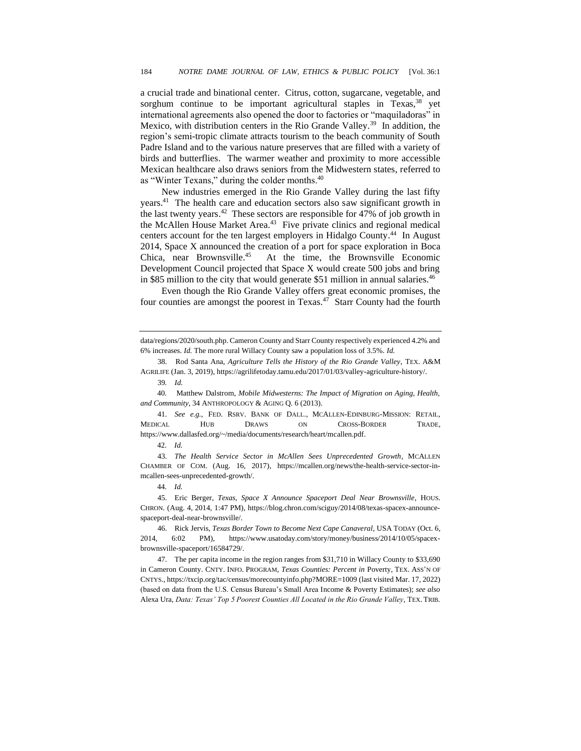a crucial trade and binational center. Citrus, cotton, sugarcane, vegetable, and sorghum continue to be important agricultural staples in Texas,[38] yet international agreements also opened the door to factories or "maquiladoras" in Mexico, with distribution centers in the Rio Grande Valley.[39] In addition, the region's semi-tropic climate attracts tourism to the beach community of South Padre Island and to the various nature preserves that are filled with a variety of birds and butterflies. The warmer weather and proximity to more accessible Mexican healthcare also draws seniors from the Midwestern states, referred to as "Winter Texans," during the colder months.[40]

New industries emerged in the Rio Grande Valley during the last fifty years.[41] The health care and education sectors also saw significant growth in the last twenty years.[42] These sectors are responsible for 47% of job growth in the McAllen House Market Area.[43] Five private clinics and regional medical centers account for the ten largest employers in Hidalgo County.[44] In August 2014, Space X announced the creation of a port for space exploration in Boca Chica, near Brownsville.[45] At the time, the Brownsville Economic Development Council projected that Space X would create 500 jobs and bring in $85 million to the city that would generate $51 million in annual salaries.[46]

Even though the Rio Grande Valley offers great economic promises, the four counties are amongst the poorest in Texas.[47] Starr County had the fourth

---

data/regions/2020/south.php. Cameron County and Starr County respectively experienced 4.2% and 6% increases. *Id.* The more rural Willacy County saw a population loss of 3.5%. *Id.*

38. Rod Santa Ana, *Agriculture Tells the History of the Rio Grande Valley*, TEX. A&M AGRILIFE (Jan. 3, 2019), https://agrilifetoday.tamu.edu/2017/01/03/valley-agriculture-history/.

39. *Id.*

40. Matthew Dalstrom, *Mobile Midwesterns: The Impact of Migration on Aging, Health, and Community*, 34 ANTHROPOLOGY & AGING Q. 6 (2013).

41. *See e.g.*, FED. RSRV. BANK OF DALL., MCALLEN-EDINBURG-MISSION: RETAIL, MEDICAL HUB DRAWS ON CROSS-BORDER TRADE, https://www.dallasfed.org/~/media/documents/research/heart/mcallen.pdf.

42. *Id.*

43. *The Health Service Sector in McAllen Sees Unprecedented Growth*, MCALLEN CHAMBER OF COM. (Aug. 16, 2017), https://mcallen.org/news/the-health-service-sector-in-mcallen-sees-unprecedented-growth/.

44. *Id.*

45. Eric Berger, *Texas, Space X Announce Spaceport Deal Near Brownsville*, HOUS. CHRON. (Aug. 4, 2014, 1:47 PM), https://blog.chron.com/sciguy/2014/08/texas-spacex-announce-spaceport-deal-near-brownsville/.

46. Rick Jervis, *Texas Border Town to Become Next Cape Canaveral*, USA TODAY (Oct. 6, 2014, 6:02 PM), https://www.usatoday.com/story/money/business/2014/10/05/spacex-brownsville-spaceport/16584729/.

47. The per capita income in the region ranges from $31,710 in Willacy County to $33,690 in Cameron County. CNTY. INFO. PROGRAM, *Texas Counties: Percent in* Poverty, TEX. ASS'N OF CNTYS., https://txcip.org/tac/census/morecountyinfo.php?MORE=1009 (last visited Mar. 17, 2022) (based on data from the U.S. Census Bureau's Small Area Income & Poverty Estimates); *see also* Alexa Ura, *Data: Texas' Top 5 Poorest Counties All Located in the Rio Grande Valley*, TEX. TRIB.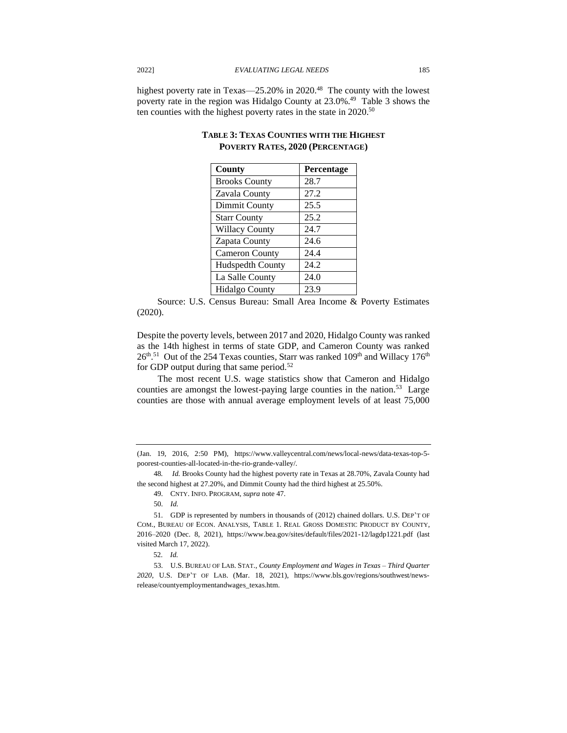highest poverty rate in Texas—25.20% in 2020.[48] The county with the lowest poverty rate in the region was Hidalgo County at 23.0%.[49] Table 3 shows the ten counties with the highest poverty rates in the state in 2020.[50]

**TABLE 3: TEXAS COUNTIES WITH THE HIGHEST POVERTY RATES, 2020 (PERCENTAGE)**

| County | Percentage |
|---|---|
| Brooks County | 28.7 |
| Zavala County | 27.2 |
| Dimmit County | 25.5 |
| Starr County | 25.2 |
| Willacy County | 24.7 |
| Zapata County | 24.6 |
| Cameron County | 24.4 |
| Hudspedth County | 24.2 |
| La Salle County | 24.0 |
| Hidalgo County | 23.9 |

Source: U.S. Census Bureau: Small Area Income & Poverty Estimates (2020).

Despite the poverty levels, between 2017 and 2020, Hidalgo County was ranked as the 14th highest in terms of state GDP, and Cameron County was ranked 26th.[51] Out of the 254 Texas counties, Starr was ranked 109th and Willacy 176th for GDP output during that same period.[52]

The most recent U.S. wage statistics show that Cameron and Hidalgo counties are amongst the lowest-paying large counties in the nation.[53] Large counties are those with annual average employment levels of at least 75,000

---

(Jan. 19, 2016, 2:50 PM), https://www.valleycentral.com/news/local-news/data-texas-top-5-poorest-counties-all-located-in-the-rio-grande-valley/.

48. *Id.* Brooks County had the highest poverty rate in Texas at 28.70%, Zavala County had the second highest at 27.20%, and Dimmit County had the third highest at 25.50%.

49. CNTY. INFO. PROGRAM, *supra* note 47.

50. *Id.*

51. GDP is represented by numbers in thousands of (2012) chained dollars. U.S. DEP'T OF COM., BUREAU OF ECON. ANALYSIS, TABLE 1. REAL GROSS DOMESTIC PRODUCT BY COUNTY, 2016–2020 (Dec. 8, 2021), https://www.bea.gov/sites/default/files/2021-12/lagdp1221.pdf (last visited March 17, 2022).

52. *Id.*

53. U.S. BUREAU OF LAB. STAT., *County Employment and Wages in Texas – Third Quarter 2020*, U.S. DEP'T OF LAB. (Mar. 18, 2021), https://www.bls.gov/regions/southwest/news-release/countyemploymentandwages_texas.htm.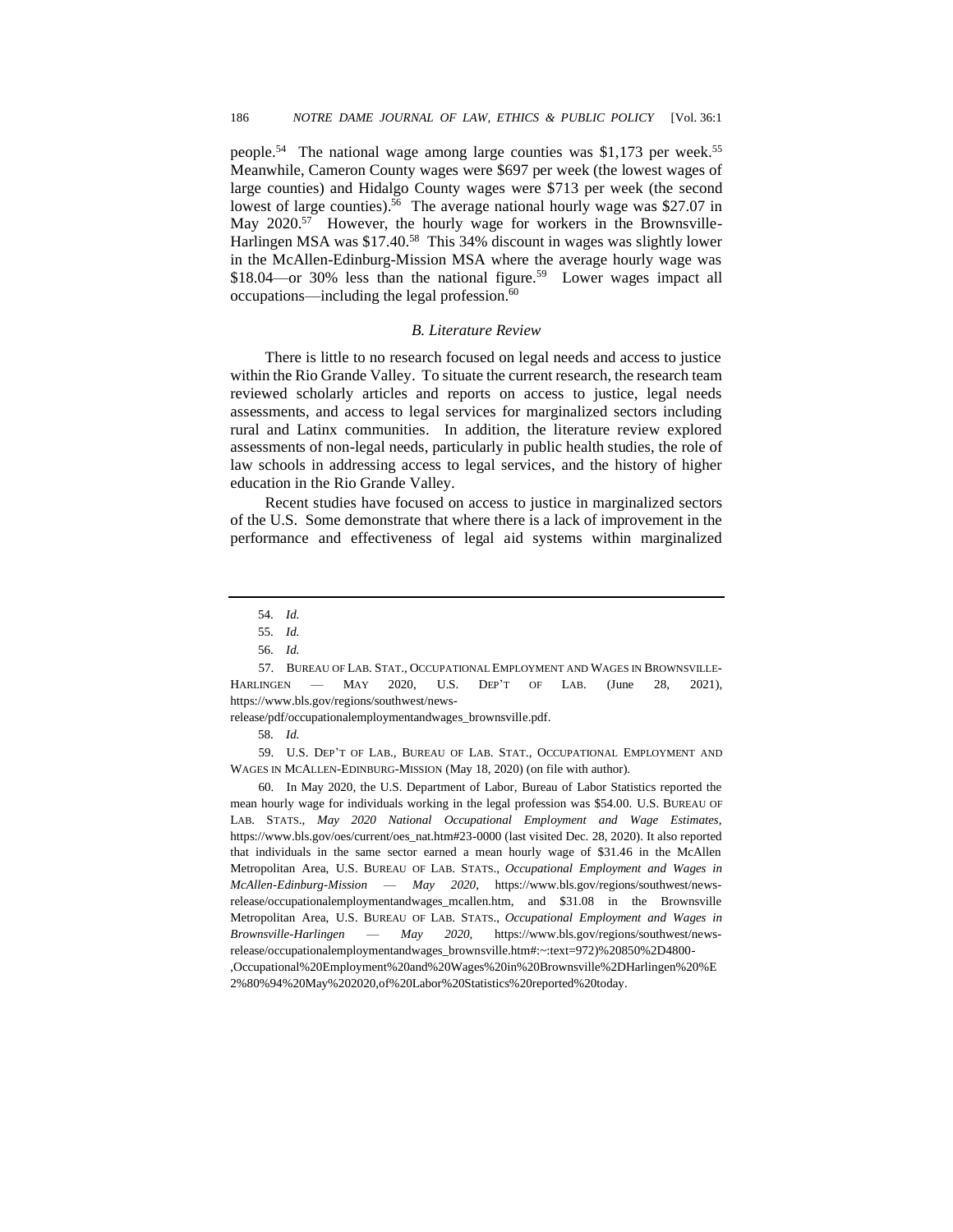people.[54] The national wage among large counties was $1,173 per week.[55] Meanwhile, Cameron County wages were $697 per week (the lowest wages of large counties) and Hidalgo County wages were $713 per week (the second lowest of large counties).[56] The average national hourly wage was $27.07 in May 2020.[57] However, the hourly wage for workers in the Brownsville-Harlingen MSA was $17.40.[58] This 34% discount in wages was slightly lower in the McAllen-Edinburg-Mission MSA where the average hourly wage was $18.04—or 30% less than the national figure.[59] Lower wages impact all occupations—including the legal profession.[60]

### *B. Literature Review*

There is little to no research focused on legal needs and access to justice within the Rio Grande Valley. To situate the current research, the research team reviewed scholarly articles and reports on access to justice, legal needs assessments, and access to legal services for marginalized sectors including rural and Latinx communities. In addition, the literature review explored assessments of non-legal needs, particularly in public health studies, the role of law schools in addressing access to legal services, and the history of higher education in the Rio Grande Valley.

Recent studies have focused on access to justice in marginalized sectors of the U.S. Some demonstrate that where there is a lack of improvement in the performance and effectiveness of legal aid systems within marginalized

---

54. *Id.*

55. *Id.*

56. *Id.*

57. BUREAU OF LAB. STAT., OCCUPATIONAL EMPLOYMENT AND WAGES IN BROWNSVILLE-HARLINGEN — MAY 2020, U.S. DEP'T OF LAB. (June 28, 2021), https://www.bls.gov/regions/southwest/news-release/pdf/occupationalemploymentandwages_brownsville.pdf.

58. *Id.*

59. U.S. DEP'T OF LAB., BUREAU OF LAB. STAT., OCCUPATIONAL EMPLOYMENT AND WAGES IN MCALLEN-EDINBURG-MISSION (May 18, 2020) (on file with author).

60. In May 2020, the U.S. Department of Labor, Bureau of Labor Statistics reported the mean hourly wage for individuals working in the legal profession was $54.00. U.S. BUREAU OF LAB. STATS., *May 2020 National Occupational Employment and Wage Estimates*, https://www.bls.gov/oes/current/oes_nat.htm#23-0000 (last visited Dec. 28, 2020). It also reported that individuals in the same sector earned a mean hourly wage of $31.46 in the McAllen Metropolitan Area, U.S. BUREAU OF LAB. STATS., *Occupational Employment and Wages in McAllen-Edinburg-Mission — May 2020*, https://www.bls.gov/regions/southwest/news-release/occupationalemploymentandwages_mcallen.htm, and $31.08 in the Brownsville Metropolitan Area, U.S. BUREAU OF LAB. STATS., *Occupational Employment and Wages in Brownsville-Harlingen — May 2020*, https://www.bls.gov/regions/southwest/news-release/occupationalemploymentandwages_brownsville.htm#:~:text=972)%20850%2D4800-,Occupational%20Employment%20and%20Wages%20in%20Brownsville%2DHarlingen%20%E2%80%94%20May%202020,of%20Labor%20Statistics%20reported%20today.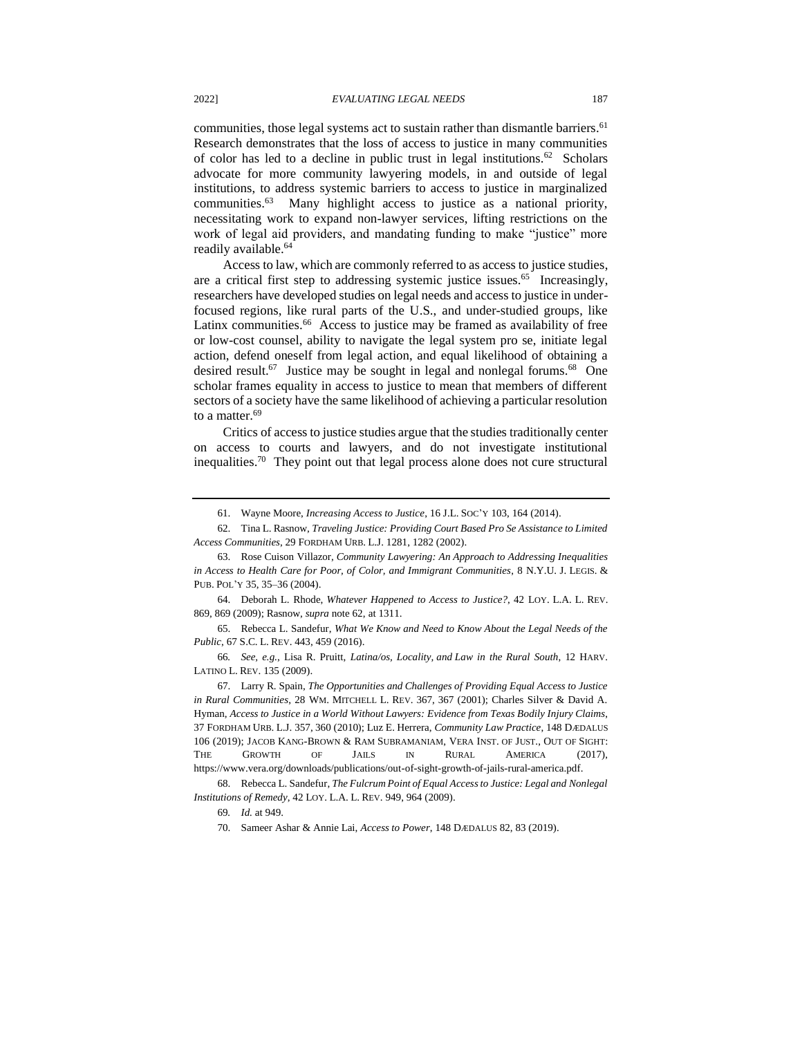communities, those legal systems act to sustain rather than dismantle barriers.[61] Research demonstrates that the loss of access to justice in many communities of color has led to a decline in public trust in legal institutions.[62] Scholars advocate for more community lawyering models, in and outside of legal institutions, to address systemic barriers to access to justice in marginalized communities.[63] Many highlight access to justice as a national priority, necessitating work to expand non-lawyer services, lifting restrictions on the work of legal aid providers, and mandating funding to make "justice" more readily available.[64]

Access to law, which are commonly referred to as access to justice studies, are a critical first step to addressing systemic justice issues.[65] Increasingly, researchers have developed studies on legal needs and access to justice in under-focused regions, like rural parts of the U.S., and under-studied groups, like Latinx communities.[66] Access to justice may be framed as availability of free or low-cost counsel, ability to navigate the legal system pro se, initiate legal action, defend oneself from legal action, and equal likelihood of obtaining a desired result.[67] Justice may be sought in legal and nonlegal forums.[68] One scholar frames equality in access to justice to mean that members of different sectors of a society have the same likelihood of achieving a particular resolution to a matter.[69]

Critics of access to justice studies argue that the studies traditionally center on access to courts and lawyers, and do not investigate institutional inequalities.[70] They point out that legal process alone does not cure structural

---

61. Wayne Moore, *Increasing Access to Justice*, 16 J.L. SOC'Y 103, 164 (2014).

62. Tina L. Rasnow, *Traveling Justice: Providing Court Based Pro Se Assistance to Limited Access Communities*, 29 FORDHAM URB. L.J. 1281, 1282 (2002).

63. Rose Cuison Villazor, *Community Lawyering: An Approach to Addressing Inequalities in Access to Health Care for Poor, of Color, and Immigrant Communities*, 8 N.Y.U. J. LEGIS. & PUB. POL'Y 35, 35–36 (2004).

64. Deborah L. Rhode, *Whatever Happened to Access to Justice?*, 42 LOY. L.A. L. REV. 869, 869 (2009); Rasnow, *supra* note 62, at 1311.

65. Rebecca L. Sandefur, *What We Know and Need to Know About the Legal Needs of the Public*, 67 S.C. L. REV. 443, 459 (2016).

66. *See, e.g.*, Lisa R. Pruitt, *Latina/os, Locality, and Law in the Rural South*, 12 HARV. LATINO L. REV. 135 (2009).

67. Larry R. Spain, *The Opportunities and Challenges of Providing Equal Access to Justice in Rural Communities*, 28 WM. MITCHELL L. REV. 367, 367 (2001); Charles Silver & David A. Hyman, *Access to Justice in a World Without Lawyers: Evidence from Texas Bodily Injury Claims*, 37 FORDHAM URB. L.J. 357, 360 (2010); Luz E. Herrera, *Community Law Practice*, 148 DÆDALUS 106 (2019); JACOB KANG-BROWN & RAM SUBRAMANIAM, VERA INST. OF JUST., OUT OF SIGHT: THE GROWTH OF JAILS IN RURAL AMERICA (2017), https://www.vera.org/downloads/publications/out-of-sight-growth-of-jails-rural-america.pdf.

68. Rebecca L. Sandefur, *The Fulcrum Point of Equal Access to Justice: Legal and Nonlegal Institutions of Remedy*, 42 LOY. L.A. L. REV. 949, 964 (2009).

69. *Id.* at 949.

70. Sameer Ashar & Annie Lai, *Access to Power*, 148 DÆDALUS 82, 83 (2019).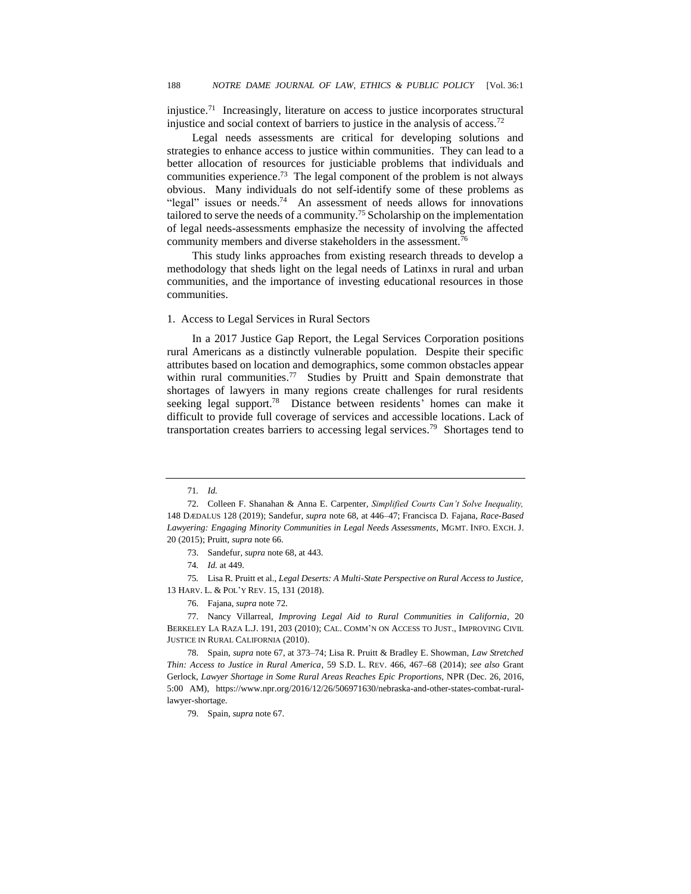injustice.[71] Increasingly, literature on access to justice incorporates structural injustice and social context of barriers to justice in the analysis of access.[72]

Legal needs assessments are critical for developing solutions and strategies to enhance access to justice within communities. They can lead to a better allocation of resources for justiciable problems that individuals and communities experience.[73] The legal component of the problem is not always obvious. Many individuals do not self-identify some of these problems as "legal" issues or needs.[74] An assessment of needs allows for innovations tailored to serve the needs of a community.[75] Scholarship on the implementation of legal needs-assessments emphasize the necessity of involving the affected community members and diverse stakeholders in the assessment.[76]

This study links approaches from existing research threads to develop a methodology that sheds light on the legal needs of Latinxs in rural and urban communities, and the importance of investing educational resources in those communities.

1. Access to Legal Services in Rural Sectors

In a 2017 Justice Gap Report, the Legal Services Corporation positions rural Americans as a distinctly vulnerable population. Despite their specific attributes based on location and demographics, some common obstacles appear within rural communities.[77] Studies by Pruitt and Spain demonstrate that shortages of lawyers in many regions create challenges for rural residents seeking legal support.[78] Distance between residents' homes can make it difficult to provide full coverage of services and accessible locations. Lack of transportation creates barriers to accessing legal services.[79] Shortages tend to

---

71. *Id.*

72. Colleen F. Shanahan & Anna E. Carpenter, *Simplified Courts Can't Solve Inequality,* 148 DÆDALUS 128 (2019); Sandefur, *supra* note 68, at 446–47; Francisca D. Fajana, *Race-Based Lawyering: Engaging Minority Communities in Legal Needs Assessments*, MGMT. INFO. EXCH. J. 20 (2015); Pruitt, *supra* note 66.

73. Sandefur, *supra* note 68, at 443.

74. *Id.* at 449.

75. Lisa R. Pruitt et al., *Legal Deserts: A Multi-State Perspective on Rural Access to Justice,* 13 HARV. L. & POL'Y REV. 15, 131 (2018).

76. Fajana, *supra* note 72.

77. Nancy Villarreal, *Improving Legal Aid to Rural Communities in California*, 20 BERKELEY LA RAZA L.J. 191, 203 (2010); CAL. COMM'N ON ACCESS TO JUST., IMPROVING CIVIL JUSTICE IN RURAL CALIFORNIA (2010).

78. Spain, *supra* note 67, at 373–74; Lisa R. Pruitt & Bradley E. Showman, *Law Stretched Thin: Access to Justice in Rural America*, 59 S.D. L. REV. 466, 467–68 (2014); *see also* Grant Gerlock, *Lawyer Shortage in Some Rural Areas Reaches Epic Proportions*, NPR (Dec. 26, 2016, 5:00 AM), https://www.npr.org/2016/12/26/506971630/nebraska-and-other-states-combat-rural-lawyer-shortage.

79. Spain, *supra* note 67.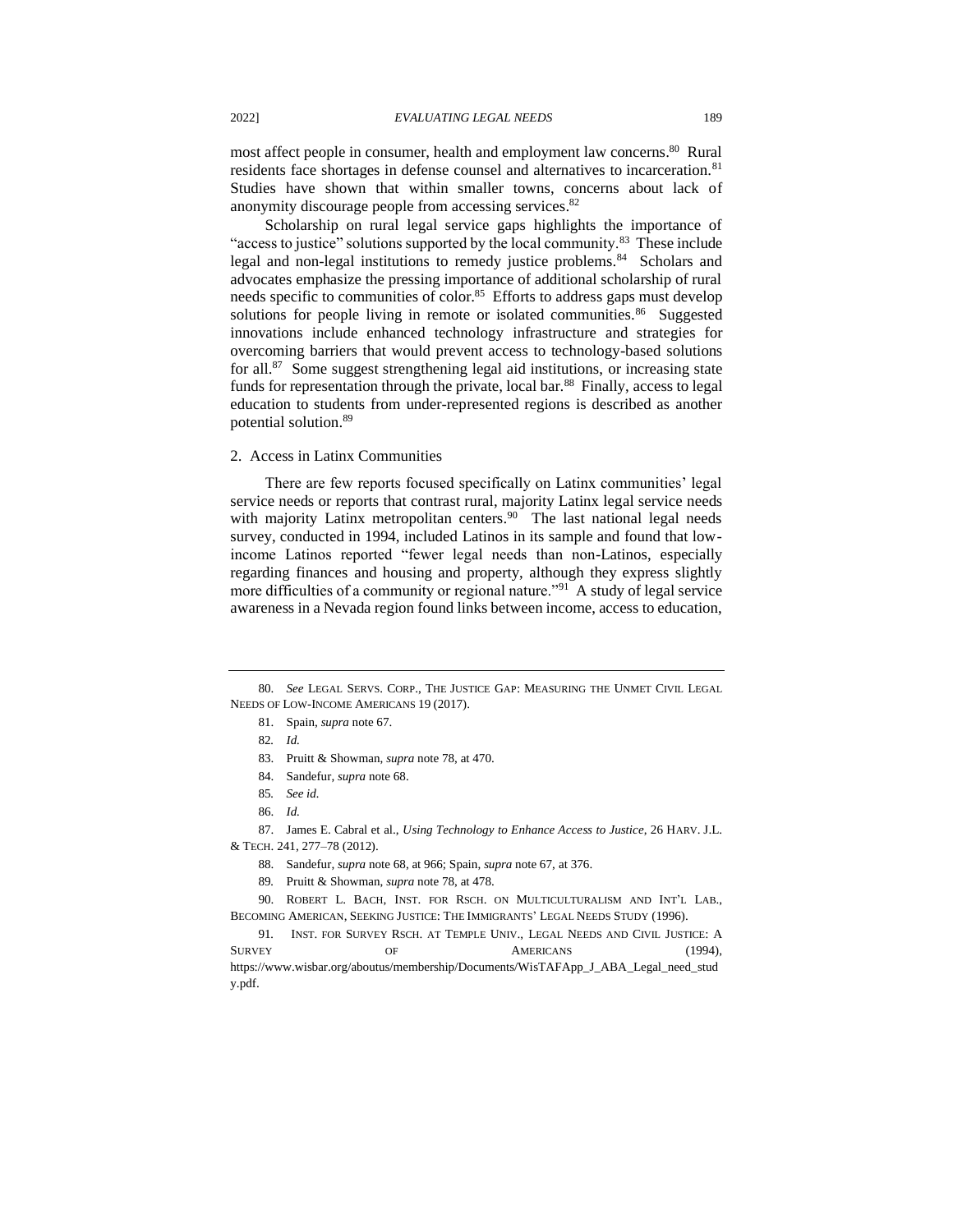most affect people in consumer, health and employment law concerns.[80] Rural residents face shortages in defense counsel and alternatives to incarceration.[81] Studies have shown that within smaller towns, concerns about lack of anonymity discourage people from accessing services.[82]

Scholarship on rural legal service gaps highlights the importance of "access to justice" solutions supported by the local community.[83] These include legal and non-legal institutions to remedy justice problems.[84] Scholars and advocates emphasize the pressing importance of additional scholarship of rural needs specific to communities of color.[85] Efforts to address gaps must develop solutions for people living in remote or isolated communities.[86] Suggested innovations include enhanced technology infrastructure and strategies for overcoming barriers that would prevent access to technology-based solutions for all.[87] Some suggest strengthening legal aid institutions, or increasing state funds for representation through the private, local bar.[88] Finally, access to legal education to students from under-represented regions is described as another potential solution.[89]

2. Access in Latinx Communities

There are few reports focused specifically on Latinx communities' legal service needs or reports that contrast rural, majority Latinx legal service needs with majority Latinx metropolitan centers.[90] The last national legal needs survey, conducted in 1994, included Latinos in its sample and found that low-income Latinos reported "fewer legal needs than non-Latinos, especially regarding finances and housing and property, although they express slightly more difficulties of a community or regional nature."[91] A study of legal service awareness in a Nevada region found links between income, access to education,

---

80. *See* LEGAL SERVS. CORP., THE JUSTICE GAP: MEASURING THE UNMET CIVIL LEGAL NEEDS OF LOW-INCOME AMERICANS 19 (2017).

81. Spain, *supra* note 67.

82. *Id.*

83. Pruitt & Showman, *supra* note 78, at 470.

84. Sandefur, *supra* note 68.

85. *See id.*

86. *Id.*

87. James E. Cabral et al., *Using Technology to Enhance Access to Justice*, 26 HARV. J.L. & TECH. 241, 277–78 (2012).

88. Sandefur, *supra* note 68, at 966; Spain, *supra* note 67, at 376.

89. Pruitt & Showman, *supra* note 78, at 478.

90. ROBERT L. BACH, INST. FOR RSCH. ON MULTICULTURALISM AND INT'L LAB., BECOMING AMERICAN, SEEKING JUSTICE: THE IMMIGRANTS' LEGAL NEEDS STUDY (1996).

91. INST. FOR SURVEY RSCH. AT TEMPLE UNIV., LEGAL NEEDS AND CIVIL JUSTICE: A SURVEY OF AMERICANS (1994), https://www.wisbar.org/aboutus/membership/Documents/WisTAFApp_J_ABA_Legal_need_study.pdf.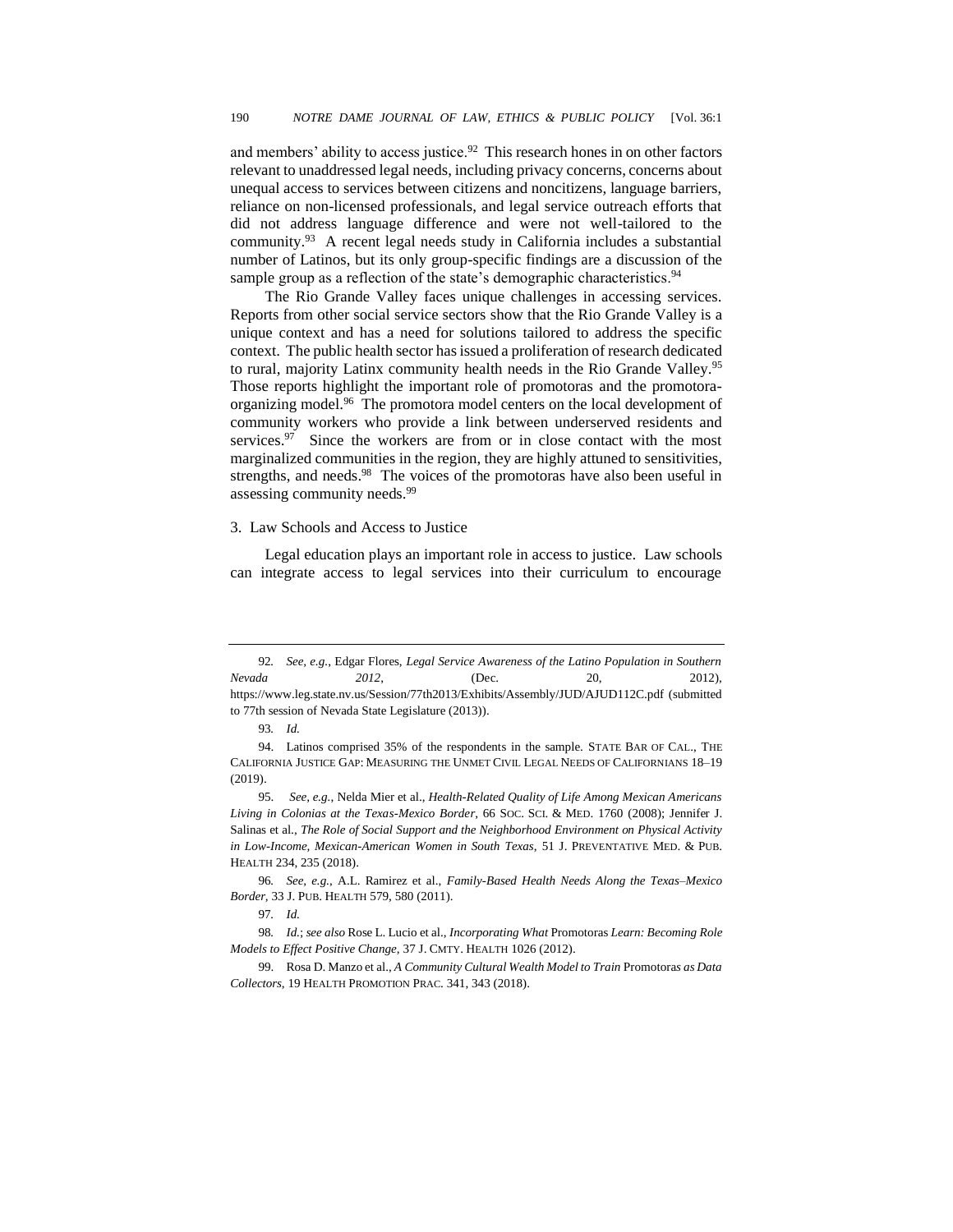and members' ability to access justice.[92] This research hones in on other factors relevant to unaddressed legal needs, including privacy concerns, concerns about unequal access to services between citizens and noncitizens, language barriers, reliance on non-licensed professionals, and legal service outreach efforts that did not address language difference and were not well-tailored to the community.[93] A recent legal needs study in California includes a substantial number of Latinos, but its only group-specific findings are a discussion of the sample group as a reflection of the state's demographic characteristics.[94]

The Rio Grande Valley faces unique challenges in accessing services. Reports from other social service sectors show that the Rio Grande Valley is a unique context and has a need for solutions tailored to address the specific context. The public health sector has issued a proliferation of research dedicated to rural, majority Latinx community health needs in the Rio Grande Valley.[95] Those reports highlight the important role of promotoras and the promotora-organizing model.[96] The promotora model centers on the local development of community workers who provide a link between underserved residents and services.[97] Since the workers are from or in close contact with the most marginalized communities in the region, they are highly attuned to sensitivities, strengths, and needs.[98] The voices of the promotoras have also been useful in assessing community needs.[99]

3. Law Schools and Access to Justice

Legal education plays an important role in access to justice. Law schools can integrate access to legal services into their curriculum to encourage

---

92. *See, e.g.*, Edgar Flores, *Legal Service Awareness of the Latino Population in Southern Nevada 2012*, (Dec. 20, 2012), https://www.leg.state.nv.us/Session/77th2013/Exhibits/Assembly/JUD/AJUD112C.pdf (submitted to 77th session of Nevada State Legislature (2013)).

93. *Id.*

94. Latinos comprised 35% of the respondents in the sample. STATE BAR OF CAL., THE CALIFORNIA JUSTICE GAP: MEASURING THE UNMET CIVIL LEGAL NEEDS OF CALIFORNIANS 18–19 (2019).

95. *See, e.g.*, Nelda Mier et al., *Health-Related Quality of Life Among Mexican Americans Living in Colonias at the Texas-Mexico Border*, 66 SOC. SCI. & MED. 1760 (2008); Jennifer J. Salinas et al., *The Role of Social Support and the Neighborhood Environment on Physical Activity in Low-Income, Mexican-American Women in South Texas*, 51 J. PREVENTATIVE MED. & PUB. HEALTH 234, 235 (2018).

96. *See, e.g.*, A.L. Ramirez et al., *Family-Based Health Needs Along the Texas–Mexico Border*, 33 J. PUB. HEALTH 579, 580 (2011).

97. *Id.*

98. *Id.*; *see also* Rose L. Lucio et al., *Incorporating What* Promotoras *Learn: Becoming Role Models to Effect Positive Change*, 37 J. CMTY. HEALTH 1026 (2012).

99. Rosa D. Manzo et al., *A Community Cultural Wealth Model to Train* Promotoras *as Data Collectors*, 19 HEALTH PROMOTION PRAC. 341, 343 (2018).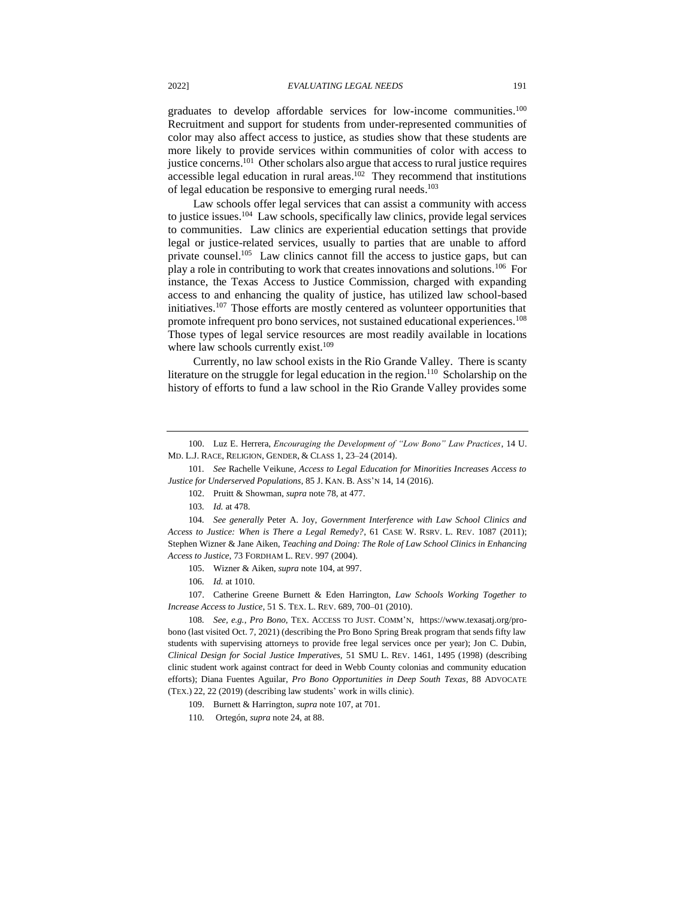graduates to develop affordable services for low-income communities.[100] Recruitment and support for students from under-represented communities of color may also affect access to justice, as studies show that these students are more likely to provide services within communities of color with access to justice concerns.[101] Other scholars also argue that access to rural justice requires accessible legal education in rural areas.[102] They recommend that institutions of legal education be responsive to emerging rural needs.[103]

Law schools offer legal services that can assist a community with access to justice issues.[104] Law schools, specifically law clinics, provide legal services to communities. Law clinics are experiential education settings that provide legal or justice-related services, usually to parties that are unable to afford private counsel.[105] Law clinics cannot fill the access to justice gaps, but can play a role in contributing to work that creates innovations and solutions.[106] For instance, the Texas Access to Justice Commission, charged with expanding access to and enhancing the quality of justice, has utilized law school-based initiatives.[107] Those efforts are mostly centered as volunteer opportunities that promote infrequent pro bono services, not sustained educational experiences.[108] Those types of legal service resources are most readily available in locations where law schools currently exist.[109]

Currently, no law school exists in the Rio Grande Valley. There is scanty literature on the struggle for legal education in the region.[110] Scholarship on the history of efforts to fund a law school in the Rio Grande Valley provides some

---

100. Luz E. Herrera, *Encouraging the Development of "Low Bono" Law Practices*, 14 U. MD. L.J. RACE, RELIGION, GENDER, & CLASS 1, 23–24 (2014).

101. *See* Rachelle Veikune, *Access to Legal Education for Minorities Increases Access to Justice for Underserved Populations*, 85 J. KAN. B. ASS'N 14, 14 (2016).

102. Pruitt & Showman, *supra* note 78, at 477.

103. *Id.* at 478.

104. *See generally* Peter A. Joy, *Government Interference with Law School Clinics and Access to Justice: When is There a Legal Remedy?*, 61 CASE W. RSRV. L. REV. 1087 (2011); Stephen Wizner & Jane Aiken, *Teaching and Doing: The Role of Law School Clinics in Enhancing Access to Justice*, 73 FORDHAM L. REV. 997 (2004).

105. Wizner & Aiken, *supra* note 104, at 997.

106. *Id.* at 1010.

107. Catherine Greene Burnett & Eden Harrington, *Law Schools Working Together to Increase Access to Justice*, 51 S. TEX. L. REV. 689, 700–01 (2010).

108. *See, e.g.*, *Pro Bono*, TEX. ACCESS TO JUST. COMM'N, https://www.texasatj.org/pro-bono (last visited Oct. 7, 2021) (describing the Pro Bono Spring Break program that sends fifty law students with supervising attorneys to provide free legal services once per year); Jon C. Dubin, *Clinical Design for Social Justice Imperatives*, 51 SMU L. REV. 1461, 1495 (1998) (describing clinic student work against contract for deed in Webb County colonias and community education efforts); Diana Fuentes Aguilar, *Pro Bono Opportunities in Deep South Texas*, 88 ADVOCATE (TEX.) 22, 22 (2019) (describing law students' work in wills clinic).

109. Burnett & Harrington, *supra* note 107, at 701.

110. Ortegón, *supra* note 24, at 88.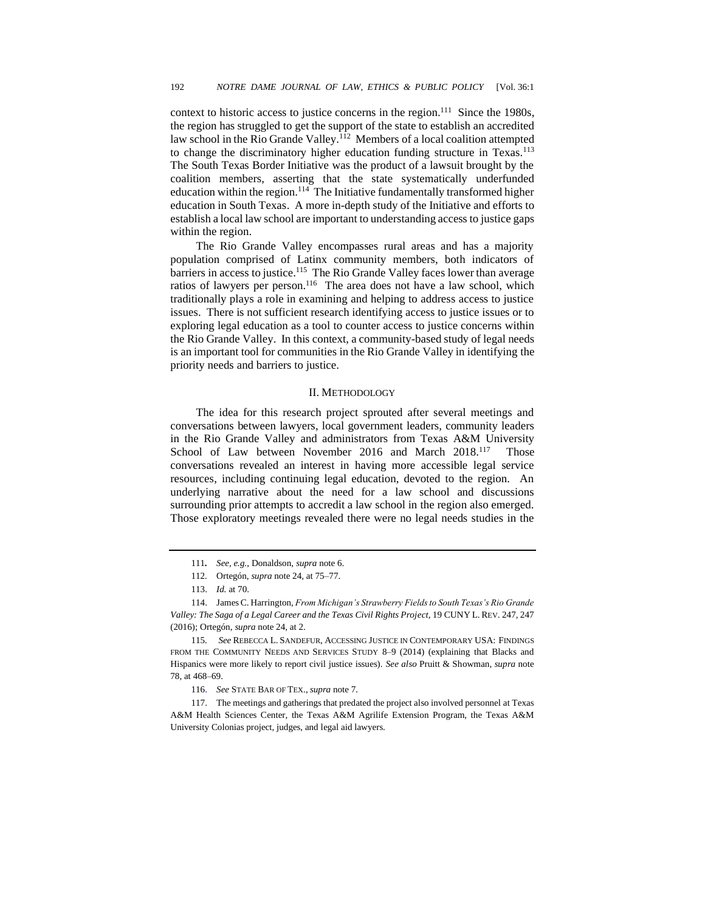context to historic access to justice concerns in the region.[111] Since the 1980s, the region has struggled to get the support of the state to establish an accredited law school in the Rio Grande Valley.[112] Members of a local coalition attempted to change the discriminatory higher education funding structure in Texas.[113] The South Texas Border Initiative was the product of a lawsuit brought by the coalition members, asserting that the state systematically underfunded education within the region.[114] The Initiative fundamentally transformed higher education in South Texas. A more in-depth study of the Initiative and efforts to establish a local law school are important to understanding access to justice gaps within the region.

The Rio Grande Valley encompasses rural areas and has a majority population comprised of Latinx community members, both indicators of barriers in access to justice.[115] The Rio Grande Valley faces lower than average ratios of lawyers per person.[116] The area does not have a law school, which traditionally plays a role in examining and helping to address access to justice issues. There is not sufficient research identifying access to justice issues or to exploring legal education as a tool to counter access to justice concerns within the Rio Grande Valley. In this context, a community-based study of legal needs is an important tool for communities in the Rio Grande Valley in identifying the priority needs and barriers to justice.

## II. METHODOLOGY

The idea for this research project sprouted after several meetings and conversations between lawyers, local government leaders, community leaders in the Rio Grande Valley and administrators from Texas A&M University School of Law between November 2016 and March 2018.[117] Those conversations revealed an interest in having more accessible legal service resources, including continuing legal education, devoted to the region. An underlying narrative about the need for a law school and discussions surrounding prior attempts to accredit a law school in the region also emerged. Those exploratory meetings revealed there were no legal needs studies in the

---

111. *See, e.g.*, Donaldson, *supra* note 6.

112. Ortegón, *supra* note 24, at 75–77.

113. *Id.* at 70.

114. James C. Harrington, *From Michigan's Strawberry Fields to South Texas's Rio Grande Valley: The Saga of a Legal Career and the Texas Civil Rights Project*, 19 CUNY L. REV. 247, 247 (2016); Ortegón, *supra* note 24, at 2.

115. *See* REBECCA L. SANDEFUR, ACCESSING JUSTICE IN CONTEMPORARY USA: FINDINGS FROM THE COMMUNITY NEEDS AND SERVICES STUDY 8–9 (2014) (explaining that Blacks and Hispanics were more likely to report civil justice issues). *See also* Pruitt & Showman, *supra* note 78, at 468–69.

116. *See* STATE BAR OF TEX., *supra* note 7.

117. The meetings and gatherings that predated the project also involved personnel at Texas A&M Health Sciences Center, the Texas A&M Agrilife Extension Program, the Texas A&M University Colonias project, judges, and legal aid lawyers.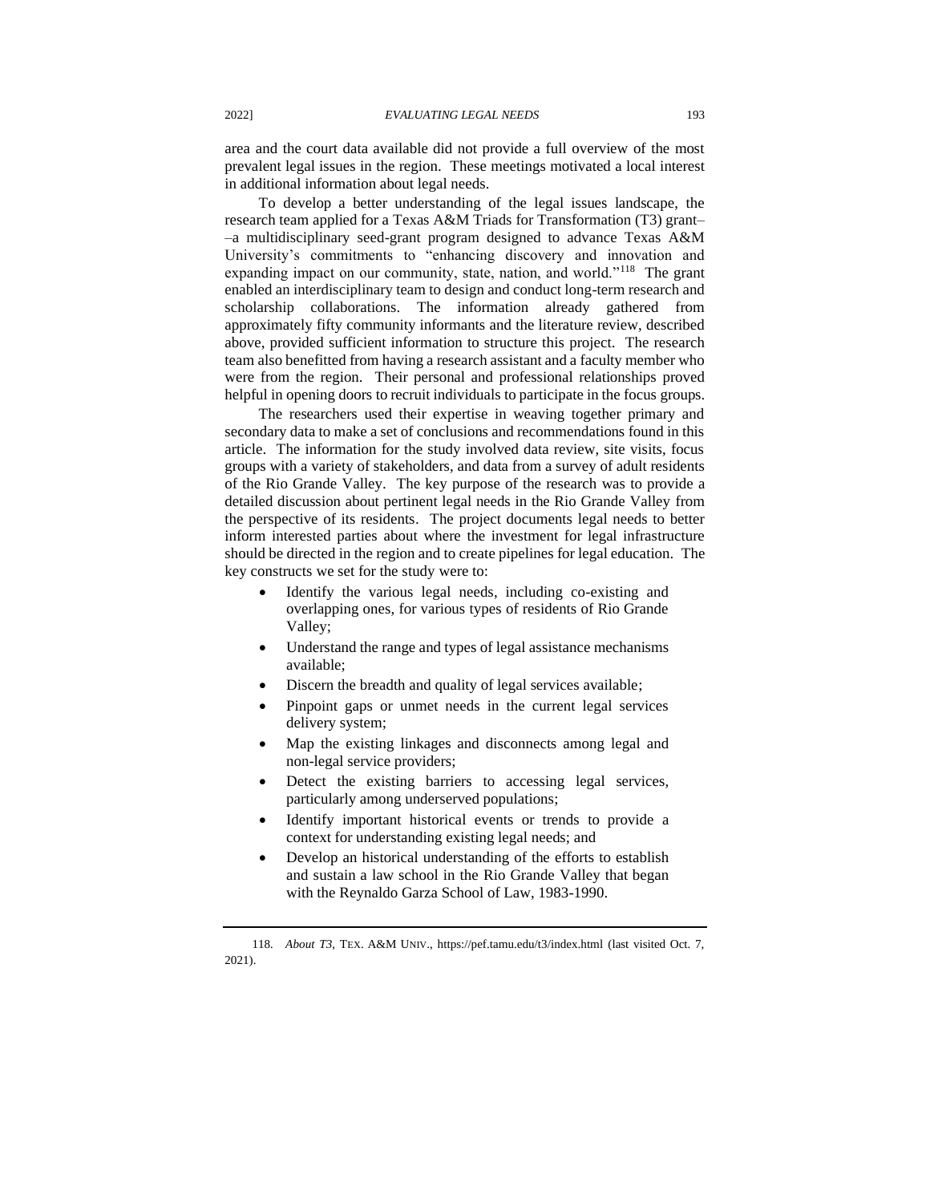area and the court data available did not provide a full overview of the most prevalent legal issues in the region. These meetings motivated a local interest in additional information about legal needs.

To develop a better understanding of the legal issues landscape, the research team applied for a Texas A&M Triads for Transformation (T3) grant––a multidisciplinary seed-grant program designed to advance Texas A&M University's commitments to "enhancing discovery and innovation and expanding impact on our community, state, nation, and world."[118] The grant enabled an interdisciplinary team to design and conduct long-term research and scholarship collaborations. The information already gathered from approximately fifty community informants and the literature review, described above, provided sufficient information to structure this project. The research team also benefitted from having a research assistant and a faculty member who were from the region. Their personal and professional relationships proved helpful in opening doors to recruit individuals to participate in the focus groups.

The researchers used their expertise in weaving together primary and secondary data to make a set of conclusions and recommendations found in this article. The information for the study involved data review, site visits, focus groups with a variety of stakeholders, and data from a survey of adult residents of the Rio Grande Valley. The key purpose of the research was to provide a detailed discussion about pertinent legal needs in the Rio Grande Valley from the perspective of its residents. The project documents legal needs to better inform interested parties about where the investment for legal infrastructure should be directed in the region and to create pipelines for legal education. The key constructs we set for the study were to:

- Identify the various legal needs, including co-existing and overlapping ones, for various types of residents of Rio Grande Valley;
- Understand the range and types of legal assistance mechanisms available;
- Discern the breadth and quality of legal services available;
- Pinpoint gaps or unmet needs in the current legal services delivery system;
- Map the existing linkages and disconnects among legal and non-legal service providers;
- Detect the existing barriers to accessing legal services, particularly among underserved populations;
- Identify important historical events or trends to provide a context for understanding existing legal needs; and
- Develop an historical understanding of the efforts to establish and sustain a law school in the Rio Grande Valley that began with the Reynaldo Garza School of Law, 1983-1990.

118. *About T3*, TEX. A&M UNIV., https://pef.tamu.edu/t3/index.html (last visited Oct. 7, 2021).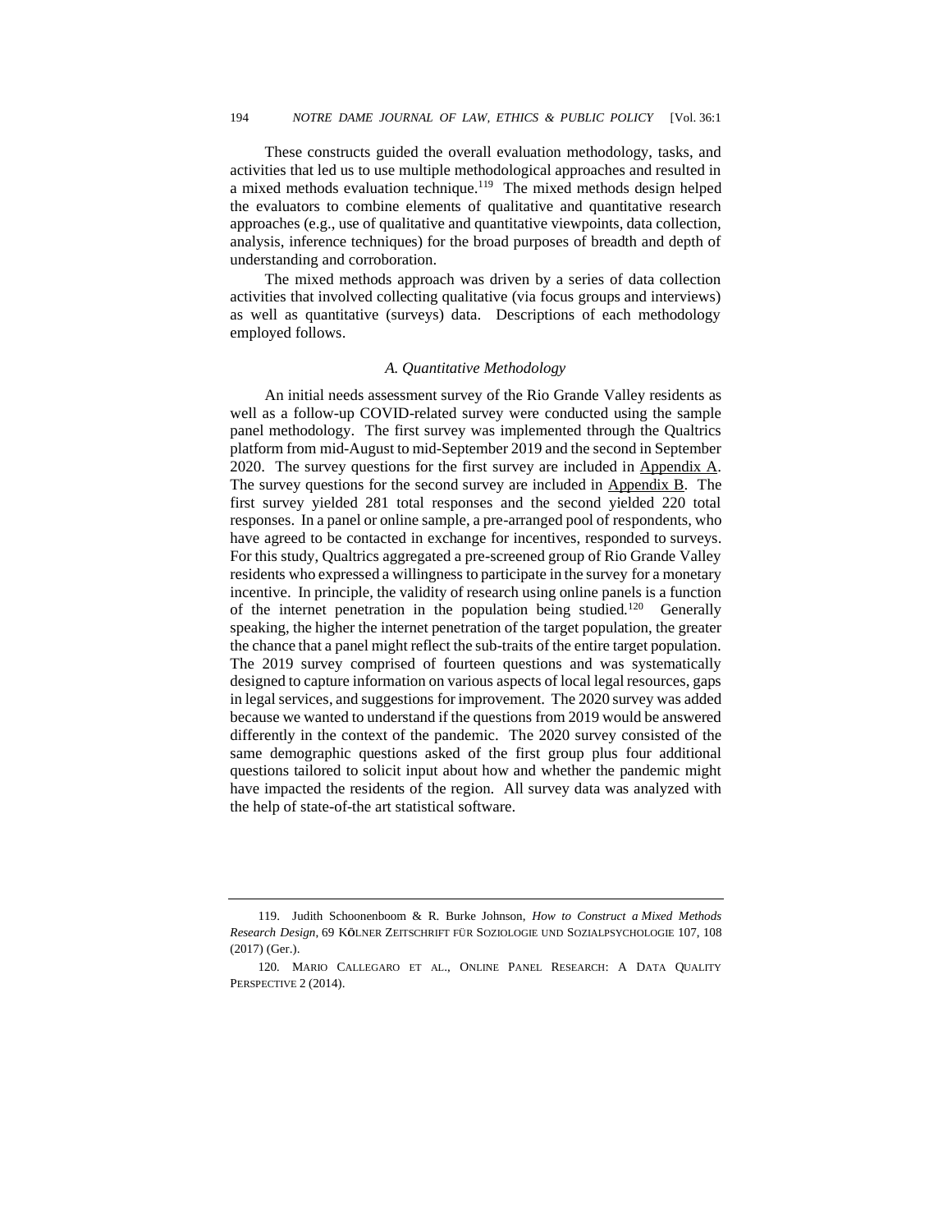These constructs guided the overall evaluation methodology, tasks, and activities that led us to use multiple methodological approaches and resulted in a mixed methods evaluation technique.[119] The mixed methods design helped the evaluators to combine elements of qualitative and quantitative research approaches (e.g., use of qualitative and quantitative viewpoints, data collection, analysis, inference techniques) for the broad purposes of breadth and depth of understanding and corroboration.

The mixed methods approach was driven by a series of data collection activities that involved collecting qualitative (via focus groups and interviews) as well as quantitative (surveys) data. Descriptions of each methodology employed follows.

### *A. Quantitative Methodology*

An initial needs assessment survey of the Rio Grande Valley residents as well as a follow-up COVID-related survey were conducted using the sample panel methodology. The first survey was implemented through the Qualtrics platform from mid-August to mid-September 2019 and the second in September 2020. The survey questions for the first survey are included in Appendix A. The survey questions for the second survey are included in Appendix B. The first survey yielded 281 total responses and the second yielded 220 total responses. In a panel or online sample, a pre-arranged pool of respondents, who have agreed to be contacted in exchange for incentives, responded to surveys. For this study, Qualtrics aggregated a pre-screened group of Rio Grande Valley residents who expressed a willingness to participate in the survey for a monetary incentive. In principle, the validity of research using online panels is a function of the internet penetration in the population being studied.[120] Generally speaking, the higher the internet penetration of the target population, the greater the chance that a panel might reflect the sub-traits of the entire target population. The 2019 survey comprised of fourteen questions and was systematically designed to capture information on various aspects of local legal resources, gaps in legal services, and suggestions for improvement. The 2020 survey was added because we wanted to understand if the questions from 2019 would be answered differently in the context of the pandemic. The 2020 survey consisted of the same demographic questions asked of the first group plus four additional questions tailored to solicit input about how and whether the pandemic might have impacted the residents of the region. All survey data was analyzed with the help of state-of-the art statistical software.

---

119. Judith Schoonenboom & R. Burke Johnson, *How to Construct a Mixed Methods Research Design*, 69 KÖLNER ZEITSCHRIFT FÜR SOZIOLOGIE UND SOZIALPSYCHOLOGIE 107, 108 (2017) (Ger.).

120. MARIO CALLEGARO ET AL., ONLINE PANEL RESEARCH: A DATA QUALITY PERSPECTIVE 2 (2014).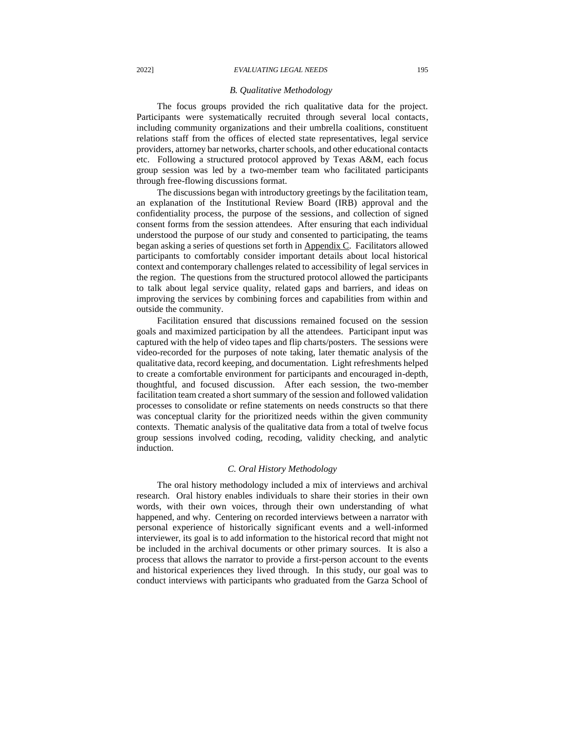### *B. Qualitative Methodology*

The focus groups provided the rich qualitative data for the project. Participants were systematically recruited through several local contacts, including community organizations and their umbrella coalitions, constituent relations staff from the offices of elected state representatives, legal service providers, attorney bar networks, charter schools, and other educational contacts etc. Following a structured protocol approved by Texas A&M, each focus group session was led by a two-member team who facilitated participants through free-flowing discussions format.

The discussions began with introductory greetings by the facilitation team, an explanation of the Institutional Review Board (IRB) approval and the confidentiality process, the purpose of the sessions, and collection of signed consent forms from the session attendees. After ensuring that each individual understood the purpose of our study and consented to participating, the teams began asking a series of questions set forth in Appendix C. Facilitators allowed participants to comfortably consider important details about local historical context and contemporary challenges related to accessibility of legal services in the region. The questions from the structured protocol allowed the participants to talk about legal service quality, related gaps and barriers, and ideas on improving the services by combining forces and capabilities from within and outside the community.

Facilitation ensured that discussions remained focused on the session goals and maximized participation by all the attendees. Participant input was captured with the help of video tapes and flip charts/posters. The sessions were video-recorded for the purposes of note taking, later thematic analysis of the qualitative data, record keeping, and documentation. Light refreshments helped to create a comfortable environment for participants and encouraged in-depth, thoughtful, and focused discussion. After each session, the two-member facilitation team created a short summary of the session and followed validation processes to consolidate or refine statements on needs constructs so that there was conceptual clarity for the prioritized needs within the given community contexts. Thematic analysis of the qualitative data from a total of twelve focus group sessions involved coding, recoding, validity checking, and analytic induction.

### *C. Oral History Methodology*

The oral history methodology included a mix of interviews and archival research. Oral history enables individuals to share their stories in their own words, with their own voices, through their own understanding of what happened, and why. Centering on recorded interviews between a narrator with personal experience of historically significant events and a well-informed interviewer, its goal is to add information to the historical record that might not be included in the archival documents or other primary sources. It is also a process that allows the narrator to provide a first-person account to the events and historical experiences they lived through. In this study, our goal was to conduct interviews with participants who graduated from the Garza School of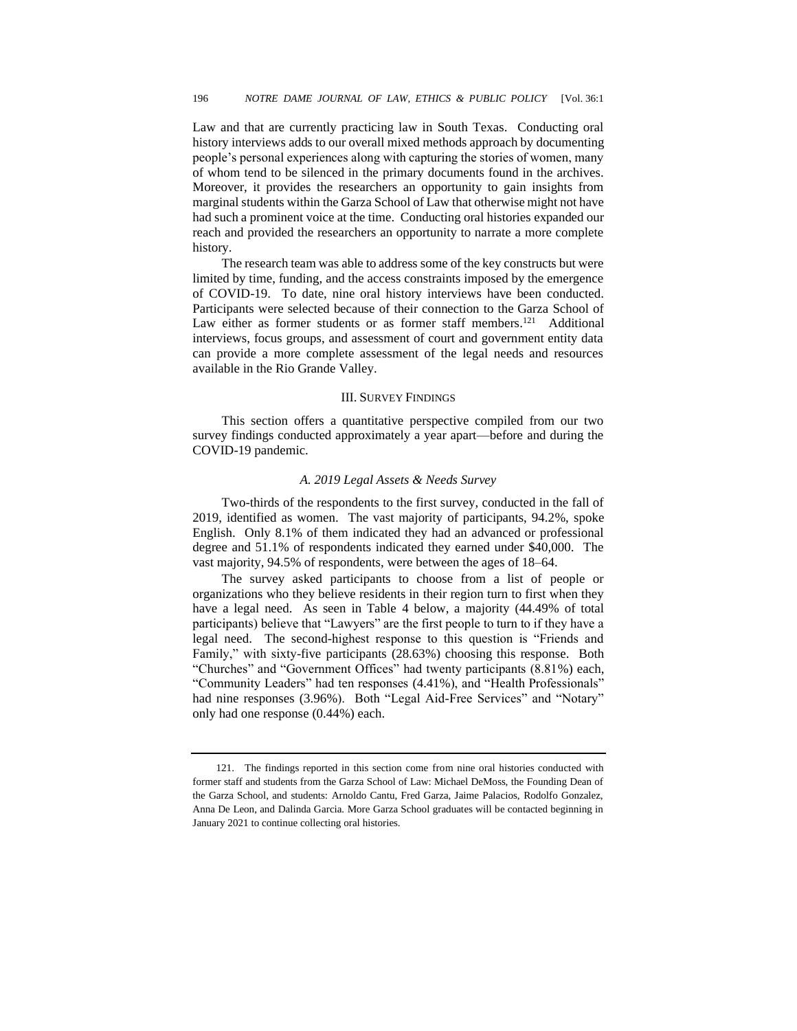Law and that are currently practicing law in South Texas. Conducting oral history interviews adds to our overall mixed methods approach by documenting people's personal experiences along with capturing the stories of women, many of whom tend to be silenced in the primary documents found in the archives. Moreover, it provides the researchers an opportunity to gain insights from marginal students within the Garza School of Law that otherwise might not have had such a prominent voice at the time. Conducting oral histories expanded our reach and provided the researchers an opportunity to narrate a more complete history.

The research team was able to address some of the key constructs but were limited by time, funding, and the access constraints imposed by the emergence of COVID-19. To date, nine oral history interviews have been conducted. Participants were selected because of their connection to the Garza School of Law either as former students or as former staff members.[121] Additional interviews, focus groups, and assessment of court and government entity data can provide a more complete assessment of the legal needs and resources available in the Rio Grande Valley.

## III. Survey Findings

This section offers a quantitative perspective compiled from our two survey findings conducted approximately a year apart—before and during the COVID-19 pandemic.

### *A. 2019 Legal Assets & Needs Survey*

Two-thirds of the respondents to the first survey, conducted in the fall of 2019, identified as women. The vast majority of participants, 94.2%, spoke English. Only 8.1% of them indicated they had an advanced or professional degree and 51.1% of respondents indicated they earned under $40,000. The vast majority, 94.5% of respondents, were between the ages of 18–64.

The survey asked participants to choose from a list of people or organizations who they believe residents in their region turn to first when they have a legal need. As seen in Table 4 below, a majority (44.49% of total participants) believe that "Lawyers" are the first people to turn to if they have a legal need. The second-highest response to this question is "Friends and Family," with sixty-five participants (28.63%) choosing this response. Both "Churches" and "Government Offices" had twenty participants (8.81%) each, "Community Leaders" had ten responses (4.41%), and "Health Professionals" had nine responses (3.96%). Both "Legal Aid-Free Services" and "Notary" only had one response (0.44%) each.

---

121. The findings reported in this section come from nine oral histories conducted with former staff and students from the Garza School of Law: Michael DeMoss, the Founding Dean of the Garza School, and students: Arnoldo Cantu, Fred Garza, Jaime Palacios, Rodolfo Gonzalez, Anna De Leon, and Dalinda Garcia. More Garza School graduates will be contacted beginning in January 2021 to continue collecting oral histories.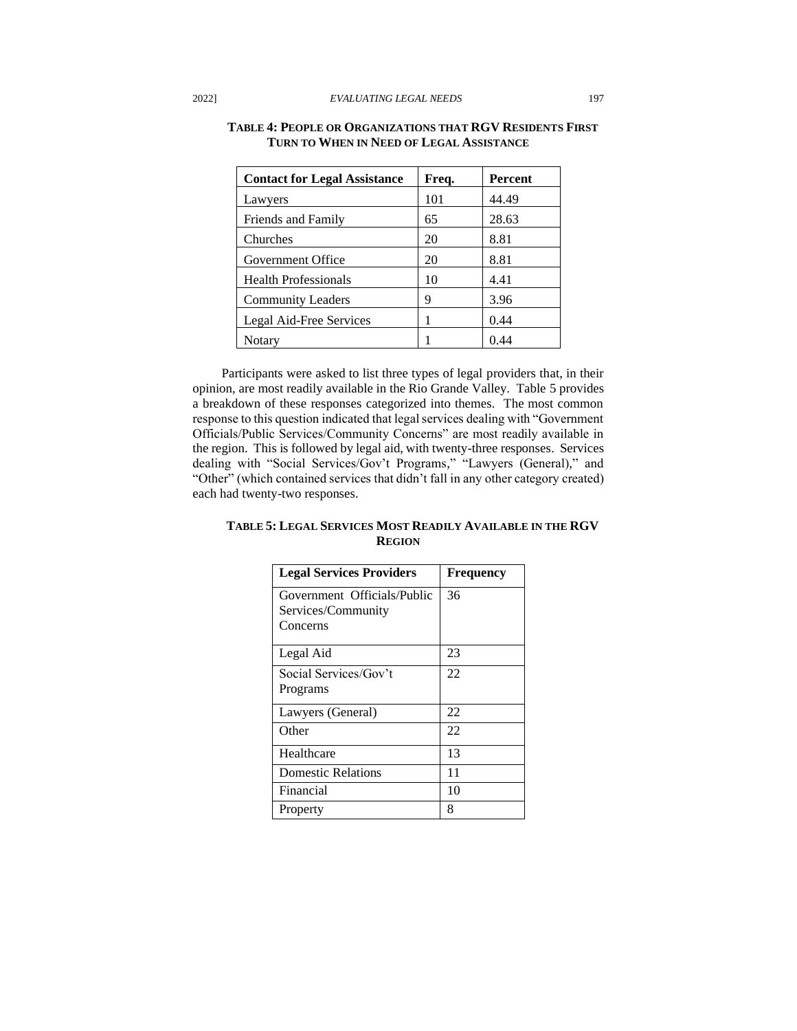**TABLE 4: PEOPLE OR ORGANIZATIONS THAT RGV RESIDENTS FIRST TURN TO WHEN IN NEED OF LEGAL ASSISTANCE**

| Contact for Legal Assistance | Freq. | Percent |
|---|---|---|
| Lawyers | 101 | 44.49 |
| Friends and Family | 65 | 28.63 |
| Churches | 20 | 8.81 |
| Government Office | 20 | 8.81 |
| Health Professionals | 10 | 4.41 |
| Community Leaders | 9 | 3.96 |
| Legal Aid-Free Services | 1 | 0.44 |
| Notary | 1 | 0.44 |

Participants were asked to list three types of legal providers that, in their opinion, are most readily available in the Rio Grande Valley. Table 5 provides a breakdown of these responses categorized into themes. The most common response to this question indicated that legal services dealing with "Government Officials/Public Services/Community Concerns" are most readily available in the region. This is followed by legal aid, with twenty-three responses. Services dealing with "Social Services/Gov't Programs," "Lawyers (General)," and "Other" (which contained services that didn't fall in any other category created) each had twenty-two responses.

**TABLE 5: LEGAL SERVICES MOST READILY AVAILABLE IN THE RGV REGION**

| Legal Services Providers | Frequency |
|---|---|
| Government Officials/Public Services/Community Concerns | 36 |
| Legal Aid | 23 |
| Social Services/Gov't Programs | 22 |
| Lawyers (General) | 22 |
| Other | 22 |
| Healthcare | 13 |
| Domestic Relations | 11 |
| Financial | 10 |
| Property | 8 |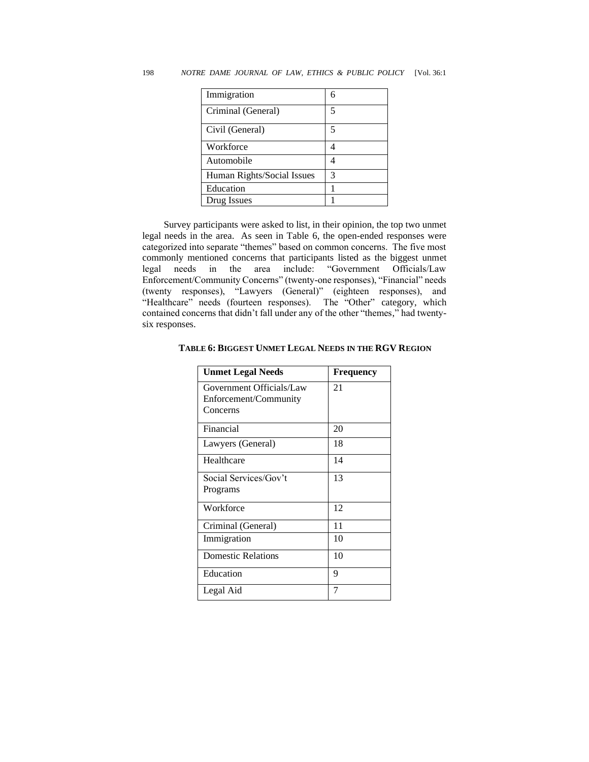| Immigration | 6 |
|---|---|
| Criminal (General) | 5 |
| Civil (General) | 5 |
| Workforce | 4 |
| Automobile | 4 |
| Human Rights/Social Issues | 3 |
| Education | 1 |
| Drug Issues | 1 |

Survey participants were asked to list, in their opinion, the top two unmet legal needs in the area. As seen in Table 6, the open-ended responses were categorized into separate "themes" based on common concerns. The five most commonly mentioned concerns that participants listed as the biggest unmet legal needs in the area include: "Government Officials/Law Enforcement/Community Concerns" (twenty-one responses), "Financial" needs (twenty responses), "Lawyers (General)" (eighteen responses), and "Healthcare" needs (fourteen responses). The "Other" category, which contained concerns that didn't fall under any of the other "themes," had twenty-six responses.

**TABLE 6: BIGGEST UNMET LEGAL NEEDS IN THE RGV REGION**

| Unmet Legal Needs | Frequency |
|---|---|
| Government Officials/Law Enforcement/Community Concerns | 21 |
| Financial | 20 |
| Lawyers (General) | 18 |
| Healthcare | 14 |
| Social Services/Gov't Programs | 13 |
| Workforce | 12 |
| Criminal (General) | 11 |
| Immigration | 10 |
| Domestic Relations | 10 |
| Education | 9 |
| Legal Aid | 7 |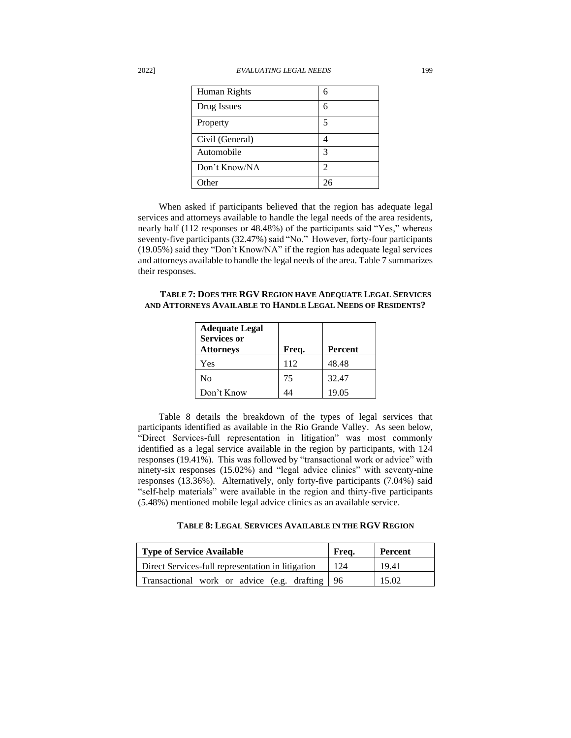| Human Rights | 6 |
|---|---|
| Drug Issues | 6 |
| Property | 5 |
| Civil (General) | 4 |
| Automobile | 3 |
| Don't Know/NA | 2 |
| Other | 26 |

When asked if participants believed that the region has adequate legal services and attorneys available to handle the legal needs of the area residents, nearly half (112 responses or 48.48%) of the participants said "Yes," whereas seventy-five participants (32.47%) said "No." However, forty-four participants (19.05%) said they "Don't Know/NA" if the region has adequate legal services and attorneys available to handle the legal needs of the area. Table 7 summarizes their responses.

**TABLE 7: DOES THE RGV REGION HAVE ADEQUATE LEGAL SERVICES AND ATTORNEYS AVAILABLE TO HANDLE LEGAL NEEDS OF RESIDENTS?**

| Adequate Legal Services or Attorneys | Freq. | Percent |
|---|---|---|
| Yes | 112 | 48.48 |
| No | 75 | 32.47 |
| Don't Know | 44 | 19.05 |

Table 8 details the breakdown of the types of legal services that participants identified as available in the Rio Grande Valley. As seen below, "Direct Services-full representation in litigation" was most commonly identified as a legal service available in the region by participants, with 124 responses (19.41%). This was followed by "transactional work or advice" with ninety-six responses (15.02%) and "legal advice clinics" with seventy-nine responses (13.36%). Alternatively, only forty-five participants (7.04%) said "self-help materials" were available in the region and thirty-five participants (5.48%) mentioned mobile legal advice clinics as an available service.

**TABLE 8: LEGAL SERVICES AVAILABLE IN THE RGV REGION**

| Type of Service Available | Freq. | Percent |
|---|---|---|
| Direct Services-full representation in litigation | 124 | 19.41 |
| Transactional work or advice (e.g. drafting | 96 | 15.02 |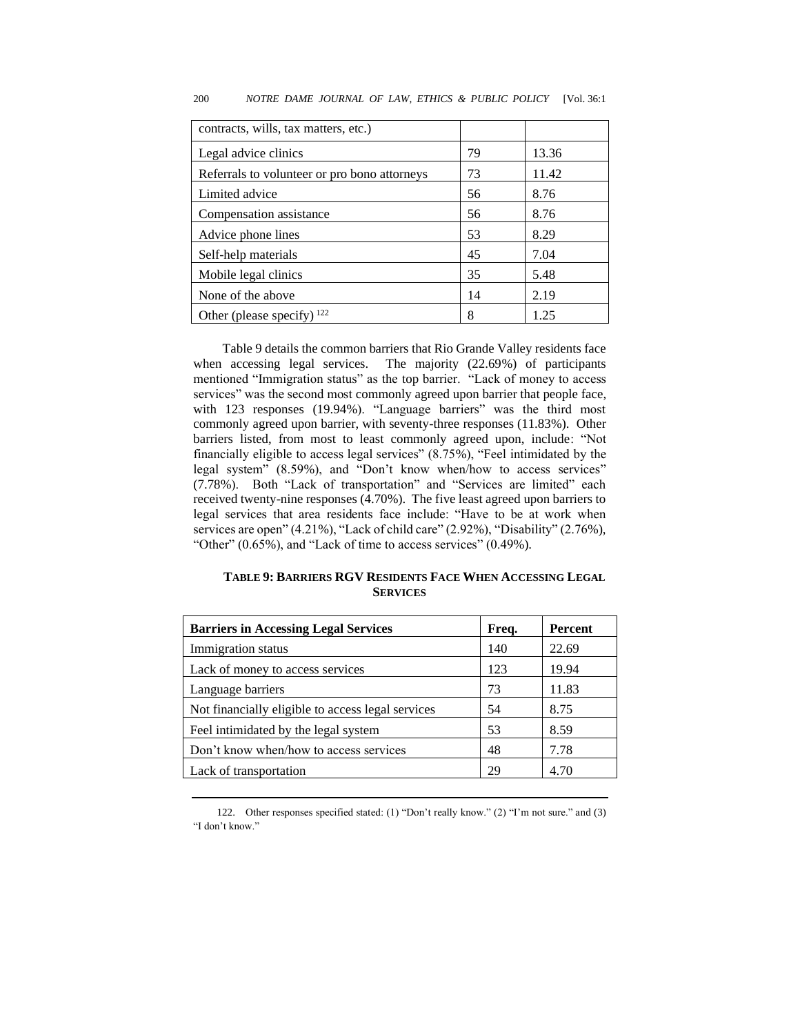| contracts, wills, tax matters, etc.) | | |
|---|---|---|
| Legal advice clinics | 79 | 13.36 |
| Referrals to volunteer or pro bono attorneys | 73 | 11.42 |
| Limited advice | 56 | 8.76 |
| Compensation assistance | 56 | 8.76 |
| Advice phone lines | 53 | 8.29 |
| Self-help materials | 45 | 7.04 |
| Mobile legal clinics | 35 | 5.48 |
| None of the above | 14 | 2.19 |
| Other (please specify) [122] | 8 | 1.25 |

Table 9 details the common barriers that Rio Grande Valley residents face when accessing legal services. The majority (22.69%) of participants mentioned "Immigration status" as the top barrier. "Lack of money to access services" was the second most commonly agreed upon barrier that people face, with 123 responses (19.94%). "Language barriers" was the third most commonly agreed upon barrier, with seventy-three responses (11.83%). Other barriers listed, from most to least commonly agreed upon, include: "Not financially eligible to access legal services" (8.75%), "Feel intimidated by the legal system" (8.59%), and "Don't know when/how to access services" (7.78%). Both "Lack of transportation" and "Services are limited" each received twenty-nine responses (4.70%). The five least agreed upon barriers to legal services that area residents face include: "Have to be at work when services are open" (4.21%), "Lack of child care" (2.92%), "Disability" (2.76%), "Other" (0.65%), and "Lack of time to access services" (0.49%).

**TABLE 9: BARRIERS RGV RESIDENTS FACE WHEN ACCESSING LEGAL SERVICES**

| Barriers in Accessing Legal Services | Freq. | Percent |
|---|---|---|
| Immigration status | 140 | 22.69 |
| Lack of money to access services | 123 | 19.94 |
| Language barriers | 73 | 11.83 |
| Not financially eligible to access legal services | 54 | 8.75 |
| Feel intimidated by the legal system | 53 | 8.59 |
| Don't know when/how to access services | 48 | 7.78 |
| Lack of transportation | 29 | 4.70 |

122. Other responses specified stated: (1) "Don't really know." (2) "I'm not sure." and (3) "I don't know."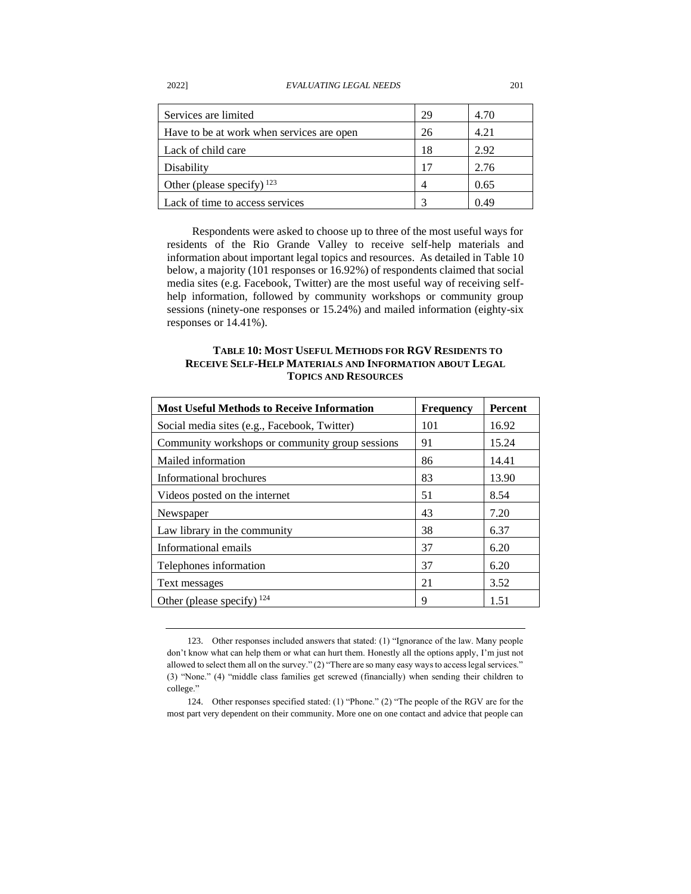| | | |
|---|---|---|
| Services are limited | 29 | 4.70 |
| Have to be at work when services are open | 26 | 4.21 |
| Lack of child care | 18 | 2.92 |
| Disability | 17 | 2.76 |
| Other (please specify) [123] | 4 | 0.65 |
| Lack of time to access services | 3 | 0.49 |

Respondents were asked to choose up to three of the most useful ways for residents of the Rio Grande Valley to receive self-help materials and information about important legal topics and resources. As detailed in Table 10 below, a majority (101 responses or 16.92%) of respondents claimed that social media sites (e.g. Facebook, Twitter) are the most useful way of receiving self-help information, followed by community workshops or community group sessions (ninety-one responses or 15.24%) and mailed information (eighty-six responses or 14.41%).

**TABLE 10: MOST USEFUL METHODS FOR RGV RESIDENTS TO RECEIVE SELF-HELP MATERIALS AND INFORMATION ABOUT LEGAL TOPICS AND RESOURCES**

| Most Useful Methods to Receive Information | Frequency | Percent |
|---|---|---|
| Social media sites (e.g., Facebook, Twitter) | 101 | 16.92 |
| Community workshops or community group sessions | 91 | 15.24 |
| Mailed information | 86 | 14.41 |
| Informational brochures | 83 | 13.90 |
| Videos posted on the internet | 51 | 8.54 |
| Newspaper | 43 | 7.20 |
| Law library in the community | 38 | 6.37 |
| Informational emails | 37 | 6.20 |
| Telephones information | 37 | 6.20 |
| Text messages | 21 | 3.52 |
| Other (please specify) [124] | 9 | 1.51 |

---

123. Other responses included answers that stated: (1) "Ignorance of the law. Many people don't know what can help them or what can hurt them. Honestly all the options apply, I'm just not allowed to select them all on the survey." (2) "There are so many easy ways to access legal services." (3) "None." (4) "middle class families get screwed (financially) when sending their children to college."

124. Other responses specified stated: (1) "Phone." (2) "The people of the RGV are for the most part very dependent on their community. More one on one contact and advice that people can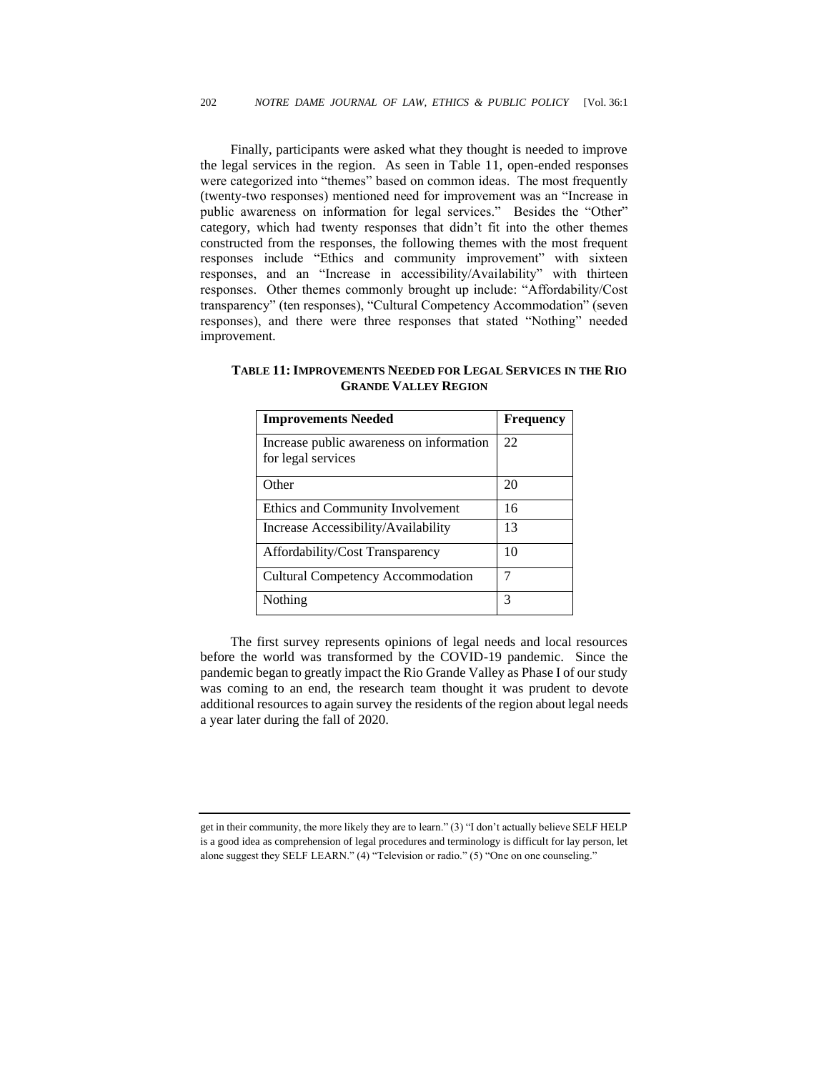Finally, participants were asked what they thought is needed to improve the legal services in the region. As seen in Table 11, open-ended responses were categorized into "themes" based on common ideas. The most frequently (twenty-two responses) mentioned need for improvement was an "Increase in public awareness on information for legal services." Besides the "Other" category, which had twenty responses that didn't fit into the other themes constructed from the responses, the following themes with the most frequent responses include "Ethics and community improvement" with sixteen responses, and an "Increase in accessibility/Availability" with thirteen responses. Other themes commonly brought up include: "Affordability/Cost transparency" (ten responses), "Cultural Competency Accommodation" (seven responses), and there were three responses that stated "Nothing" needed improvement.

**TABLE 11: IMPROVEMENTS NEEDED FOR LEGAL SERVICES IN THE RIO GRANDE VALLEY REGION**

| Improvements Needed | Frequency |
|---|---|
| Increase public awareness on information for legal services | 22 |
| Other | 20 |
| Ethics and Community Involvement | 16 |
| Increase Accessibility/Availability | 13 |
| Affordability/Cost Transparency | 10 |
| Cultural Competency Accommodation | 7 |
| Nothing | 3 |

The first survey represents opinions of legal needs and local resources before the world was transformed by the COVID-19 pandemic. Since the pandemic began to greatly impact the Rio Grande Valley as Phase I of our study was coming to an end, the research team thought it was prudent to devote additional resources to again survey the residents of the region about legal needs a year later during the fall of 2020.

---

get in their community, the more likely they are to learn." (3) "I don't actually believe SELF HELP is a good idea as comprehension of legal procedures and terminology is difficult for lay person, let alone suggest they SELF LEARN." (4) "Television or radio." (5) "One on one counseling."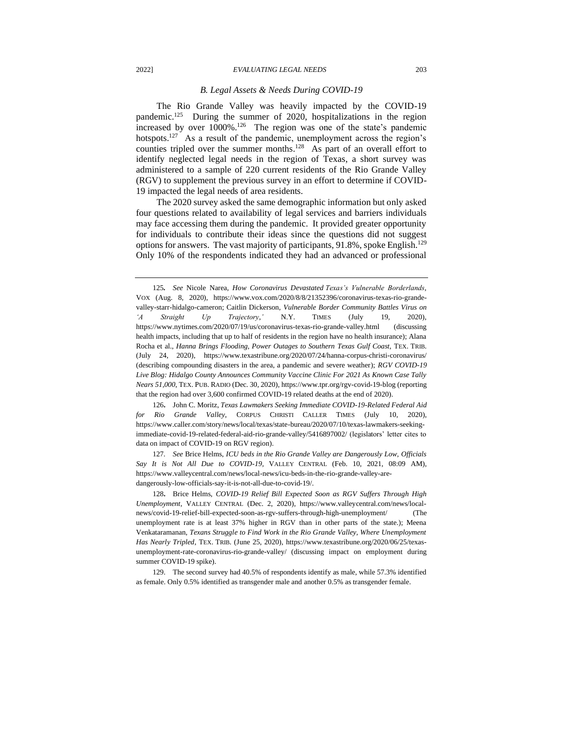### *B. Legal Assets & Needs During COVID-19*

The Rio Grande Valley was heavily impacted by the COVID-19 pandemic.[125] During the summer of 2020, hospitalizations in the region increased by over 1000%.[126] The region was one of the state's pandemic hotspots.[127] As a result of the pandemic, unemployment across the region's counties tripled over the summer months.[128] As part of an overall effort to identify neglected legal needs in the region of Texas, a short survey was administered to a sample of 220 current residents of the Rio Grande Valley (RGV) to supplement the previous survey in an effort to determine if COVID-19 impacted the legal needs of area residents.

The 2020 survey asked the same demographic information but only asked four questions related to availability of legal services and barriers individuals may face accessing them during the pandemic. It provided greater opportunity for individuals to contribute their ideas since the questions did not suggest options for answers. The vast majority of participants, 91.8%, spoke English.[129] Only 10% of the respondents indicated they had an advanced or professional

---

125. *See* Nicole Narea, *How Coronavirus Devastated Texas's Vulnerable Borderlands*, VOX (Aug. 8, 2020), https://www.vox.com/2020/8/8/21352396/coronavirus-texas-rio-grande-valley-starr-hidalgo-cameron; Caitlin Dickerson, *Vulnerable Border Community Battles Virus on 'A Straight Up Trajectory,'* N.Y. TIMES (July 19, 2020), https://www.nytimes.com/2020/07/19/us/coronavirus-texas-rio-grande-valley.html (discussing health impacts, including that up to half of residents in the region have no health insurance); Alana Rocha et al., *Hanna Brings Flooding, Power Outages to Southern Texas Gulf Coast*, TEX. TRIB. (July 24, 2020), https://www.texastribune.org/2020/07/24/hanna-corpus-christi-coronavirus/ (describing compounding disasters in the area, a pandemic and severe weather); *RGV COVID-19 Live Blog: Hidalgo County Announces Community Vaccine Clinic For 2021 As Known Case Tally Nears 51,000*, TEX. PUB. RADIO (Dec. 30, 2020), https://www.tpr.org/rgv-covid-19-blog (reporting that the region had over 3,600 confirmed COVID-19 related deaths at the end of 2020).

126. John C. Moritz, *Texas Lawmakers Seeking Immediate COVID-19-Related Federal Aid for Rio Grande Valley*, CORPUS CHRISTI CALLER TIMES (July 10, 2020), https://www.caller.com/story/news/local/texas/state-bureau/2020/07/10/texas-lawmakers-seeking-immediate-covid-19-related-federal-aid-rio-grande-valley/5416897002/ (legislators' letter cites to data on impact of COVID-19 on RGV region).

127. *See* Brice Helms, *ICU beds in the Rio Grande Valley are Dangerously Low, Officials Say It is Not All Due to COVID-19*, VALLEY CENTRAL (Feb. 10, 2021, 08:09 AM), https://www.valleycentral.com/news/local-news/icu-beds-in-the-rio-grande-valley-are-dangerously-low-officials-say-it-is-not-all-due-to-covid-19/.

128. Brice Helms, *COVID-19 Relief Bill Expected Soon as RGV Suffers Through High Unemployment*, VALLEY CENTRAL (Dec. 2, 2020), https://www.valleycentral.com/news/local-news/covid-19-relief-bill-expected-soon-as-rgv-suffers-through-high-unemployment/ (The unemployment rate is at least 37% higher in RGV than in other parts of the state.); Meena Venkataramanan, *Texans Struggle to Find Work in the Rio Grande Valley, Where Unemployment Has Nearly Tripled*, TEX. TRIB. (June 25, 2020), https://www.texastribune.org/2020/06/25/texas-unemployment-rate-coronavirus-rio-grande-valley/ (discussing impact on employment during summer COVID-19 spike).

129. The second survey had 40.5% of respondents identify as male, while 57.3% identified as female. Only 0.5% identified as transgender male and another 0.5% as transgender female.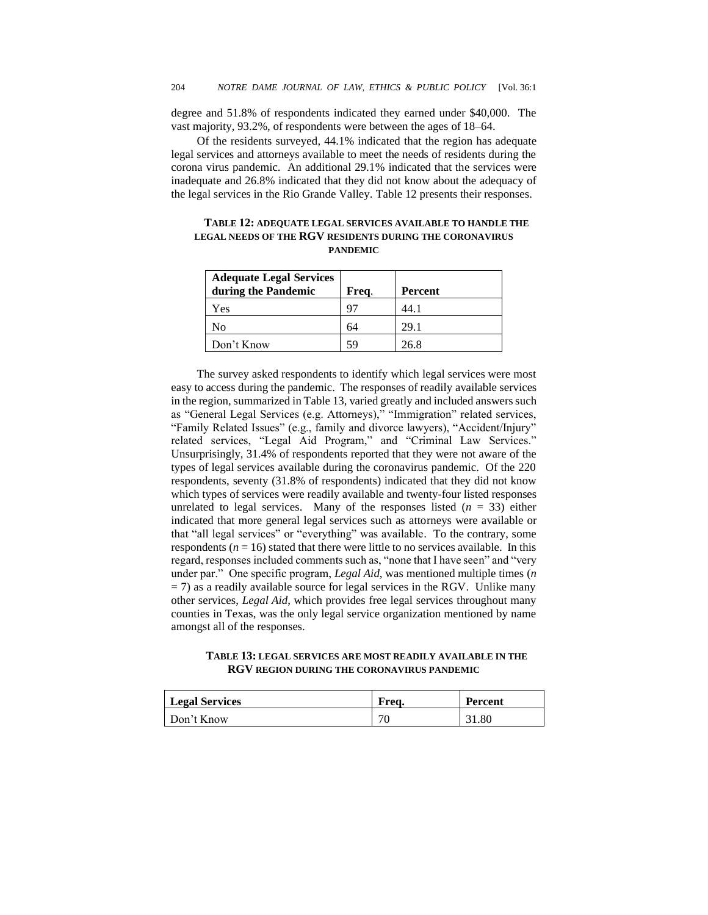degree and 51.8% of respondents indicated they earned under $40,000. The vast majority, 93.2%, of respondents were between the ages of 18–64.

Of the residents surveyed, 44.1% indicated that the region has adequate legal services and attorneys available to meet the needs of residents during the corona virus pandemic. An additional 29.1% indicated that the services were inadequate and 26.8% indicated that they did not know about the adequacy of the legal services in the Rio Grande Valley. Table 12 presents their responses.

**TABLE 12: ADEQUATE LEGAL SERVICES AVAILABLE TO HANDLE THE LEGAL NEEDS OF THE RGV RESIDENTS DURING THE CORONAVIRUS PANDEMIC**

| Adequate Legal Services during the Pandemic | Freq. | Percent |
|---|---|---|
| Yes | 97 | 44.1 |
| No | 64 | 29.1 |
| Don't Know | 59 | 26.8 |

The survey asked respondents to identify which legal services were most easy to access during the pandemic. The responses of readily available services in the region, summarized in Table 13, varied greatly and included answers such as "General Legal Services (e.g. Attorneys)," "Immigration" related services, "Family Related Issues" (e.g., family and divorce lawyers), "Accident/Injury" related services, "Legal Aid Program," and "Criminal Law Services." Unsurprisingly, 31.4% of respondents reported that they were not aware of the types of legal services available during the coronavirus pandemic. Of the 220 respondents, seventy (31.8% of respondents) indicated that they did not know which types of services were readily available and twenty-four listed responses unrelated to legal services. Many of the responses listed ($n$ = 33) either indicated that more general legal services such as attorneys were available or that "all legal services" or "everything" was available. To the contrary, some respondents ($n$ = 16) stated that there were little to no services available. In this regard, responses included comments such as, "none that I have seen" and "very under par." One specific program, *Legal Aid*, was mentioned multiple times ($n$ = 7) as a readily available source for legal services in the RGV. Unlike many other services, *Legal Aid*, which provides free legal services throughout many counties in Texas, was the only legal service organization mentioned by name amongst all of the responses.

**TABLE 13: LEGAL SERVICES ARE MOST READILY AVAILABLE IN THE RGV REGION DURING THE CORONAVIRUS PANDEMIC**

| Legal Services | Freq. | Percent |
|---|---|---|
| Don't Know | 70 | 31.80 |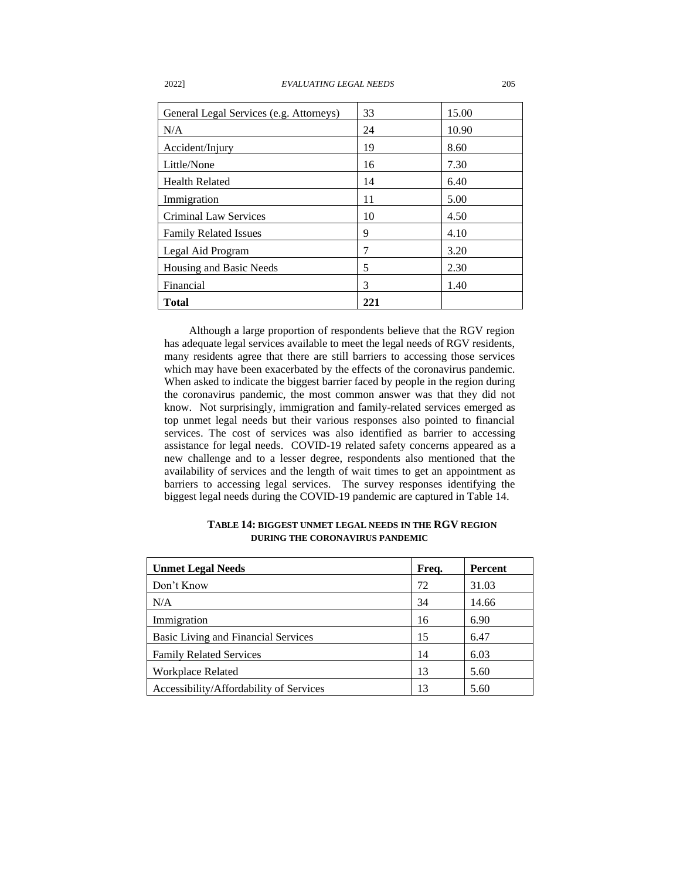| | | |
|---|---|---|
| General Legal Services (e.g. Attorneys) | 33 | 15.00 |
| N/A | 24 | 10.90 |
| Accident/Injury | 19 | 8.60 |
| Little/None | 16 | 7.30 |
| Health Related | 14 | 6.40 |
| Immigration | 11 | 5.00 |
| Criminal Law Services | 10 | 4.50 |
| Family Related Issues | 9 | 4.10 |
| Legal Aid Program | 7 | 3.20 |
| Housing and Basic Needs | 5 | 2.30 |
| Financial | 3 | 1.40 |
| **Total** | **221** | |

Although a large proportion of respondents believe that the RGV region has adequate legal services available to meet the legal needs of RGV residents, many residents agree that there are still barriers to accessing those services which may have been exacerbated by the effects of the coronavirus pandemic. When asked to indicate the biggest barrier faced by people in the region during the coronavirus pandemic, the most common answer was that they did not know. Not surprisingly, immigration and family-related services emerged as top unmet legal needs but their various responses also pointed to financial services. The cost of services was also identified as barrier to accessing assistance for legal needs. COVID-19 related safety concerns appeared as a new challenge and to a lesser degree, respondents also mentioned that the availability of services and the length of wait times to get an appointment as barriers to accessing legal services. The survey responses identifying the biggest legal needs during the COVID-19 pandemic are captured in Table 14.

**TABLE 14: BIGGEST UNMET LEGAL NEEDS IN THE RGV REGION DURING THE CORONAVIRUS PANDEMIC**

| Unmet Legal Needs | Freq. | Percent |
|---|---|---|
| Don't Know | 72 | 31.03 |
| N/A | 34 | 14.66 |
| Immigration | 16 | 6.90 |
| Basic Living and Financial Services | 15 | 6.47 |
| Family Related Services | 14 | 6.03 |
| Workplace Related | 13 | 5.60 |
| Accessibility/Affordability of Services | 13 | 5.60 |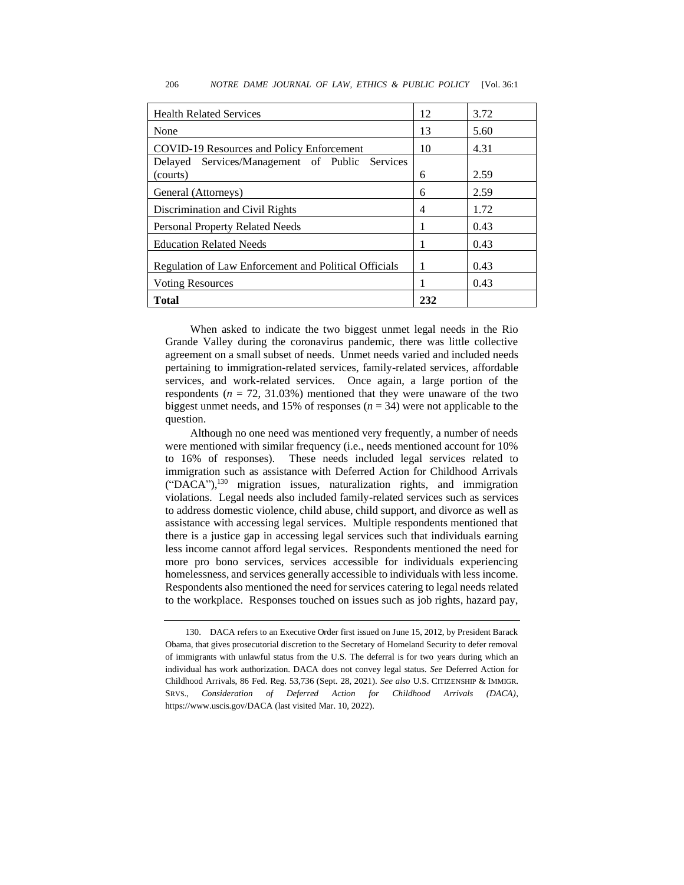| Health Related Services | 12 | 3.72 |
|---|---|---|
| None | 13 | 5.60 |
| COVID-19 Resources and Policy Enforcement | 10 | 4.31 |
| Delayed Services/Management of Public Services (courts) | 6 | 2.59 |
| General (Attorneys) | 6 | 2.59 |
| Discrimination and Civil Rights | 4 | 1.72 |
| Personal Property Related Needs | 1 | 0.43 |
| Education Related Needs | 1 | 0.43 |
| Regulation of Law Enforcement and Political Officials | 1 | 0.43 |
| Voting Resources | 1 | 0.43 |
| **Total** | **232** | |

When asked to indicate the two biggest unmet legal needs in the Rio Grande Valley during the coronavirus pandemic, there was little collective agreement on a small subset of needs. Unmet needs varied and included needs pertaining to immigration-related services, family-related services, affordable services, and work-related services. Once again, a large portion of the respondents ($n = 72$, 31.03%) mentioned that they were unaware of the two biggest unmet needs, and 15% of responses ($n = 34$) were not applicable to the question.

Although no one need was mentioned very frequently, a number of needs were mentioned with similar frequency (i.e., needs mentioned account for 10% to 16% of responses). These needs included legal services related to immigration such as assistance with Deferred Action for Childhood Arrivals ("DACA"),[130] migration issues, naturalization rights, and immigration violations. Legal needs also included family-related services such as services to address domestic violence, child abuse, child support, and divorce as well as assistance with accessing legal services. Multiple respondents mentioned that there is a justice gap in accessing legal services such that individuals earning less income cannot afford legal services. Respondents mentioned the need for more pro bono services, services accessible for individuals experiencing homelessness, and services generally accessible to individuals with less income. Respondents also mentioned the need for services catering to legal needs related to the workplace. Responses touched on issues such as job rights, hazard pay,

---

130. DACA refers to an Executive Order first issued on June 15, 2012, by President Barack Obama, that gives prosecutorial discretion to the Secretary of Homeland Security to defer removal of immigrants with unlawful status from the U.S. The deferral is for two years during which an individual has work authorization. DACA does not convey legal status. *See* Deferred Action for Childhood Arrivals, 86 Fed. Reg. 53,736 (Sept. 28, 2021). *See also* U.S. CITIZENSHIP & IMMIGR. SRVS., *Consideration of Deferred Action for Childhood Arrivals (DACA)*, https://www.uscis.gov/DACA (last visited Mar. 10, 2022).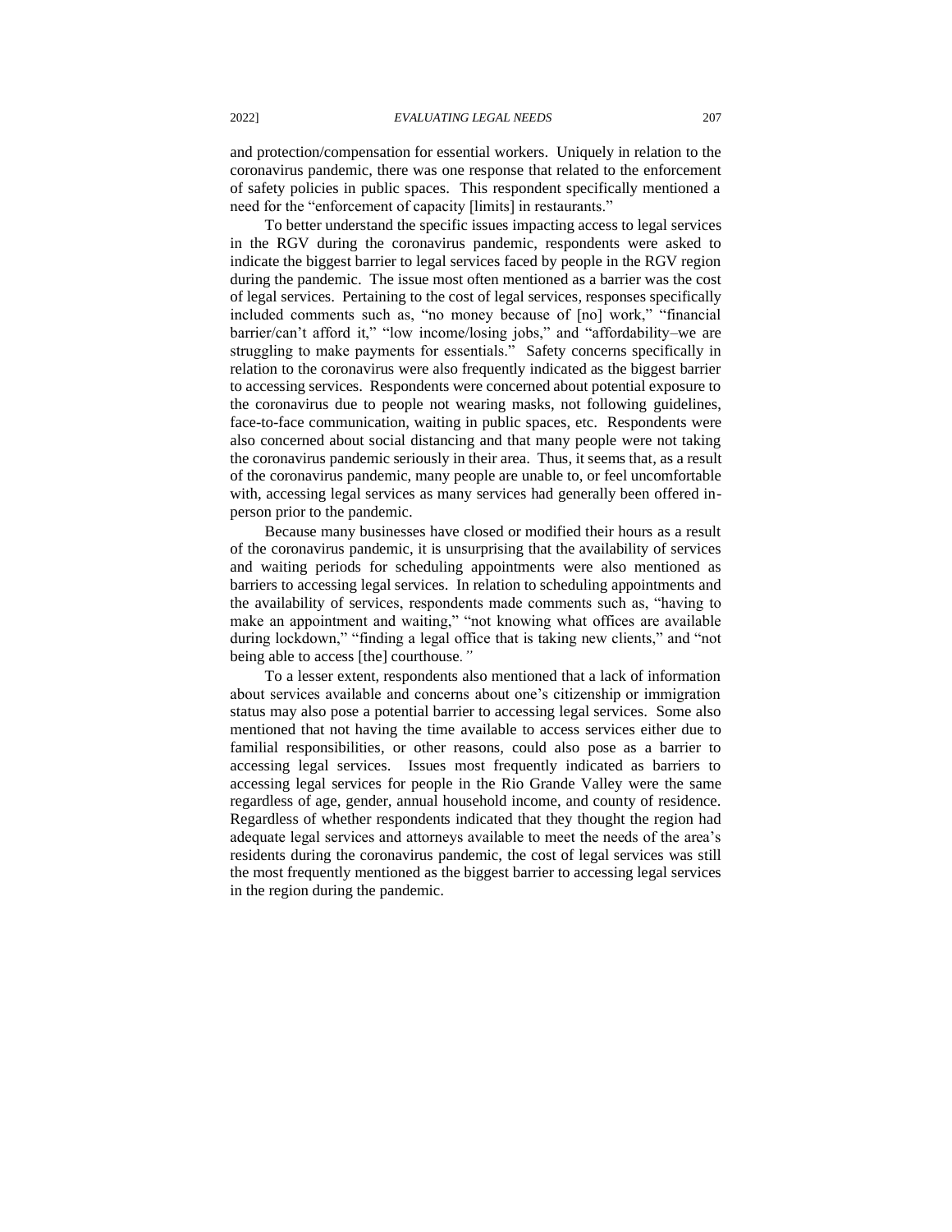and protection/compensation for essential workers. Uniquely in relation to the coronavirus pandemic, there was one response that related to the enforcement of safety policies in public spaces. This respondent specifically mentioned a need for the "enforcement of capacity [limits] in restaurants."

To better understand the specific issues impacting access to legal services in the RGV during the coronavirus pandemic, respondents were asked to indicate the biggest barrier to legal services faced by people in the RGV region during the pandemic. The issue most often mentioned as a barrier was the cost of legal services. Pertaining to the cost of legal services, responses specifically included comments such as, "no money because of [no] work," "financial barrier/can't afford it," "low income/losing jobs," and "affordability–we are struggling to make payments for essentials." Safety concerns specifically in relation to the coronavirus were also frequently indicated as the biggest barrier to accessing services. Respondents were concerned about potential exposure to the coronavirus due to people not wearing masks, not following guidelines, face-to-face communication, waiting in public spaces, etc. Respondents were also concerned about social distancing and that many people were not taking the coronavirus pandemic seriously in their area. Thus, it seems that, as a result of the coronavirus pandemic, many people are unable to, or feel uncomfortable with, accessing legal services as many services had generally been offered in-person prior to the pandemic.

Because many businesses have closed or modified their hours as a result of the coronavirus pandemic, it is unsurprising that the availability of services and waiting periods for scheduling appointments were also mentioned as barriers to accessing legal services. In relation to scheduling appointments and the availability of services, respondents made comments such as, "having to make an appointment and waiting," "not knowing what offices are available during lockdown," "finding a legal office that is taking new clients," and "not being able to access [the] courthouse."

To a lesser extent, respondents also mentioned that a lack of information about services available and concerns about one's citizenship or immigration status may also pose a potential barrier to accessing legal services. Some also mentioned that not having the time available to access services either due to familial responsibilities, or other reasons, could also pose as a barrier to accessing legal services. Issues most frequently indicated as barriers to accessing legal services for people in the Rio Grande Valley were the same regardless of age, gender, annual household income, and county of residence. Regardless of whether respondents indicated that they thought the region had adequate legal services and attorneys available to meet the needs of the area's residents during the coronavirus pandemic, the cost of legal services was still the most frequently mentioned as the biggest barrier to accessing legal services in the region during the pandemic.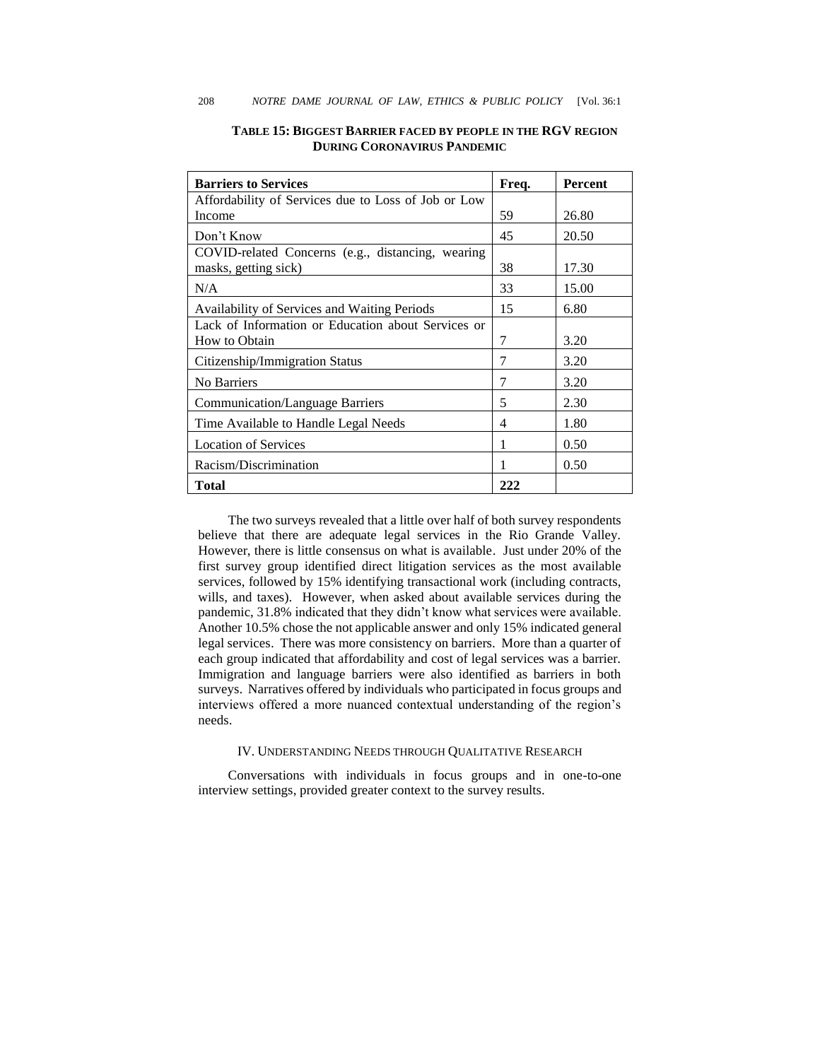**TABLE 15: BIGGEST BARRIER FACED BY PEOPLE IN THE RGV REGION DURING CORONAVIRUS PANDEMIC**

| Barriers to Services | Freq. | Percent |
|---|---|---|
| Affordability of Services due to Loss of Job or Low Income | 59 | 26.80 |
| Don't Know | 45 | 20.50 |
| COVID-related Concerns (e.g., distancing, wearing masks, getting sick) | 38 | 17.30 |
| N/A | 33 | 15.00 |
| Availability of Services and Waiting Periods | 15 | 6.80 |
| Lack of Information or Education about Services or How to Obtain | 7 | 3.20 |
| Citizenship/Immigration Status | 7 | 3.20 |
| No Barriers | 7 | 3.20 |
| Communication/Language Barriers | 5 | 2.30 |
| Time Available to Handle Legal Needs | 4 | 1.80 |
| Location of Services | 1 | 0.50 |
| Racism/Discrimination | 1 | 0.50 |
| **Total** | **222** | |

The two surveys revealed that a little over half of both survey respondents believe that there are adequate legal services in the Rio Grande Valley. However, there is little consensus on what is available. Just under 20% of the first survey group identified direct litigation services as the most available services, followed by 15% identifying transactional work (including contracts, wills, and taxes). However, when asked about available services during the pandemic, 31.8% indicated that they didn't know what services were available. Another 10.5% chose the not applicable answer and only 15% indicated general legal services. There was more consistency on barriers. More than a quarter of each group indicated that affordability and cost of legal services was a barrier. Immigration and language barriers were also identified as barriers in both surveys. Narratives offered by individuals who participated in focus groups and interviews offered a more nuanced contextual understanding of the region's needs.

## IV. UNDERSTANDING NEEDS THROUGH QUALITATIVE RESEARCH

Conversations with individuals in focus groups and in one-to-one interview settings, provided greater context to the survey results.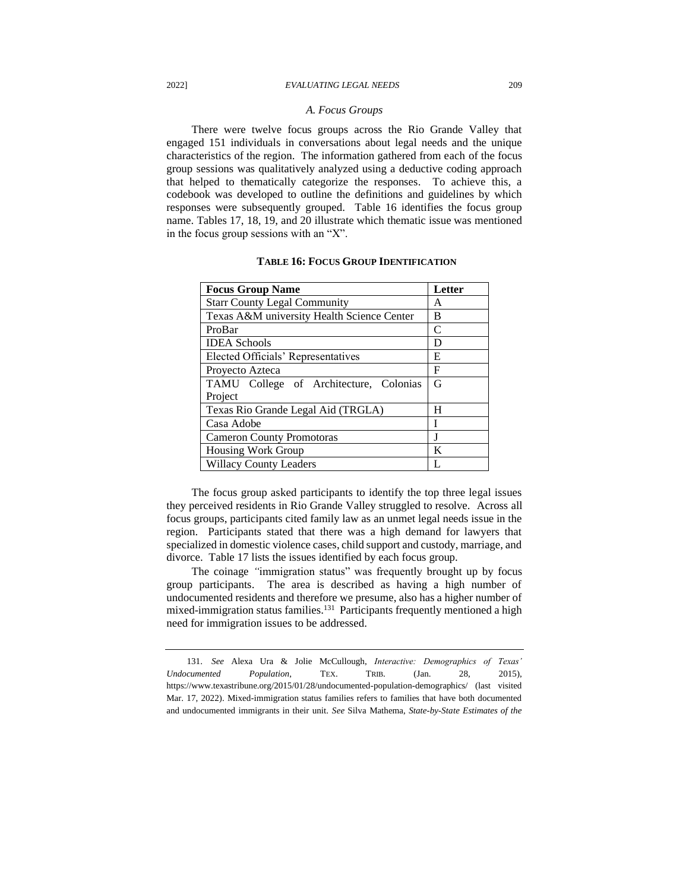### *A. Focus Groups*

There were twelve focus groups across the Rio Grande Valley that engaged 151 individuals in conversations about legal needs and the unique characteristics of the region. The information gathered from each of the focus group sessions was qualitatively analyzed using a deductive coding approach that helped to thematically categorize the responses. To achieve this, a codebook was developed to outline the definitions and guidelines by which responses were subsequently grouped. Table 16 identifies the focus group name. Tables 17, 18, 19, and 20 illustrate which thematic issue was mentioned in the focus group sessions with an "X".

**TABLE 16: FOCUS GROUP IDENTIFICATION**

| Focus Group Name | Letter |
|---|---|
| Starr County Legal Community | A |
| Texas A&M university Health Science Center | B |
| ProBar | C |
| IDEA Schools | D |
| Elected Officials' Representatives | E |
| Proyecto Azteca | F |
| TAMU College of Architecture, Colonias Project | G |
| Texas Rio Grande Legal Aid (TRGLA) | H |
| Casa Adobe | I |
| Cameron County Promotoras | J |
| Housing Work Group | K |
| Willacy County Leaders | L |

The focus group asked participants to identify the top three legal issues they perceived residents in Rio Grande Valley struggled to resolve. Across all focus groups, participants cited family law as an unmet legal needs issue in the region. Participants stated that there was a high demand for lawyers that specialized in domestic violence cases, child support and custody, marriage, and divorce. Table 17 lists the issues identified by each focus group.

The coinage "immigration status" was frequently brought up by focus group participants. The area is described as having a high number of undocumented residents and therefore we presume, also has a higher number of mixed-immigration status families.[131] Participants frequently mentioned a high need for immigration issues to be addressed.

---

131. *See* Alexa Ura & Jolie McCullough, *Interactive: Demographics of Texas' Undocumented Population*, TEX. TRIB. (Jan. 28, 2015), https://www.texastribune.org/2015/01/28/undocumented-population-demographics/ (last visited Mar. 17, 2022). Mixed-immigration status families refers to families that have both documented and undocumented immigrants in their unit. *See* Silva Mathema, *State-by-State Estimates of the*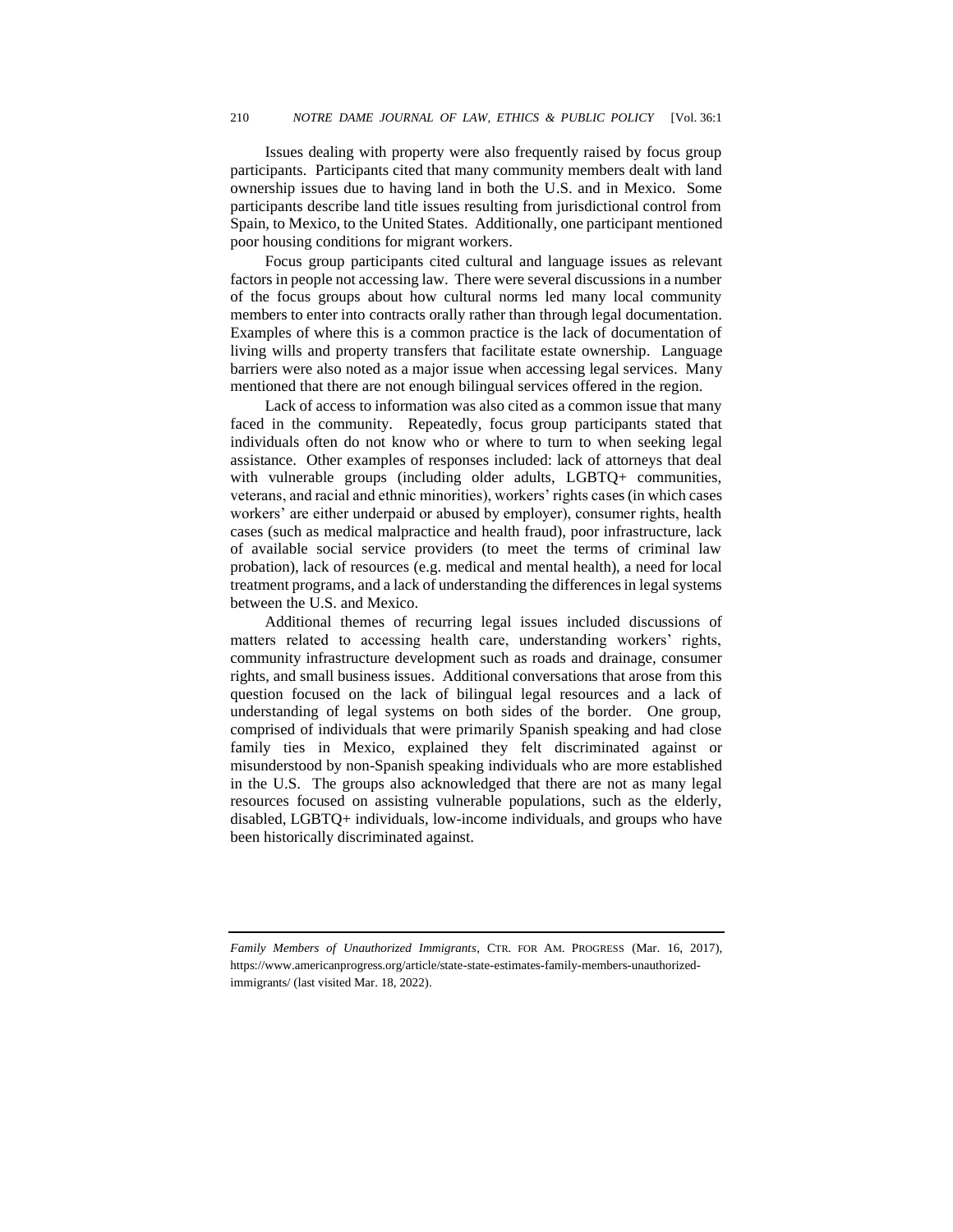Issues dealing with property were also frequently raised by focus group participants. Participants cited that many community members dealt with land ownership issues due to having land in both the U.S. and in Mexico. Some participants describe land title issues resulting from jurisdictional control from Spain, to Mexico, to the United States. Additionally, one participant mentioned poor housing conditions for migrant workers.

Focus group participants cited cultural and language issues as relevant factors in people not accessing law. There were several discussions in a number of the focus groups about how cultural norms led many local community members to enter into contracts orally rather than through legal documentation. Examples of where this is a common practice is the lack of documentation of living wills and property transfers that facilitate estate ownership. Language barriers were also noted as a major issue when accessing legal services. Many mentioned that there are not enough bilingual services offered in the region.

Lack of access to information was also cited as a common issue that many faced in the community. Repeatedly, focus group participants stated that individuals often do not know who or where to turn to when seeking legal assistance. Other examples of responses included: lack of attorneys that deal with vulnerable groups (including older adults, LGBTQ+ communities, veterans, and racial and ethnic minorities), workers' rights cases (in which cases workers' are either underpaid or abused by employer), consumer rights, health cases (such as medical malpractice and health fraud), poor infrastructure, lack of available social service providers (to meet the terms of criminal law probation), lack of resources (e.g. medical and mental health), a need for local treatment programs, and a lack of understanding the differences in legal systems between the U.S. and Mexico.

Additional themes of recurring legal issues included discussions of matters related to accessing health care, understanding workers' rights, community infrastructure development such as roads and drainage, consumer rights, and small business issues. Additional conversations that arose from this question focused on the lack of bilingual legal resources and a lack of understanding of legal systems on both sides of the border. One group, comprised of individuals that were primarily Spanish speaking and had close family ties in Mexico, explained they felt discriminated against or misunderstood by non-Spanish speaking individuals who are more established in the U.S. The groups also acknowledged that there are not as many legal resources focused on assisting vulnerable populations, such as the elderly, disabled, LGBTQ+ individuals, low-income individuals, and groups who have been historically discriminated against.

---

*Family Members of Unauthorized Immigrants*, CTR. FOR AM. PROGRESS (Mar. 16, 2017), https://www.americanprogress.org/article/state-state-estimates-family-members-unauthorized-immigrants/ (last visited Mar. 18, 2022).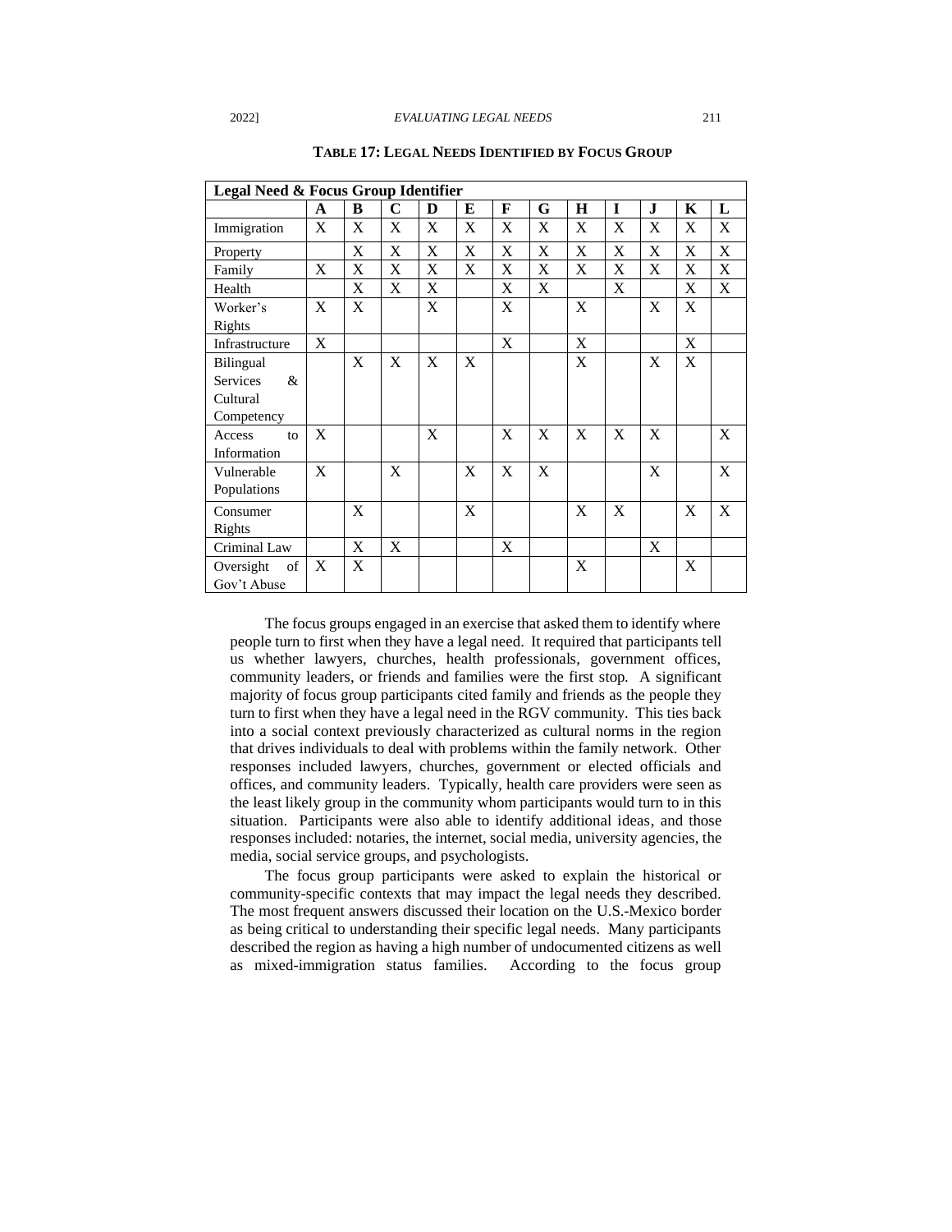**TABLE 17: LEGAL NEEDS IDENTIFIED BY FOCUS GROUP**

| Legal Need & Focus Group Identifier | | | | | | | | | | | | |
|---|---|---|---|---|---|---|---|---|---|---|---|---|
| | **A** | **B** | **C** | **D** | **E** | **F** | **G** | **H** | **I** | **J** | **K** | **L** |
| Immigration | X | X | X | X | X | X | X | X | X | X | X | X |
| Property | | X | X | X | X | X | X | X | X | X | X | X |
| Family | X | X | X | X | X | X | X | X | X | X | X | X |
| Health | | X | X | X | | X | X | | X | | X | X |
| Worker's Rights | X | X | | X | | X | | X | | X | X | |
| Infrastructure | X | | | | | X | | X | | | X | |
| Bilingual Services & Cultural Competency | | X | X | X | X | | | X | | X | X | |
| Access to Information | X | | | X | | X | X | X | X | X | | X |
| Vulnerable Populations | X | | X | | X | X | X | | | X | | X |
| Consumer Rights | | X | | | X | | | X | X | | X | X |
| Criminal Law | | X | X | | | X | | | | X | | |
| Oversight of Gov't Abuse | X | X | | | | | | X | | | X | |

The focus groups engaged in an exercise that asked them to identify where people turn to first when they have a legal need. It required that participants tell us whether lawyers, churches, health professionals, government offices, community leaders, or friends and families were the first stop. A significant majority of focus group participants cited family and friends as the people they turn to first when they have a legal need in the RGV community. This ties back into a social context previously characterized as cultural norms in the region that drives individuals to deal with problems within the family network. Other responses included lawyers, churches, government or elected officials and offices, and community leaders. Typically, health care providers were seen as the least likely group in the community whom participants would turn to in this situation. Participants were also able to identify additional ideas, and those responses included: notaries, the internet, social media, university agencies, the media, social service groups, and psychologists.

The focus group participants were asked to explain the historical or community-specific contexts that may impact the legal needs they described. The most frequent answers discussed their location on the U.S.-Mexico border as being critical to understanding their specific legal needs. Many participants described the region as having a high number of undocumented citizens as well as mixed-immigration status families. According to the focus group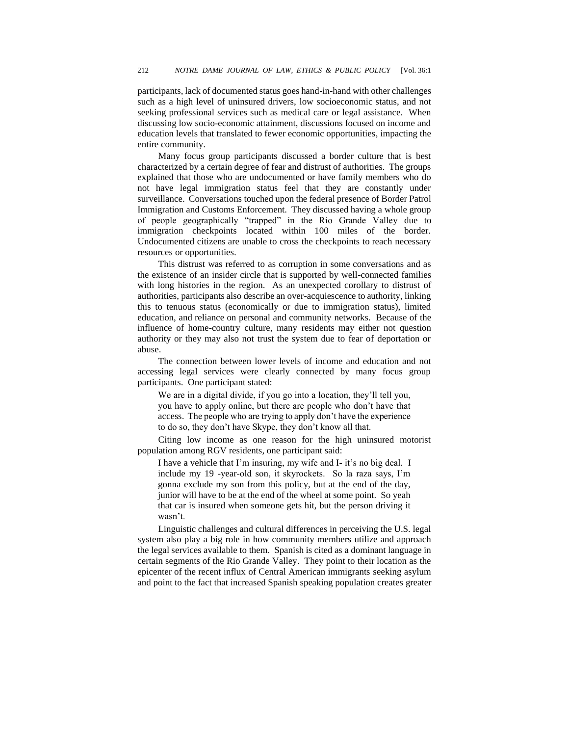participants, lack of documented status goes hand-in-hand with other challenges such as a high level of uninsured drivers, low socioeconomic status, and not seeking professional services such as medical care or legal assistance. When discussing low socio-economic attainment, discussions focused on income and education levels that translated to fewer economic opportunities, impacting the entire community.

Many focus group participants discussed a border culture that is best characterized by a certain degree of fear and distrust of authorities. The groups explained that those who are undocumented or have family members who do not have legal immigration status feel that they are constantly under surveillance. Conversations touched upon the federal presence of Border Patrol Immigration and Customs Enforcement. They discussed having a whole group of people geographically "trapped" in the Rio Grande Valley due to immigration checkpoints located within 100 miles of the border. Undocumented citizens are unable to cross the checkpoints to reach necessary resources or opportunities.

This distrust was referred to as corruption in some conversations and as the existence of an insider circle that is supported by well-connected families with long histories in the region. As an unexpected corollary to distrust of authorities, participants also describe an over-acquiescence to authority, linking this to tenuous status (economically or due to immigration status), limited education, and reliance on personal and community networks. Because of the influence of home-country culture, many residents may either not question authority or they may also not trust the system due to fear of deportation or abuse.

The connection between lower levels of income and education and not accessing legal services were clearly connected by many focus group participants. One participant stated:

> We are in a digital divide, if you go into a location, they'll tell you, you have to apply online, but there are people who don't have that access. The people who are trying to apply don't have the experience to do so, they don't have Skype, they don't know all that.

Citing low income as one reason for the high uninsured motorist population among RGV residents, one participant said:

> I have a vehicle that I'm insuring, my wife and I- it's no big deal. I include my 19 -year-old son, it skyrockets. So la raza says, I'm gonna exclude my son from this policy, but at the end of the day, junior will have to be at the end of the wheel at some point. So yeah that car is insured when someone gets hit, but the person driving it wasn't.

Linguistic challenges and cultural differences in perceiving the U.S. legal system also play a big role in how community members utilize and approach the legal services available to them. Spanish is cited as a dominant language in certain segments of the Rio Grande Valley. They point to their location as the epicenter of the recent influx of Central American immigrants seeking asylum and point to the fact that increased Spanish speaking population creates greater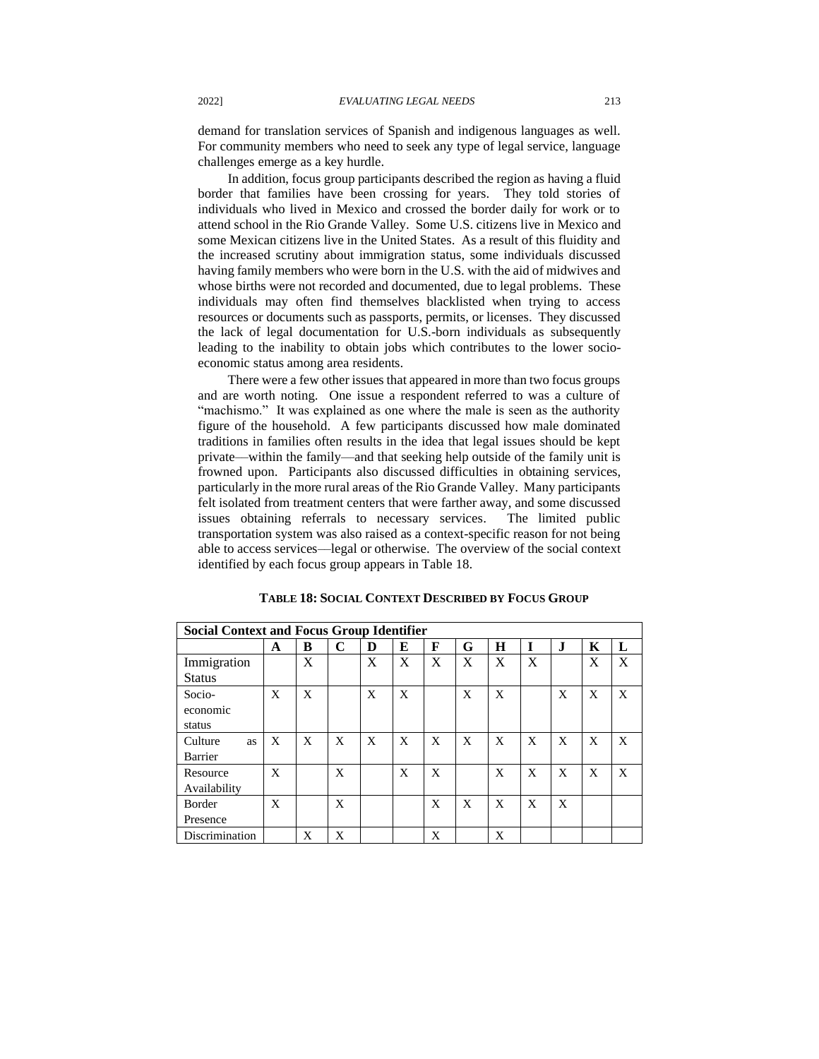demand for translation services of Spanish and indigenous languages as well. For community members who need to seek any type of legal service, language challenges emerge as a key hurdle.

In addition, focus group participants described the region as having a fluid border that families have been crossing for years. They told stories of individuals who lived in Mexico and crossed the border daily for work or to attend school in the Rio Grande Valley. Some U.S. citizens live in Mexico and some Mexican citizens live in the United States. As a result of this fluidity and the increased scrutiny about immigration status, some individuals discussed having family members who were born in the U.S. with the aid of midwives and whose births were not recorded and documented, due to legal problems. These individuals may often find themselves blacklisted when trying to access resources or documents such as passports, permits, or licenses. They discussed the lack of legal documentation for U.S.-born individuals as subsequently leading to the inability to obtain jobs which contributes to the lower socio-economic status among area residents.

There were a few other issues that appeared in more than two focus groups and are worth noting. One issue a respondent referred to was a culture of "machismo." It was explained as one where the male is seen as the authority figure of the household. A few participants discussed how male dominated traditions in families often results in the idea that legal issues should be kept private—within the family—and that seeking help outside of the family unit is frowned upon. Participants also discussed difficulties in obtaining services, particularly in the more rural areas of the Rio Grande Valley. Many participants felt isolated from treatment centers that were farther away, and some discussed issues obtaining referrals to necessary services. The limited public transportation system was also raised as a context-specific reason for not being able to access services—legal or otherwise. The overview of the social context identified by each focus group appears in Table 18.

**TABLE 18: SOCIAL CONTEXT DESCRIBED BY FOCUS GROUP**

| Social Context and Focus Group Identifier | | | | | | | | | | | | |
|---|---|---|---|---|---|---|---|---|---|---|---|---|
| | **A** | **B** | **C** | **D** | **E** | **F** | **G** | **H** | **I** | **J** | **K** | **L** |
| Immigration Status | | X | | X | X | X | X | X | X | | X | X |
| Socio-economic status | X | X | | X | X | | X | X | | X | X | X |
| Culture as Barrier | X | X | X | X | X | X | X | X | X | X | X | X |
| Resource Availability | X | | X | | X | X | | X | X | X | X | X |
| Border Presence | X | | X | | | X | X | X | X | X | | |
| Discrimination | | X | X | | | X | | X | | | | |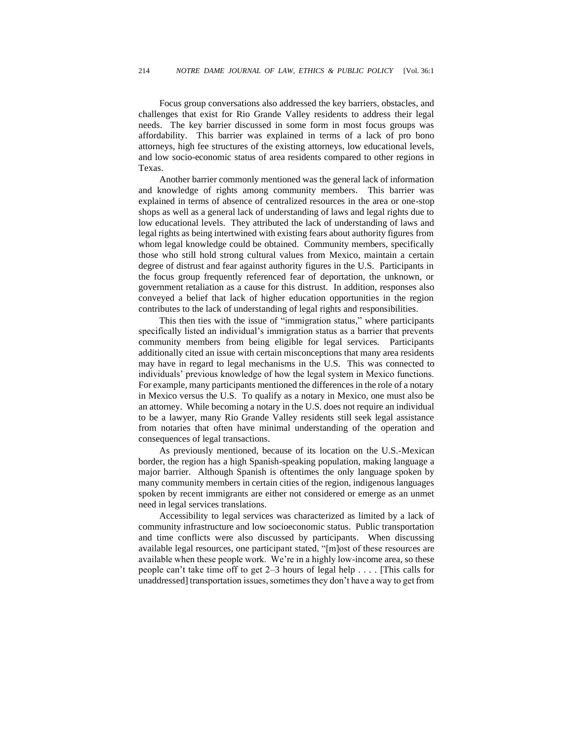Focus group conversations also addressed the key barriers, obstacles, and challenges that exist for Rio Grande Valley residents to address their legal needs. The key barrier discussed in some form in most focus groups was affordability. This barrier was explained in terms of a lack of pro bono attorneys, high fee structures of the existing attorneys, low educational levels, and low socio-economic status of area residents compared to other regions in Texas.

Another barrier commonly mentioned was the general lack of information and knowledge of rights among community members. This barrier was explained in terms of absence of centralized resources in the area or one-stop shops as well as a general lack of understanding of laws and legal rights due to low educational levels. They attributed the lack of understanding of laws and legal rights as being intertwined with existing fears about authority figures from whom legal knowledge could be obtained. Community members, specifically those who still hold strong cultural values from Mexico, maintain a certain degree of distrust and fear against authority figures in the U.S. Participants in the focus group frequently referenced fear of deportation, the unknown, or government retaliation as a cause for this distrust. In addition, responses also conveyed a belief that lack of higher education opportunities in the region contributes to the lack of understanding of legal rights and responsibilities.

This then ties with the issue of "immigration status," where participants specifically listed an individual's immigration status as a barrier that prevents community members from being eligible for legal services. Participants additionally cited an issue with certain misconceptions that many area residents may have in regard to legal mechanisms in the U.S. This was connected to individuals' previous knowledge of how the legal system in Mexico functions. For example, many participants mentioned the differences in the role of a notary in Mexico versus the U.S. To qualify as a notary in Mexico, one must also be an attorney. While becoming a notary in the U.S. does not require an individual to be a lawyer, many Rio Grande Valley residents still seek legal assistance from notaries that often have minimal understanding of the operation and consequences of legal transactions.

As previously mentioned, because of its location on the U.S.-Mexican border, the region has a high Spanish-speaking population, making language a major barrier. Although Spanish is oftentimes the only language spoken by many community members in certain cities of the region, indigenous languages spoken by recent immigrants are either not considered or emerge as an unmet need in legal services translations.

Accessibility to legal services was characterized as limited by a lack of community infrastructure and low socioeconomic status. Public transportation and time conflicts were also discussed by participants. When discussing available legal resources, one participant stated, "[m]ost of these resources are available when these people work. We're in a highly low-income area, so these people can't take time off to get 2–3 hours of legal help . . . . [This calls for unaddressed] transportation issues, sometimes they don't have a way to get from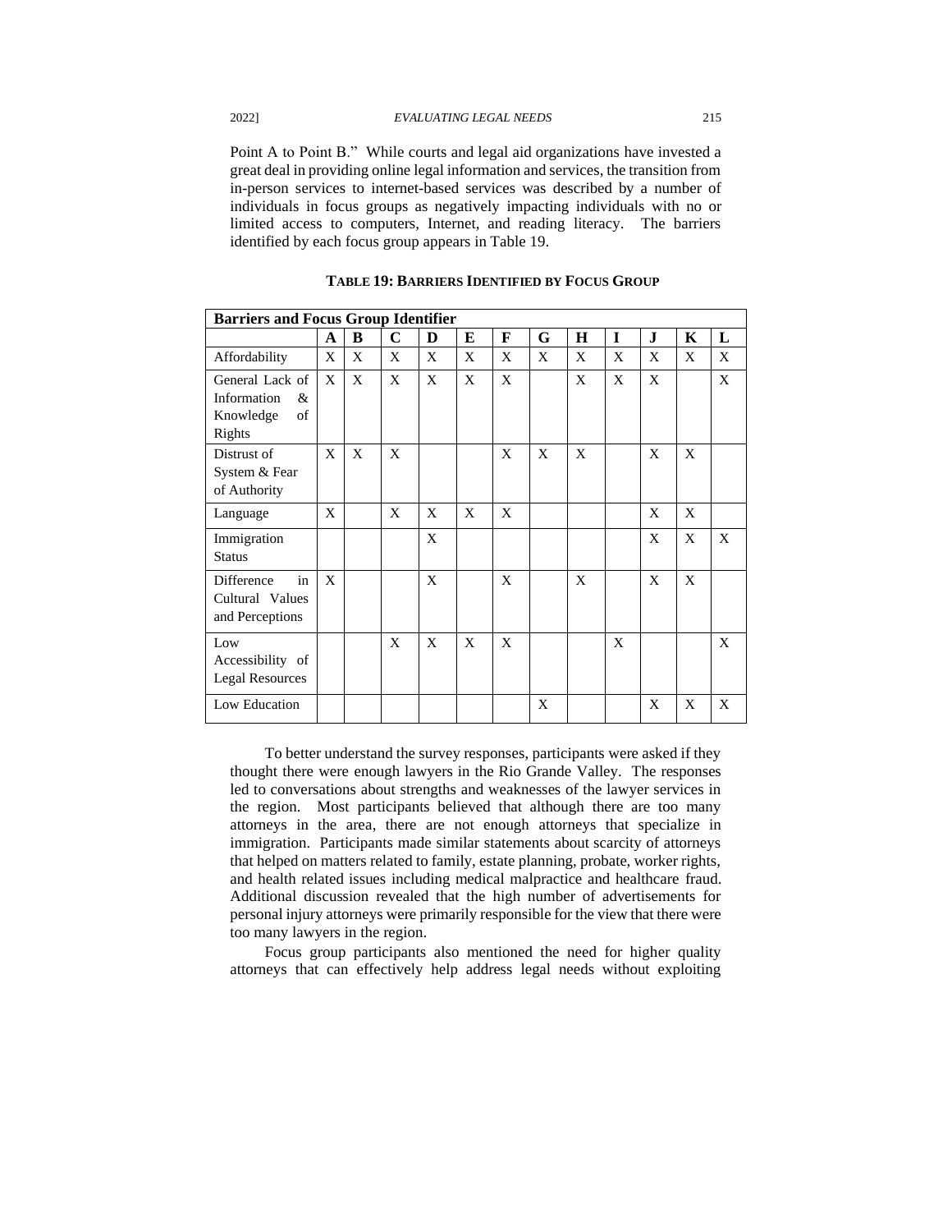Point A to Point B." While courts and legal aid organizations have invested a great deal in providing online legal information and services, the transition from in-person services to internet-based services was described by a number of individuals in focus groups as negatively impacting individuals with no or limited access to computers, Internet, and reading literacy. The barriers identified by each focus group appears in Table 19.

**TABLE 19: BARRIERS IDENTIFIED BY FOCUS GROUP**

| Barriers and Focus Group Identifier | | | | | | | | | | | | |
|---|---|---|---|---|---|---|---|---|---|---|---|---|
| | **A** | **B** | **C** | **D** | **E** | **F** | **G** | **H** | **I** | **J** | **K** | **L** |
| Affordability | X | X | X | X | X | X | X | X | X | X | X | X |
| General Lack of Information & Knowledge of Rights | X | X | X | X | X | X | | X | X | X | | X |
| Distrust of System & Fear of Authority | X | X | X | | | X | X | X | | X | X | |
| Language | X | | X | X | X | X | | | | X | X | |
| Immigration Status | | | | X | | | | | | X | X | X |
| Difference in Cultural Values and Perceptions | X | | | X | | X | | X | | X | X | |
| Low Accessibility of Legal Resources | | | X | X | X | X | | | X | | | X |
| Low Education | | | | | | | X | | | X | X | X |

To better understand the survey responses, participants were asked if they thought there were enough lawyers in the Rio Grande Valley. The responses led to conversations about strengths and weaknesses of the lawyer services in the region. Most participants believed that although there are too many attorneys in the area, there are not enough attorneys that specialize in immigration. Participants made similar statements about scarcity of attorneys that helped on matters related to family, estate planning, probate, worker rights, and health related issues including medical malpractice and healthcare fraud. Additional discussion revealed that the high number of advertisements for personal injury attorneys were primarily responsible for the view that there were too many lawyers in the region.

Focus group participants also mentioned the need for higher quality attorneys that can effectively help address legal needs without exploiting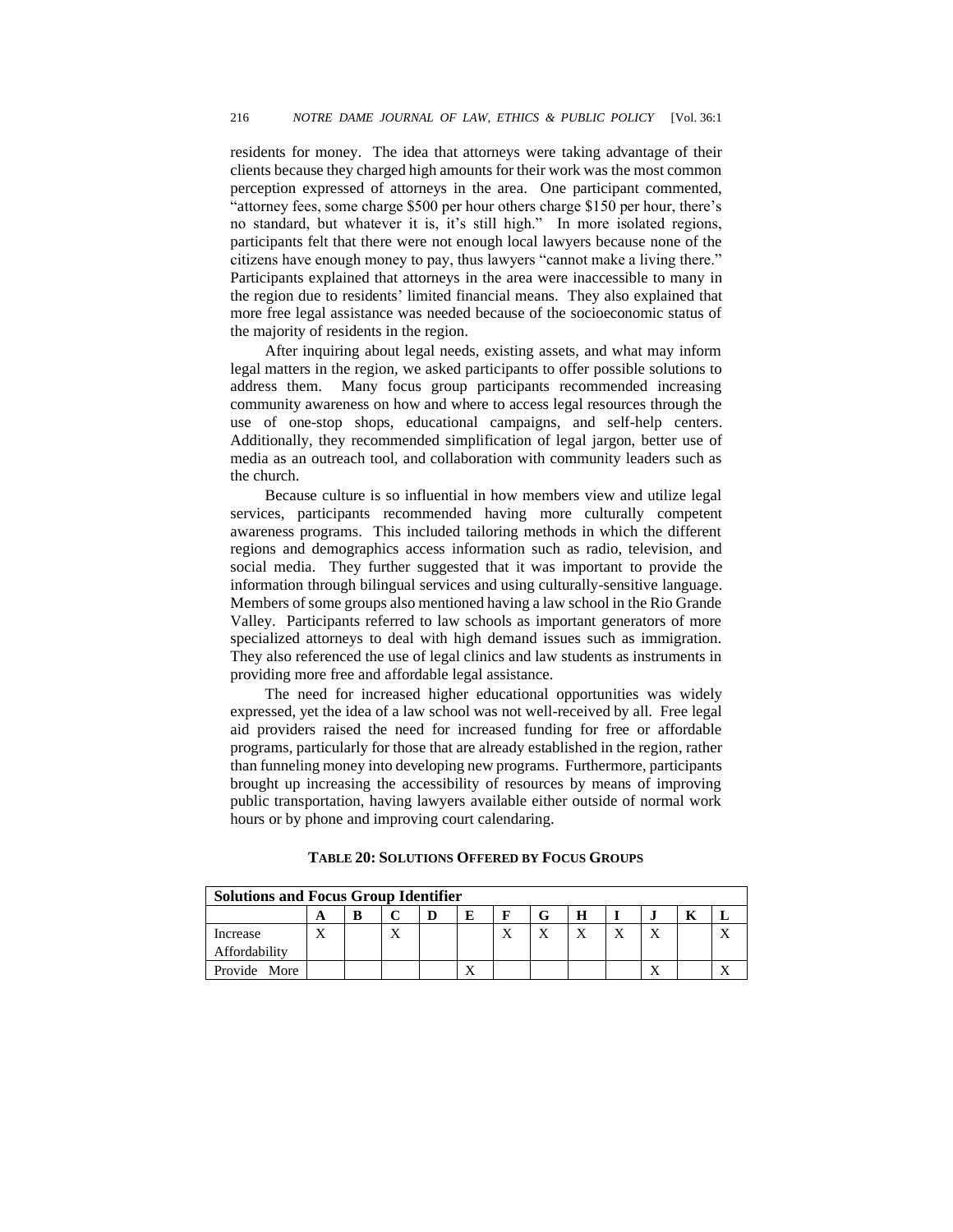residents for money. The idea that attorneys were taking advantage of their clients because they charged high amounts for their work was the most common perception expressed of attorneys in the area. One participant commented, "attorney fees, some charge $500 per hour others charge $150 per hour, there's no standard, but whatever it is, it's still high." In more isolated regions, participants felt that there were not enough local lawyers because none of the citizens have enough money to pay, thus lawyers "cannot make a living there." Participants explained that attorneys in the area were inaccessible to many in the region due to residents' limited financial means. They also explained that more free legal assistance was needed because of the socioeconomic status of the majority of residents in the region.

After inquiring about legal needs, existing assets, and what may inform legal matters in the region, we asked participants to offer possible solutions to address them. Many focus group participants recommended increasing community awareness on how and where to access legal resources through the use of one-stop shops, educational campaigns, and self-help centers. Additionally, they recommended simplification of legal jargon, better use of media as an outreach tool, and collaboration with community leaders such as the church.

Because culture is so influential in how members view and utilize legal services, participants recommended having more culturally competent awareness programs. This included tailoring methods in which the different regions and demographics access information such as radio, television, and social media. They further suggested that it was important to provide the information through bilingual services and using culturally-sensitive language. Members of some groups also mentioned having a law school in the Rio Grande Valley. Participants referred to law schools as important generators of more specialized attorneys to deal with high demand issues such as immigration. They also referenced the use of legal clinics and law students as instruments in providing more free and affordable legal assistance.

The need for increased higher educational opportunities was widely expressed, yet the idea of a law school was not well-received by all. Free legal aid providers raised the need for increased funding for free or affordable programs, particularly for those that are already established in the region, rather than funneling money into developing new programs. Furthermore, participants brought up increasing the accessibility of resources by means of improving public transportation, having lawyers available either outside of normal work hours or by phone and improving court calendaring.

**TABLE 20: SOLUTIONS OFFERED BY FOCUS GROUPS**

| **Solutions and Focus Group Identifier** | | | | | | | | | | | | |
|---|---|---|---|---|---|---|---|---|---|---|---|---|
| | **A** | **B** | **C** | **D** | **E** | **F** | **G** | **H** | **I** | **J** | **K** | **L** |
| Increase Affordability | X | | X | | | X | X | X | X | X | | X |
| Provide More | | | | | X | | | | | X | | X |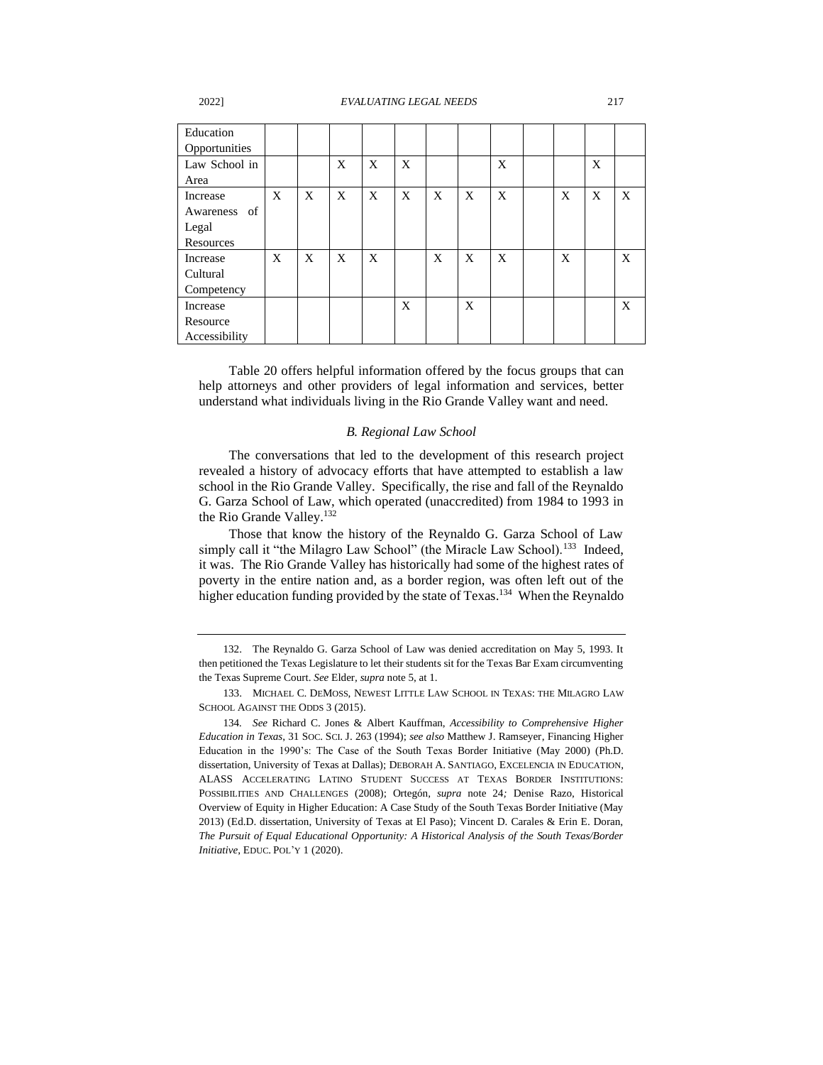| Education Opportunities | | | | | | | | | | | | |
|---|---|---|---|---|---|---|---|---|---|---|---|---|
| Law School in Area | | | X | X | X | | | X | | | X | |
| Increase Awareness of Legal Resources | X | X | X | X | X | X | X | X | | X | X | X |
| Increase Cultural Competency | X | X | X | X | | X | X | X | | X | | X |
| Increase Resource Accessibility | | | | | X | | X | | | | | X |

Table 20 offers helpful information offered by the focus groups that can help attorneys and other providers of legal information and services, better understand what individuals living in the Rio Grande Valley want and need.

### *B. Regional Law School*

The conversations that led to the development of this research project revealed a history of advocacy efforts that have attempted to establish a law school in the Rio Grande Valley. Specifically, the rise and fall of the Reynaldo G. Garza School of Law, which operated (unaccredited) from 1984 to 1993 in the Rio Grande Valley.[132]

Those that know the history of the Reynaldo G. Garza School of Law simply call it "the Milagro Law School" (the Miracle Law School).[133] Indeed, it was. The Rio Grande Valley has historically had some of the highest rates of poverty in the entire nation and, as a border region, was often left out of the higher education funding provided by the state of Texas.[134] When the Reynaldo

---

132. The Reynaldo G. Garza School of Law was denied accreditation on May 5, 1993. It then petitioned the Texas Legislature to let their students sit for the Texas Bar Exam circumventing the Texas Supreme Court. *See* Elder, *supra* note 5, at 1.

133. MICHAEL C. DEMOSS, NEWEST LITTLE LAW SCHOOL IN TEXAS: THE MILAGRO LAW SCHOOL AGAINST THE ODDS 3 (2015).

134. *See* Richard C. Jones & Albert Kauffman, *Accessibility to Comprehensive Higher Education in Texas*, 31 SOC. SCI. J. 263 (1994); *see also* Matthew J. Ramseyer, Financing Higher Education in the 1990's: The Case of the South Texas Border Initiative (May 2000) (Ph.D. dissertation, University of Texas at Dallas); DEBORAH A. SANTIAGO, EXCELENCIA IN EDUCATION, ALASS ACCELERATING LATINO STUDENT SUCCESS AT TEXAS BORDER INSTITUTIONS: POSSIBILITIES AND CHALLENGES (2008); Ortegón, *supra* note 24*;* Denise Razo, Historical Overview of Equity in Higher Education: A Case Study of the South Texas Border Initiative (May 2013) (Ed.D. dissertation, University of Texas at El Paso); Vincent D. Carales & Erin E. Doran, *The Pursuit of Equal Educational Opportunity: A Historical Analysis of the South Texas/Border Initiative*, EDUC. POL'Y 1 (2020).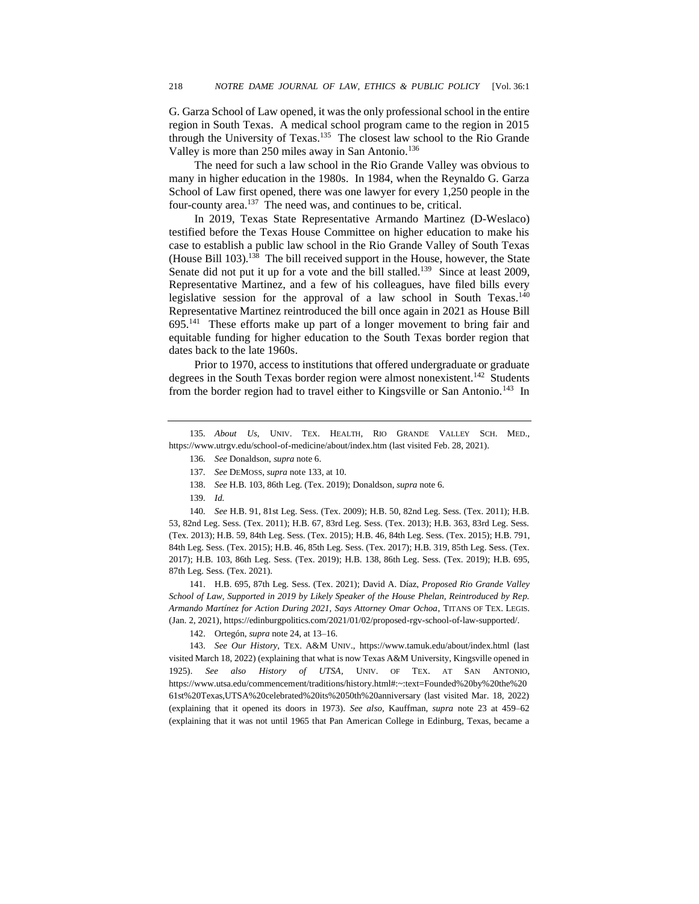G. Garza School of Law opened, it was the only professional school in the entire region in South Texas. A medical school program came to the region in 2015 through the University of Texas.[135] The closest law school to the Rio Grande Valley is more than 250 miles away in San Antonio.[136]

The need for such a law school in the Rio Grande Valley was obvious to many in higher education in the 1980s. In 1984, when the Reynaldo G. Garza School of Law first opened, there was one lawyer for every 1,250 people in the four-county area.[137] The need was, and continues to be, critical.

In 2019, Texas State Representative Armando Martinez (D-Weslaco) testified before the Texas House Committee on higher education to make his case to establish a public law school in the Rio Grande Valley of South Texas (House Bill 103).[138] The bill received support in the House, however, the State Senate did not put it up for a vote and the bill stalled.[139] Since at least 2009, Representative Martinez, and a few of his colleagues, have filed bills every legislative session for the approval of a law school in South Texas.[140] Representative Martinez reintroduced the bill once again in 2021 as House Bill 695.[141] These efforts make up part of a longer movement to bring fair and equitable funding for higher education to the South Texas border region that dates back to the late 1960s.

Prior to 1970, access to institutions that offered undergraduate or graduate degrees in the South Texas border region were almost nonexistent.[142] Students from the border region had to travel either to Kingsville or San Antonio.[143] In

---

135. *About Us*, UNIV. TEX. HEALTH, RIO GRANDE VALLEY SCH. MED., https://www.utrgv.edu/school-of-medicine/about/index.htm (last visited Feb. 28, 2021).

136. *See* Donaldson, *supra* note 6.

137. *See* DEMOSS, *supra* note 133, at 10.

138. *See* H.B. 103, 86th Leg. (Tex. 2019); Donaldson, *supra* note 6.

139. *Id.*

140. *See* H.B. 91, 81st Leg. Sess. (Tex. 2009); H.B. 50, 82nd Leg. Sess. (Tex. 2011); H.B. 53, 82nd Leg. Sess. (Tex. 2011); H.B. 67, 83rd Leg. Sess. (Tex. 2013); H.B. 363, 83rd Leg. Sess. (Tex. 2013); H.B. 59, 84th Leg. Sess. (Tex. 2015); H.B. 46, 84th Leg. Sess. (Tex. 2015); H.B. 791, 84th Leg. Sess. (Tex. 2015); H.B. 46, 85th Leg. Sess. (Tex. 2017); H.B. 319, 85th Leg. Sess. (Tex. 2017); H.B. 103, 86th Leg. Sess. (Tex. 2019); H.B. 138, 86th Leg. Sess. (Tex. 2019); H.B. 695, 87th Leg. Sess. (Tex. 2021).

141. H.B. 695, 87th Leg. Sess. (Tex. 2021); David A. Díaz, *Proposed Rio Grande Valley School of Law, Supported in 2019 by Likely Speaker of the House Phelan, Reintroduced by Rep. Armando Martínez for Action During 2021, Says Attorney Omar Ochoa*, TITANS OF TEX. LEGIS. (Jan. 2, 2021), https://edinburgpolitics.com/2021/01/02/proposed-rgv-school-of-law-supported/.

142. Ortegón, *supra* note 24, at 13–16.

143. *See Our History*, TEX. A&M UNIV., https://www.tamuk.edu/about/index.html (last visited March 18, 2022) (explaining that what is now Texas A&M University, Kingsville opened in 1925). *See also History of UTSA*, UNIV. OF TEX. AT SAN ANTONIO, https://www.utsa.edu/commencement/traditions/history.html#:~:text=Founded%20by%20the%2061st%20Texas,UTSA%20celebrated%20its%2050th%20anniversary (last visited Mar. 18, 2022) (explaining that it opened its doors in 1973). *See also*, Kauffman, *supra* note 23 at 459–62 (explaining that it was not until 1965 that Pan American College in Edinburg, Texas, became a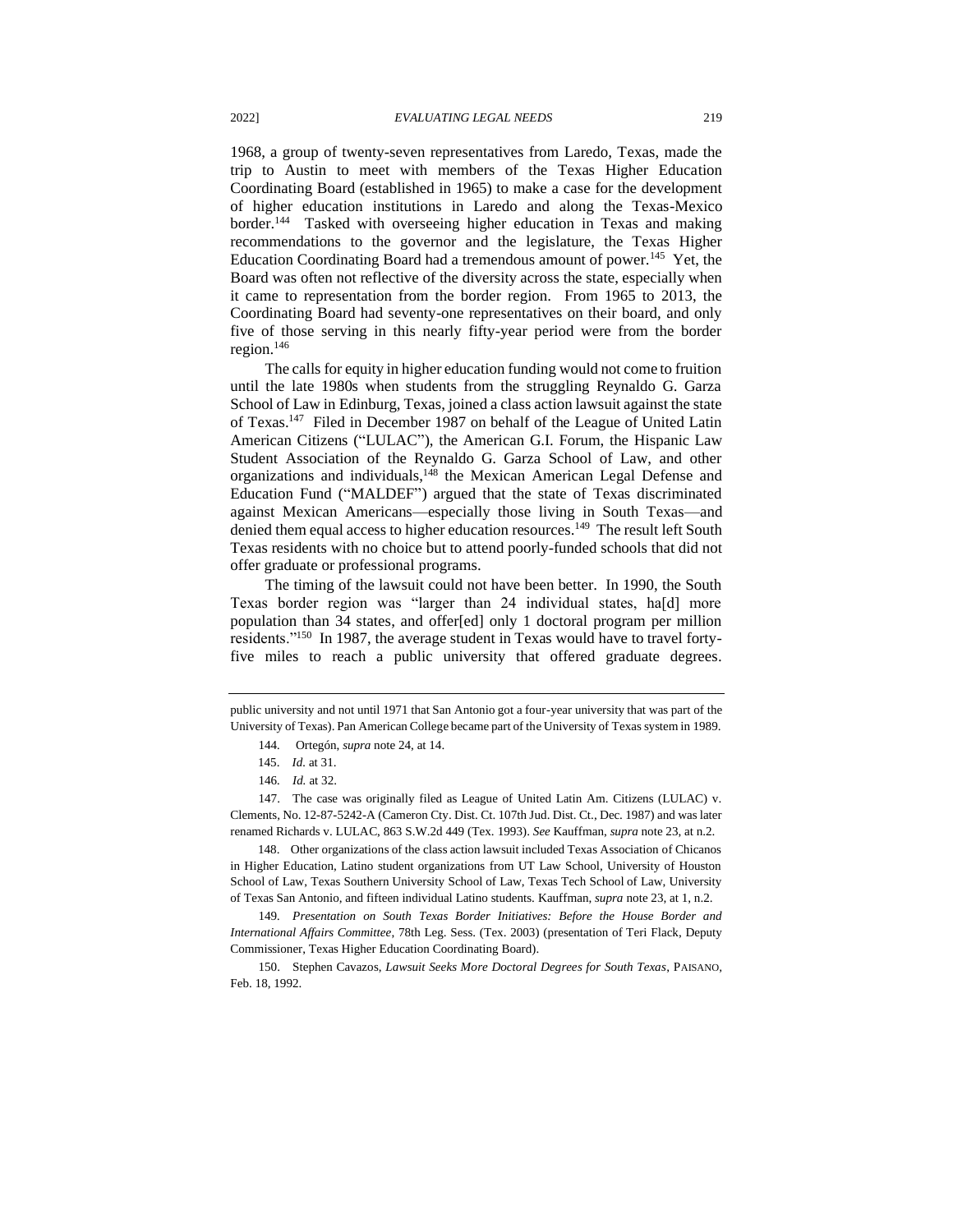1968, a group of twenty-seven representatives from Laredo, Texas, made the trip to Austin to meet with members of the Texas Higher Education Coordinating Board (established in 1965) to make a case for the development of higher education institutions in Laredo and along the Texas-Mexico border.[144] Tasked with overseeing higher education in Texas and making recommendations to the governor and the legislature, the Texas Higher Education Coordinating Board had a tremendous amount of power.[145] Yet, the Board was often not reflective of the diversity across the state, especially when it came to representation from the border region. From 1965 to 2013, the Coordinating Board had seventy-one representatives on their board, and only five of those serving in this nearly fifty-year period were from the border region.[146]

The calls for equity in higher education funding would not come to fruition until the late 1980s when students from the struggling Reynaldo G. Garza School of Law in Edinburg, Texas, joined a class action lawsuit against the state of Texas.[147] Filed in December 1987 on behalf of the League of United Latin American Citizens ("LULAC"), the American G.I. Forum, the Hispanic Law Student Association of the Reynaldo G. Garza School of Law, and other organizations and individuals,[148] the Mexican American Legal Defense and Education Fund ("MALDEF") argued that the state of Texas discriminated against Mexican Americans—especially those living in South Texas—and denied them equal access to higher education resources.[149] The result left South Texas residents with no choice but to attend poorly-funded schools that did not offer graduate or professional programs.

The timing of the lawsuit could not have been better. In 1990, the South Texas border region was "larger than 24 individual states, ha[d] more population than 34 states, and offer[ed] only 1 doctoral program per million residents."[150] In 1987, the average student in Texas would have to travel forty-five miles to reach a public university that offered graduate degrees.

---

public university and not until 1971 that San Antonio got a four-year university that was part of the University of Texas). Pan American College became part of the University of Texas system in 1989.

144. Ortegón, *supra* note 24, at 14.

145. *Id.* at 31.

146. *Id.* at 32.

147. The case was originally filed as League of United Latin Am. Citizens (LULAC) v. Clements, No. 12-87-5242-A (Cameron Cty. Dist. Ct. 107th Jud. Dist. Ct., Dec. 1987) and was later renamed Richards v. LULAC, 863 S.W.2d 449 (Tex. 1993). *See* Kauffman, *supra* note 23, at n.2.

148. Other organizations of the class action lawsuit included Texas Association of Chicanos in Higher Education, Latino student organizations from UT Law School, University of Houston School of Law, Texas Southern University School of Law, Texas Tech School of Law, University of Texas San Antonio, and fifteen individual Latino students. Kauffman, *supra* note 23, at 1, n.2.

149. *Presentation on South Texas Border Initiatives: Before the House Border and International Affairs Committee*, 78th Leg. Sess. (Tex. 2003) (presentation of Teri Flack, Deputy Commissioner, Texas Higher Education Coordinating Board).

150. Stephen Cavazos, *Lawsuit Seeks More Doctoral Degrees for South Texas*, PAISANO, Feb. 18, 1992.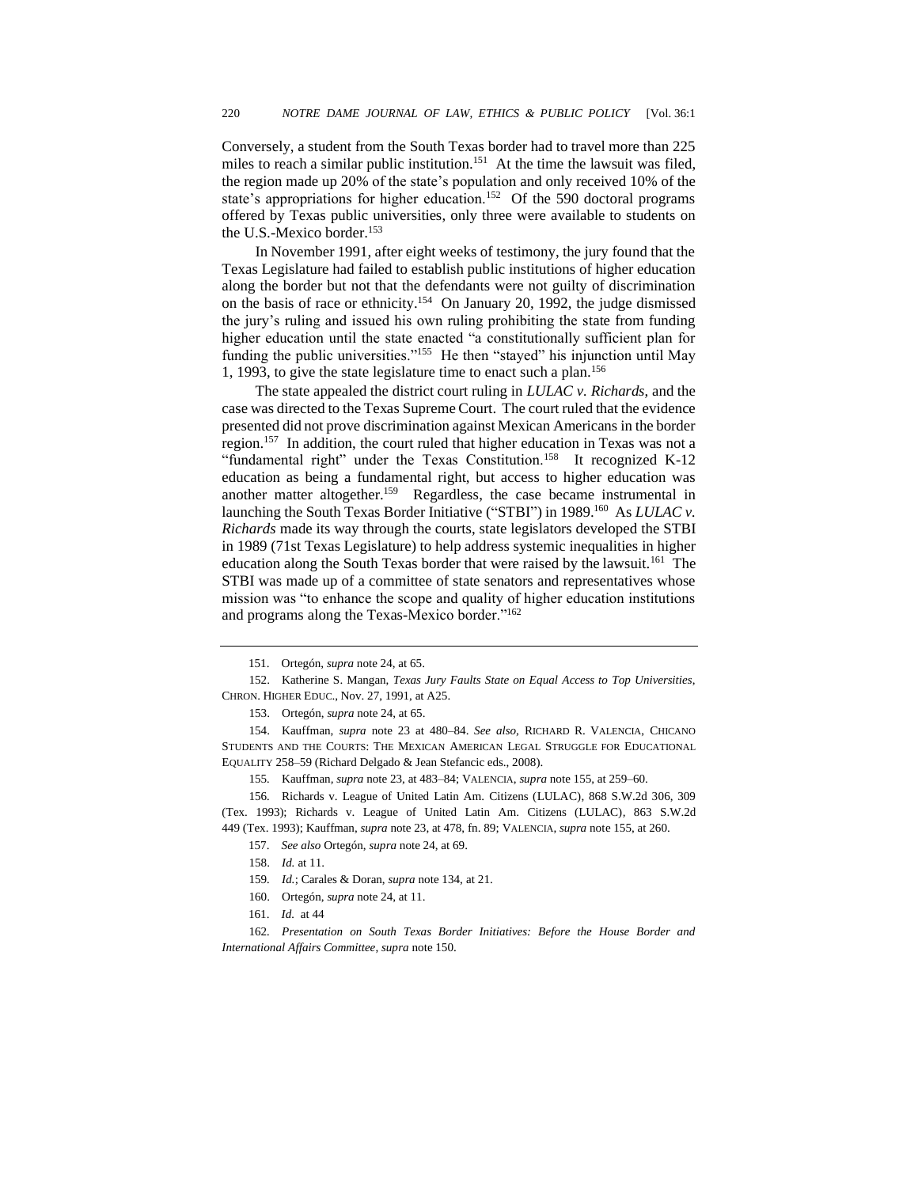Conversely, a student from the South Texas border had to travel more than 225 miles to reach a similar public institution.[151] At the time the lawsuit was filed, the region made up 20% of the state's population and only received 10% of the state's appropriations for higher education.[152] Of the 590 doctoral programs offered by Texas public universities, only three were available to students on the U.S.-Mexico border.[153]

In November 1991, after eight weeks of testimony, the jury found that the Texas Legislature had failed to establish public institutions of higher education along the border but not that the defendants were not guilty of discrimination on the basis of race or ethnicity.[154] On January 20, 1992, the judge dismissed the jury's ruling and issued his own ruling prohibiting the state from funding higher education until the state enacted "a constitutionally sufficient plan for funding the public universities."[155] He then "stayed" his injunction until May 1, 1993, to give the state legislature time to enact such a plan.[156]

The state appealed the district court ruling in *LULAC v. Richards*, and the case was directed to the Texas Supreme Court. The court ruled that the evidence presented did not prove discrimination against Mexican Americans in the border region.[157] In addition, the court ruled that higher education in Texas was not a "fundamental right" under the Texas Constitution.[158] It recognized K-12 education as being a fundamental right, but access to higher education was another matter altogether.[159] Regardless, the case became instrumental in launching the South Texas Border Initiative ("STBI") in 1989.[160] As *LULAC v. Richards* made its way through the courts, state legislators developed the STBI in 1989 (71st Texas Legislature) to help address systemic inequalities in higher education along the South Texas border that were raised by the lawsuit.[161] The STBI was made up of a committee of state senators and representatives whose mission was "to enhance the scope and quality of higher education institutions and programs along the Texas-Mexico border."[162]

---

151. Ortegón, *supra* note 24, at 65.

152. Katherine S. Mangan, *Texas Jury Faults State on Equal Access to Top Universities*, CHRON. HIGHER EDUC., Nov. 27, 1991, at A25.

153. Ortegón, *supra* note 24, at 65.

154. Kauffman, *supra* note 23 at 480–84. *See also*, RICHARD R. VALENCIA, CHICANO STUDENTS AND THE COURTS: THE MEXICAN AMERICAN LEGAL STRUGGLE FOR EDUCATIONAL EQUALITY 258–59 (Richard Delgado & Jean Stefancic eds., 2008).

155. Kauffman, *supra* note 23, at 483–84; VALENCIA, *supra* note 155, at 259–60.

156. Richards v. League of United Latin Am. Citizens (LULAC), 868 S.W.2d 306, 309 (Tex. 1993); Richards v. League of United Latin Am. Citizens (LULAC), 863 S.W.2d 449 (Tex. 1993); Kauffman, *supra* note 23, at 478, fn. 89; VALENCIA, *supra* note 155, at 260.

157. *See also* Ortegón, *supra* note 24, at 69.

158. *Id.* at 11.

159. *Id.*; Carales & Doran, *supra* note 134, at 21.

160. Ortegón, *supra* note 24, at 11.

161. *Id.* at 44

162. *Presentation on South Texas Border Initiatives: Before the House Border and International Affairs Committee*, *supra* note 150.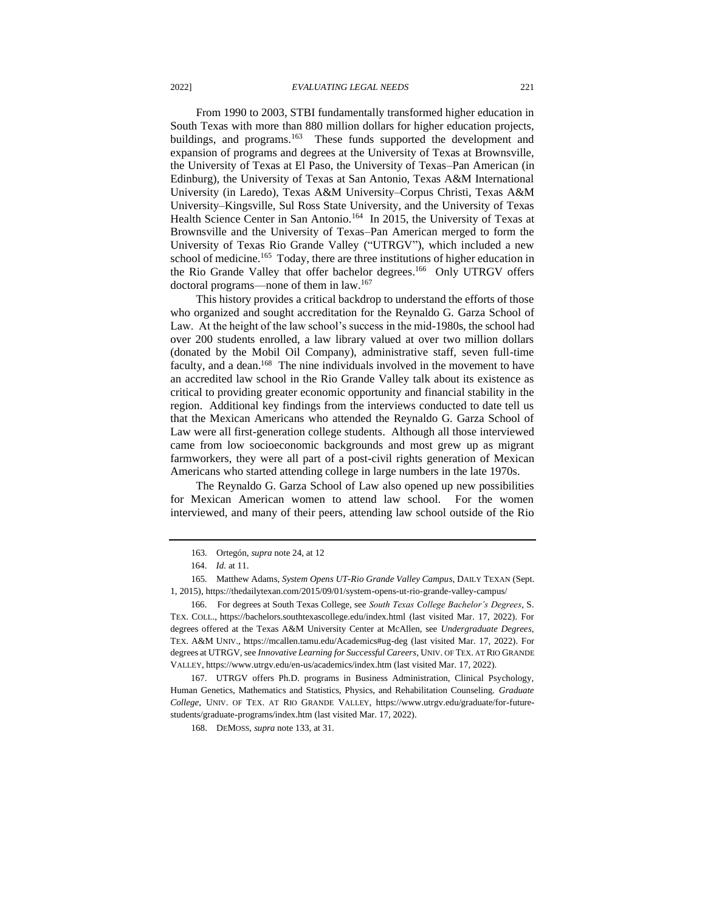From 1990 to 2003, STBI fundamentally transformed higher education in South Texas with more than 880 million dollars for higher education projects, buildings, and programs.[163] These funds supported the development and expansion of programs and degrees at the University of Texas at Brownsville, the University of Texas at El Paso, the University of Texas–Pan American (in Edinburg), the University of Texas at San Antonio, Texas A&M International University (in Laredo), Texas A&M University–Corpus Christi, Texas A&M University–Kingsville, Sul Ross State University, and the University of Texas Health Science Center in San Antonio.[164] In 2015, the University of Texas at Brownsville and the University of Texas–Pan American merged to form the University of Texas Rio Grande Valley ("UTRGV"), which included a new school of medicine.[165] Today, there are three institutions of higher education in the Rio Grande Valley that offer bachelor degrees.[166] Only UTRGV offers doctoral programs—none of them in law.[167]

This history provides a critical backdrop to understand the efforts of those who organized and sought accreditation for the Reynaldo G. Garza School of Law. At the height of the law school's success in the mid-1980s, the school had over 200 students enrolled, a law library valued at over two million dollars (donated by the Mobil Oil Company), administrative staff, seven full-time faculty, and a dean.[168] The nine individuals involved in the movement to have an accredited law school in the Rio Grande Valley talk about its existence as critical to providing greater economic opportunity and financial stability in the region. Additional key findings from the interviews conducted to date tell us that the Mexican Americans who attended the Reynaldo G. Garza School of Law were all first-generation college students. Although all those interviewed came from low socioeconomic backgrounds and most grew up as migrant farmworkers, they were all part of a post-civil rights generation of Mexican Americans who started attending college in large numbers in the late 1970s.

The Reynaldo G. Garza School of Law also opened up new possibilities for Mexican American women to attend law school. For the women interviewed, and many of their peers, attending law school outside of the Rio

---

163. Ortegón, *supra* note 24, at 12

164. *Id.* at 11.

165. Matthew Adams, *System Opens UT-Rio Grande Valley Campus*, DAILY TEXAN (Sept. 1, 2015), https://thedailytexan.com/2015/09/01/system-opens-ut-rio-grande-valley-campus/

166. For degrees at South Texas College, see *South Texas College Bachelor's Degrees*, S. TEX. COLL., https://bachelors.southtexascollege.edu/index.html (last visited Mar. 17, 2022). For degrees offered at the Texas A&M University Center at McAllen, see *Undergraduate Degrees*, TEX. A&M UNIV., https://mcallen.tamu.edu/Academics#ug-deg (last visited Mar. 17, 2022). For degrees at UTRGV, see *Innovative Learning for Successful Careers*, UNIV. OF TEX. AT RIO GRANDE VALLEY, https://www.utrgv.edu/en-us/academics/index.htm (last visited Mar. 17, 2022).

167. UTRGV offers Ph.D. programs in Business Administration, Clinical Psychology, Human Genetics, Mathematics and Statistics, Physics, and Rehabilitation Counseling. *Graduate College*, UNIV. OF TEX. AT RIO GRANDE VALLEY, https://www.utrgv.edu/graduate/for-future-students/graduate-programs/index.htm (last visited Mar. 17, 2022).

168. DEMOSS, *supra* note 133, at 31.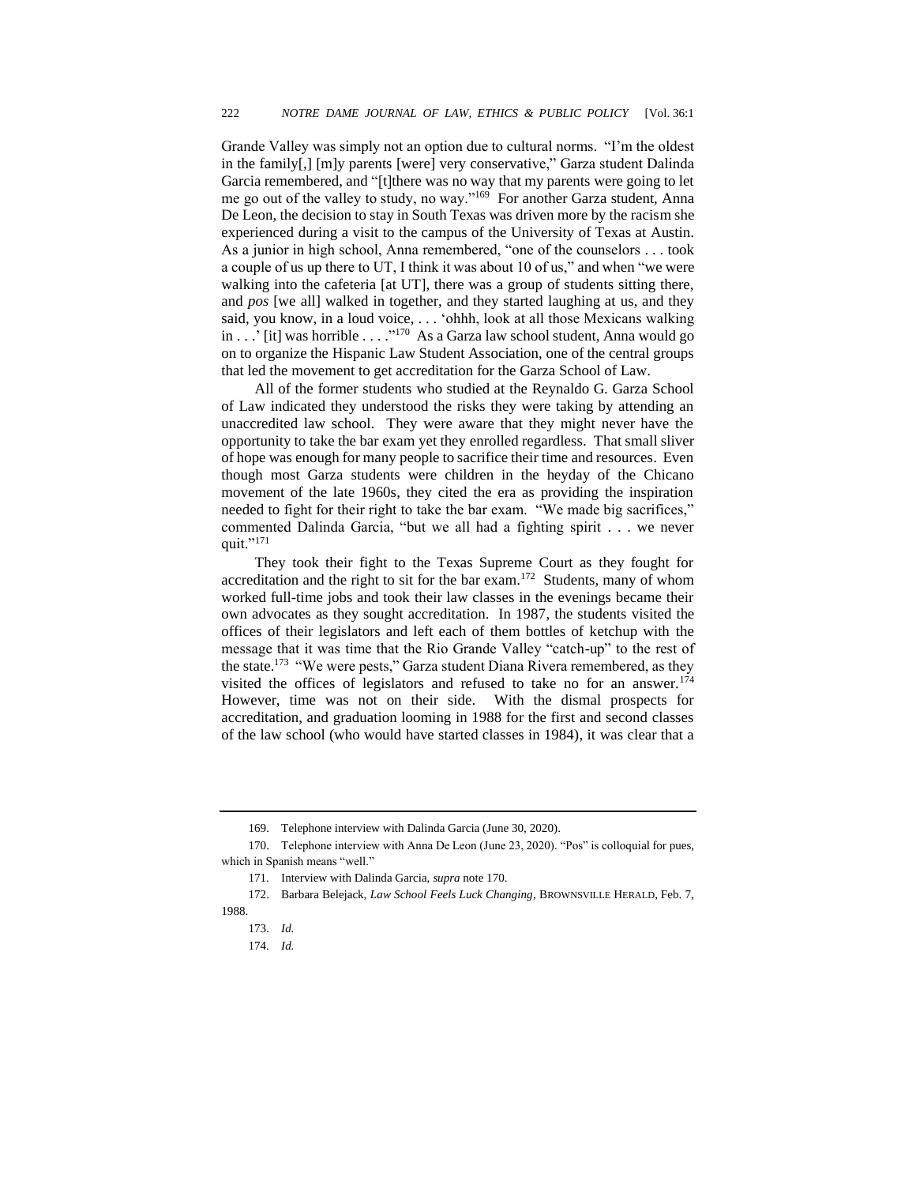Grande Valley was simply not an option due to cultural norms. "I'm the oldest in the family[,] [m]y parents [were] very conservative," Garza student Dalinda Garcia remembered, and "[t]there was no way that my parents were going to let me go out of the valley to study, no way."[169] For another Garza student, Anna De Leon, the decision to stay in South Texas was driven more by the racism she experienced during a visit to the campus of the University of Texas at Austin. As a junior in high school, Anna remembered, "one of the counselors . . . took a couple of us up there to UT, I think it was about 10 of us," and when "we were walking into the cafeteria [at UT], there was a group of students sitting there, and *pos* [we all] walked in together, and they started laughing at us, and they said, you know, in a loud voice, . . . 'ohhh, look at all those Mexicans walking in . . .' [it] was horrible . . . ."[170] As a Garza law school student, Anna would go on to organize the Hispanic Law Student Association, one of the central groups that led the movement to get accreditation for the Garza School of Law.

All of the former students who studied at the Reynaldo G. Garza School of Law indicated they understood the risks they were taking by attending an unaccredited law school. They were aware that they might never have the opportunity to take the bar exam yet they enrolled regardless. That small sliver of hope was enough for many people to sacrifice their time and resources. Even though most Garza students were children in the heyday of the Chicano movement of the late 1960s, they cited the era as providing the inspiration needed to fight for their right to take the bar exam. "We made big sacrifices," commented Dalinda Garcia, "but we all had a fighting spirit . . . we never quit."[171]

They took their fight to the Texas Supreme Court as they fought for accreditation and the right to sit for the bar exam.[172] Students, many of whom worked full-time jobs and took their law classes in the evenings became their own advocates as they sought accreditation. In 1987, the students visited the offices of their legislators and left each of them bottles of ketchup with the message that it was time that the Rio Grande Valley "catch-up" to the rest of the state.[173] "We were pests," Garza student Diana Rivera remembered, as they visited the offices of legislators and refused to take no for an answer.[174] However, time was not on their side. With the dismal prospects for accreditation, and graduation looming in 1988 for the first and second classes of the law school (who would have started classes in 1984), it was clear that a

---

169. Telephone interview with Dalinda Garcia (June 30, 2020).

170. Telephone interview with Anna De Leon (June 23, 2020). "Pos" is colloquial for pues, which in Spanish means "well."

171. Interview with Dalinda Garcia, *supra* note 170.

172. Barbara Belejack, *Law School Feels Luck Changing*, BROWNSVILLE HERALD, Feb. 7, 1988.

173. *Id.*

174. *Id.*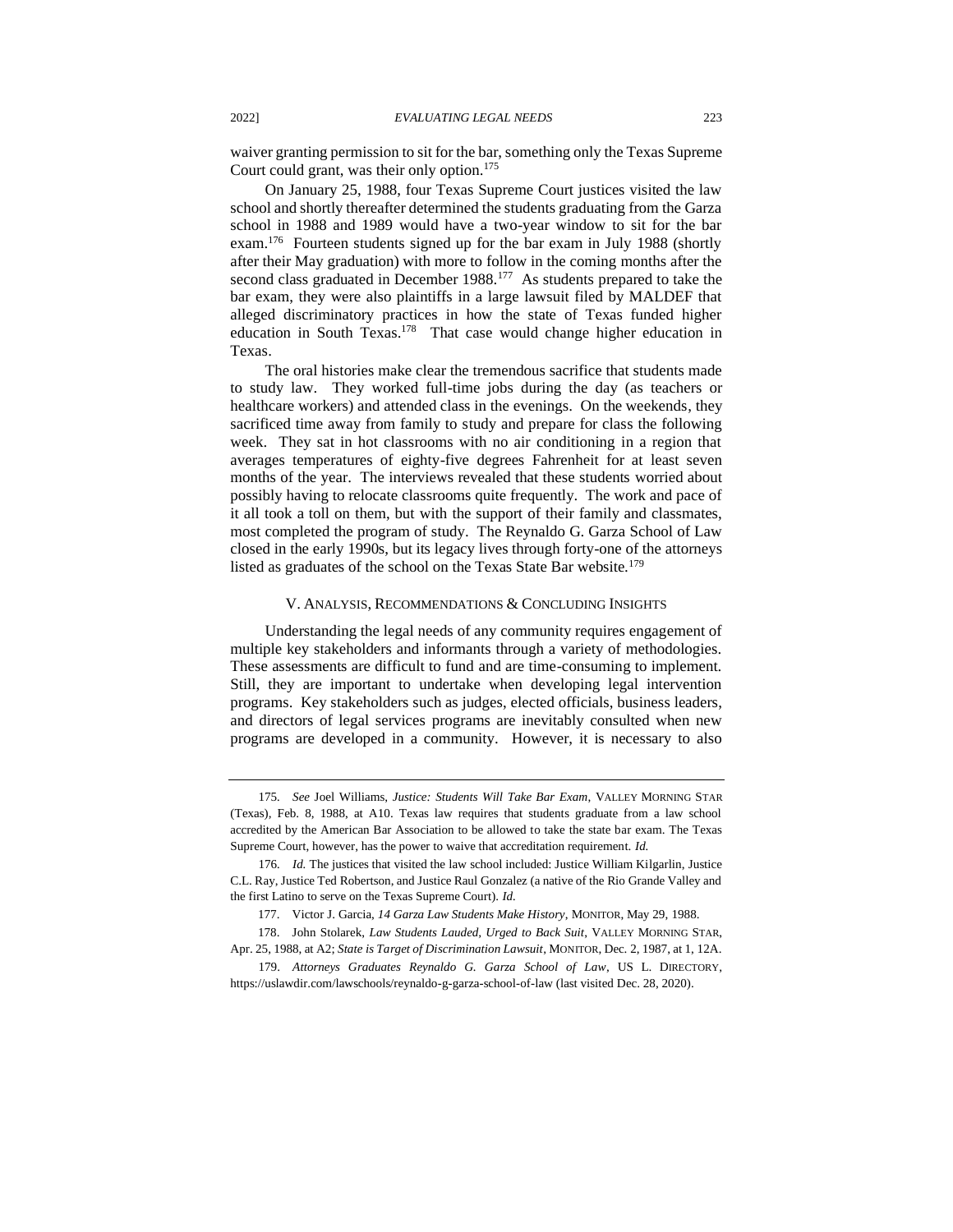waiver granting permission to sit for the bar, something only the Texas Supreme Court could grant, was their only option.[175]

On January 25, 1988, four Texas Supreme Court justices visited the law school and shortly thereafter determined the students graduating from the Garza school in 1988 and 1989 would have a two-year window to sit for the bar exam.[176] Fourteen students signed up for the bar exam in July 1988 (shortly after their May graduation) with more to follow in the coming months after the second class graduated in December 1988.[177] As students prepared to take the bar exam, they were also plaintiffs in a large lawsuit filed by MALDEF that alleged discriminatory practices in how the state of Texas funded higher education in South Texas.[178] That case would change higher education in Texas.

The oral histories make clear the tremendous sacrifice that students made to study law. They worked full-time jobs during the day (as teachers or healthcare workers) and attended class in the evenings. On the weekends, they sacrificed time away from family to study and prepare for class the following week. They sat in hot classrooms with no air conditioning in a region that averages temperatures of eighty-five degrees Fahrenheit for at least seven months of the year. The interviews revealed that these students worried about possibly having to relocate classrooms quite frequently. The work and pace of it all took a toll on them, but with the support of their family and classmates, most completed the program of study. The Reynaldo G. Garza School of Law closed in the early 1990s, but its legacy lives through forty-one of the attorneys listed as graduates of the school on the Texas State Bar website.[179]

## V. Analysis, Recommendations & Concluding Insights

Understanding the legal needs of any community requires engagement of multiple key stakeholders and informants through a variety of methodologies. These assessments are difficult to fund and are time-consuming to implement. Still, they are important to undertake when developing legal intervention programs. Key stakeholders such as judges, elected officials, business leaders, and directors of legal services programs are inevitably consulted when new programs are developed in a community. However, it is necessary to also

---

175. *See* Joel Williams, *Justice: Students Will Take Bar Exam*, VALLEY MORNING STAR (Texas), Feb. 8, 1988, at A10. Texas law requires that students graduate from a law school accredited by the American Bar Association to be allowed to take the state bar exam. The Texas Supreme Court, however, has the power to waive that accreditation requirement. *Id.*

176. *Id.* The justices that visited the law school included: Justice William Kilgarlin, Justice C.L. Ray, Justice Ted Robertson, and Justice Raul Gonzalez (a native of the Rio Grande Valley and the first Latino to serve on the Texas Supreme Court). *Id.*

177. Victor J. Garcia, *14 Garza Law Students Make History*, MONITOR, May 29, 1988.

178. John Stolarek, *Law Students Lauded, Urged to Back Suit*, VALLEY MORNING STAR, Apr. 25, 1988, at A2; *State is Target of Discrimination Lawsuit*, MONITOR, Dec. 2, 1987, at 1, 12A.

179. *Attorneys Graduates Reynaldo G. Garza School of Law*, US L. DIRECTORY, https://uslawdir.com/lawschools/reynaldo-g-garza-school-of-law (last visited Dec. 28, 2020).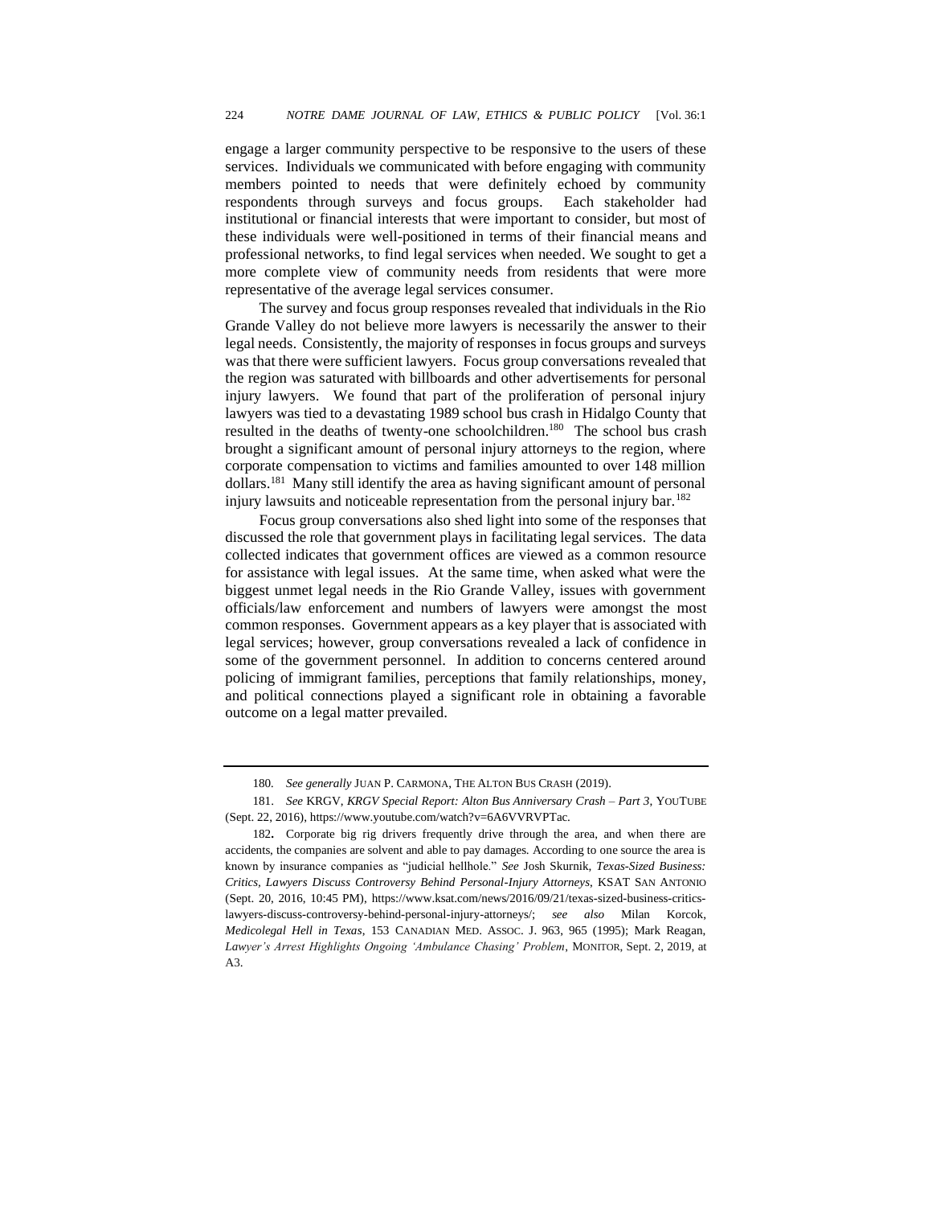engage a larger community perspective to be responsive to the users of these services. Individuals we communicated with before engaging with community members pointed to needs that were definitely echoed by community respondents through surveys and focus groups. Each stakeholder had institutional or financial interests that were important to consider, but most of these individuals were well-positioned in terms of their financial means and professional networks, to find legal services when needed. We sought to get a more complete view of community needs from residents that were more representative of the average legal services consumer.

The survey and focus group responses revealed that individuals in the Rio Grande Valley do not believe more lawyers is necessarily the answer to their legal needs. Consistently, the majority of responses in focus groups and surveys was that there were sufficient lawyers. Focus group conversations revealed that the region was saturated with billboards and other advertisements for personal injury lawyers. We found that part of the proliferation of personal injury lawyers was tied to a devastating 1989 school bus crash in Hidalgo County that resulted in the deaths of twenty-one schoolchildren.[180] The school bus crash brought a significant amount of personal injury attorneys to the region, where corporate compensation to victims and families amounted to over 148 million dollars.[181] Many still identify the area as having significant amount of personal injury lawsuits and noticeable representation from the personal injury bar.[182]

Focus group conversations also shed light into some of the responses that discussed the role that government plays in facilitating legal services. The data collected indicates that government offices are viewed as a common resource for assistance with legal issues. At the same time, when asked what were the biggest unmet legal needs in the Rio Grande Valley, issues with government officials/law enforcement and numbers of lawyers were amongst the most common responses. Government appears as a key player that is associated with legal services; however, group conversations revealed a lack of confidence in some of the government personnel. In addition to concerns centered around policing of immigrant families, perceptions that family relationships, money, and political connections played a significant role in obtaining a favorable outcome on a legal matter prevailed.

---

180. *See generally* JUAN P. CARMONA, THE ALTON BUS CRASH (2019).

181. *See* KRGV, *KRGV Special Report: Alton Bus Anniversary Crash – Part 3*, YOUTUBE (Sept. 22, 2016), https://www.youtube.com/watch?v=6A6VVRVPTac.

182. Corporate big rig drivers frequently drive through the area, and when there are accidents, the companies are solvent and able to pay damages. According to one source the area is known by insurance companies as "judicial hellhole." *See* Josh Skurnik, *Texas-Sized Business: Critics, Lawyers Discuss Controversy Behind Personal-Injury Attorneys*, KSAT SAN ANTONIO (Sept. 20, 2016, 10:45 PM), https://www.ksat.com/news/2016/09/21/texas-sized-business-critics-lawyers-discuss-controversy-behind-personal-injury-attorneys/; *see also* Milan Korcok, *Medicolegal Hell in Texas*, 153 CANADIAN MED. ASSOC. J. 963, 965 (1995); Mark Reagan, *Lawyer's Arrest Highlights Ongoing 'Ambulance Chasing' Problem*, MONITOR, Sept. 2, 2019, at A3.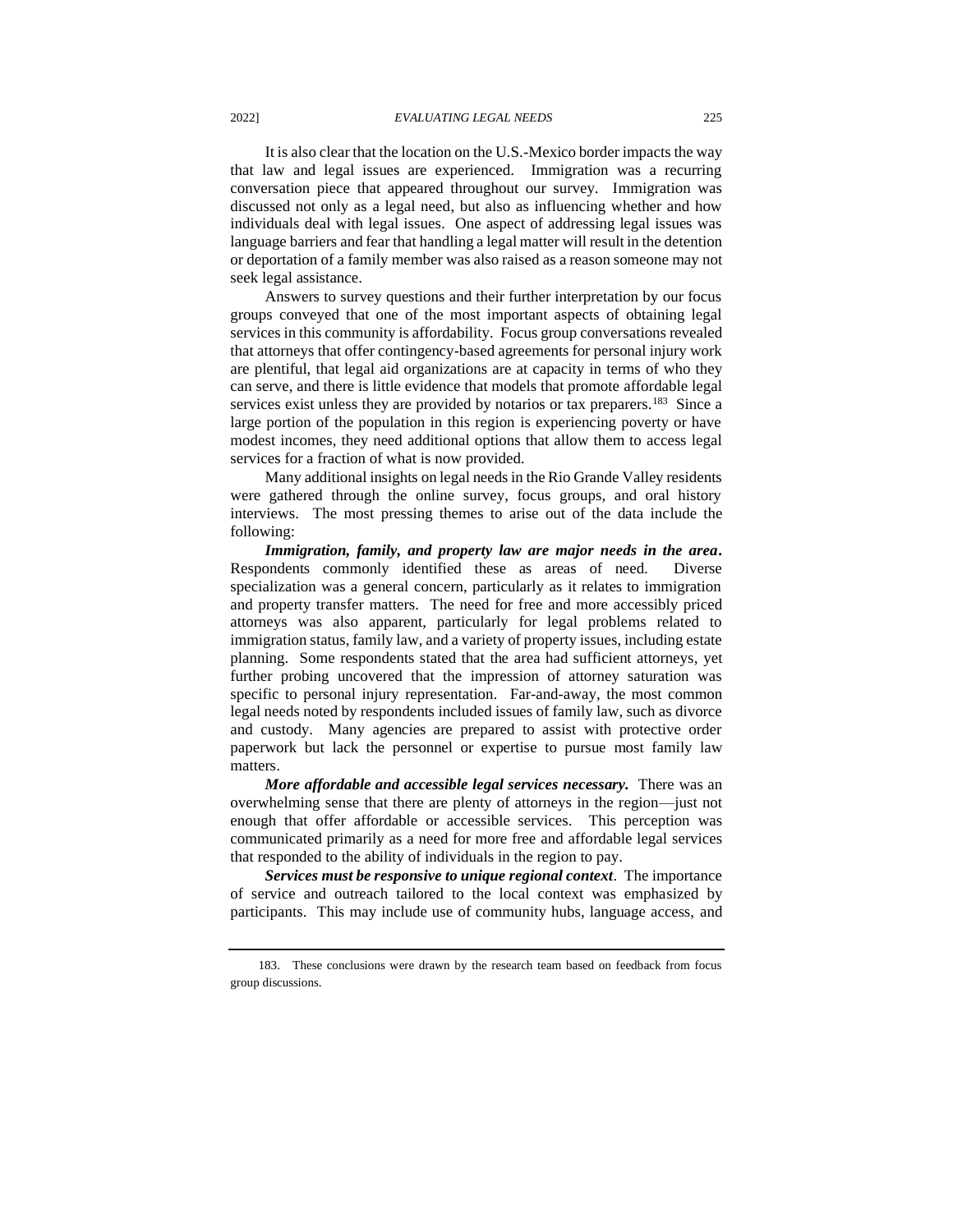It is also clear that the location on the U.S.-Mexico border impacts the way that law and legal issues are experienced. Immigration was a recurring conversation piece that appeared throughout our survey. Immigration was discussed not only as a legal need, but also as influencing whether and how individuals deal with legal issues. One aspect of addressing legal issues was language barriers and fear that handling a legal matter will result in the detention or deportation of a family member was also raised as a reason someone may not seek legal assistance.

Answers to survey questions and their further interpretation by our focus groups conveyed that one of the most important aspects of obtaining legal services in this community is affordability. Focus group conversations revealed that attorneys that offer contingency-based agreements for personal injury work are plentiful, that legal aid organizations are at capacity in terms of who they can serve, and there is little evidence that models that promote affordable legal services exist unless they are provided by notarios or tax preparers.[183] Since a large portion of the population in this region is experiencing poverty or have modest incomes, they need additional options that allow them to access legal services for a fraction of what is now provided.

Many additional insights on legal needs in the Rio Grande Valley residents were gathered through the online survey, focus groups, and oral history interviews. The most pressing themes to arise out of the data include the following:

***Immigration, family, and property law are major needs in the area.*** Respondents commonly identified these as areas of need. Diverse specialization was a general concern, particularly as it relates to immigration and property transfer matters. The need for free and more accessibly priced attorneys was also apparent, particularly for legal problems related to immigration status, family law, and a variety of property issues, including estate planning. Some respondents stated that the area had sufficient attorneys, yet further probing uncovered that the impression of attorney saturation was specific to personal injury representation. Far-and-away, the most common legal needs noted by respondents included issues of family law, such as divorce and custody. Many agencies are prepared to assist with protective order paperwork but lack the personnel or expertise to pursue most family law matters.

***More affordable and accessible legal services necessary.*** There was an overwhelming sense that there are plenty of attorneys in the region—just not enough that offer affordable or accessible services. This perception was communicated primarily as a need for more free and affordable legal services that responded to the ability of individuals in the region to pay.

***Services must be responsive to unique regional context***. The importance of service and outreach tailored to the local context was emphasized by participants. This may include use of community hubs, language access, and

183. These conclusions were drawn by the research team based on feedback from focus group discussions.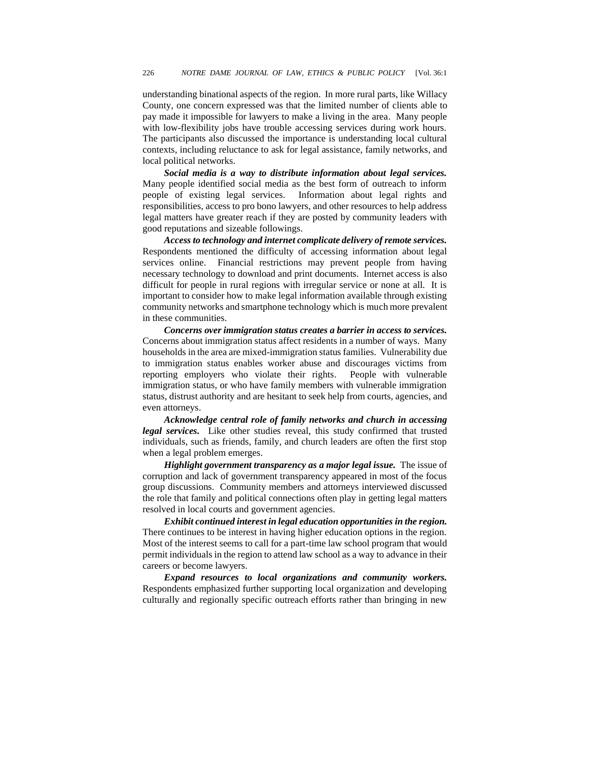understanding binational aspects of the region. In more rural parts, like Willacy County, one concern expressed was that the limited number of clients able to pay made it impossible for lawyers to make a living in the area. Many people with low-flexibility jobs have trouble accessing services during work hours. The participants also discussed the importance is understanding local cultural contexts, including reluctance to ask for legal assistance, family networks, and local political networks.

***Social media is a way to distribute information about legal services.*** Many people identified social media as the best form of outreach to inform people of existing legal services. Information about legal rights and responsibilities, access to pro bono lawyers, and other resources to help address legal matters have greater reach if they are posted by community leaders with good reputations and sizeable followings.

***Access to technology and internet complicate delivery of remote services.*** Respondents mentioned the difficulty of accessing information about legal services online. Financial restrictions may prevent people from having necessary technology to download and print documents. Internet access is also difficult for people in rural regions with irregular service or none at all. It is important to consider how to make legal information available through existing community networks and smartphone technology which is much more prevalent in these communities.

***Concerns over immigration status creates a barrier in access to services.*** Concerns about immigration status affect residents in a number of ways. Many households in the area are mixed-immigration status families. Vulnerability due to immigration status enables worker abuse and discourages victims from reporting employers who violate their rights. People with vulnerable immigration status, or who have family members with vulnerable immigration status, distrust authority and are hesitant to seek help from courts, agencies, and even attorneys.

***Acknowledge central role of family networks and church in accessing legal services.*** Like other studies reveal, this study confirmed that trusted individuals, such as friends, family, and church leaders are often the first stop when a legal problem emerges.

***Highlight government transparency as a major legal issue.*** The issue of corruption and lack of government transparency appeared in most of the focus group discussions. Community members and attorneys interviewed discussed the role that family and political connections often play in getting legal matters resolved in local courts and government agencies.

***Exhibit continued interest in legal education opportunities in the region.*** There continues to be interest in having higher education options in the region. Most of the interest seems to call for a part-time law school program that would permit individuals in the region to attend law school as a way to advance in their careers or become lawyers.

***Expand resources to local organizations and community workers.*** Respondents emphasized further supporting local organization and developing culturally and regionally specific outreach efforts rather than bringing in new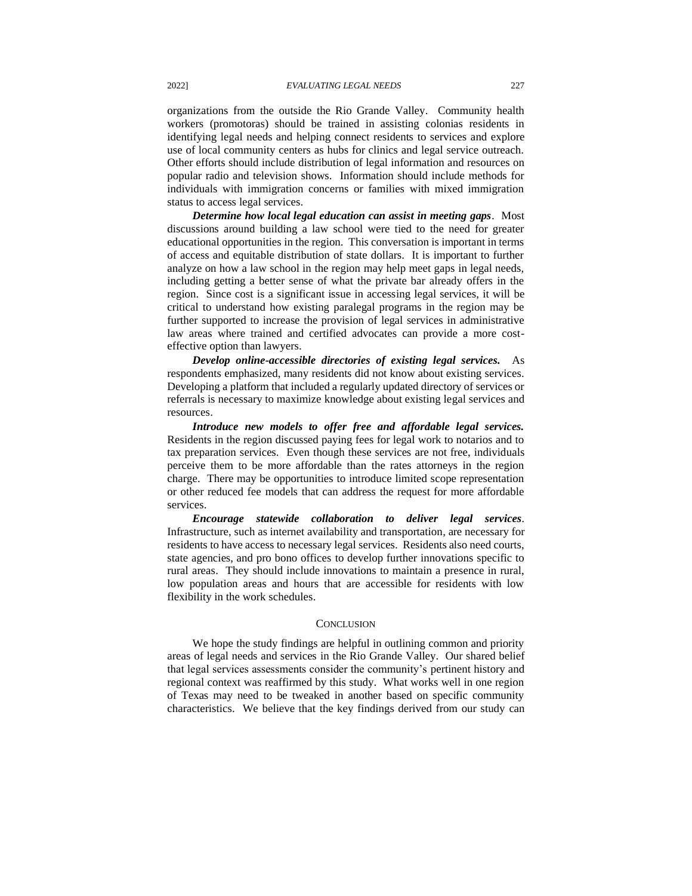organizations from the outside the Rio Grande Valley. Community health workers (promotoras) should be trained in assisting colonias residents in identifying legal needs and helping connect residents to services and explore use of local community centers as hubs for clinics and legal service outreach. Other efforts should include distribution of legal information and resources on popular radio and television shows. Information should include methods for individuals with immigration concerns or families with mixed immigration status to access legal services.

***Determine how local legal education can assist in meeting gaps***. Most discussions around building a law school were tied to the need for greater educational opportunities in the region. This conversation is important in terms of access and equitable distribution of state dollars. It is important to further analyze on how a law school in the region may help meet gaps in legal needs, including getting a better sense of what the private bar already offers in the region. Since cost is a significant issue in accessing legal services, it will be critical to understand how existing paralegal programs in the region may be further supported to increase the provision of legal services in administrative law areas where trained and certified advocates can provide a more cost-effective option than lawyers.

***Develop online-accessible directories of existing legal services.*** As respondents emphasized, many residents did not know about existing services. Developing a platform that included a regularly updated directory of services or referrals is necessary to maximize knowledge about existing legal services and resources.

***Introduce new models to offer free and affordable legal services.*** Residents in the region discussed paying fees for legal work to notarios and to tax preparation services. Even though these services are not free, individuals perceive them to be more affordable than the rates attorneys in the region charge. There may be opportunities to introduce limited scope representation or other reduced fee models that can address the request for more affordable services.

***Encourage statewide collaboration to deliver legal services***. Infrastructure, such as internet availability and transportation, are necessary for residents to have access to necessary legal services. Residents also need courts, state agencies, and pro bono offices to develop further innovations specific to rural areas. They should include innovations to maintain a presence in rural, low population areas and hours that are accessible for residents with low flexibility in the work schedules.

## CONCLUSION

We hope the study findings are helpful in outlining common and priority areas of legal needs and services in the Rio Grande Valley. Our shared belief that legal services assessments consider the community's pertinent history and regional context was reaffirmed by this study. What works well in one region of Texas may need to be tweaked in another based on specific community characteristics. We believe that the key findings derived from our study can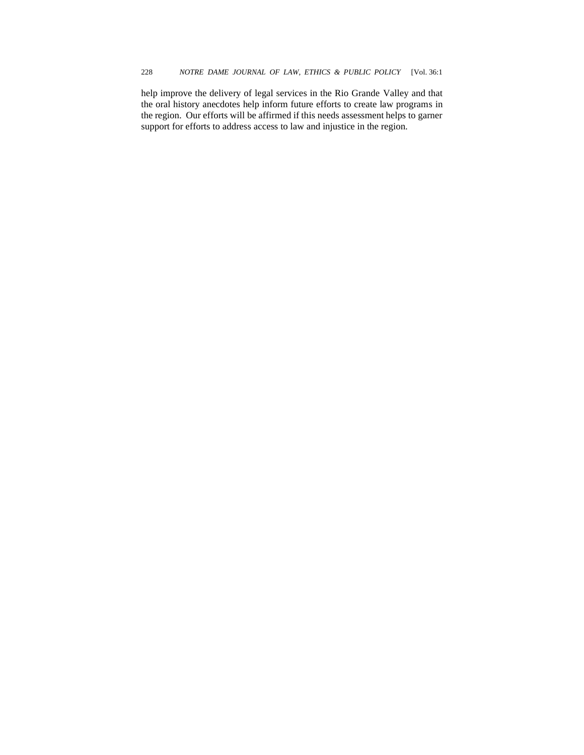help improve the delivery of legal services in the Rio Grande Valley and that the oral history anecdotes help inform future efforts to create law programs in the region. Our efforts will be affirmed if this needs assessment helps to garner support for efforts to address access to law and injustice in the region.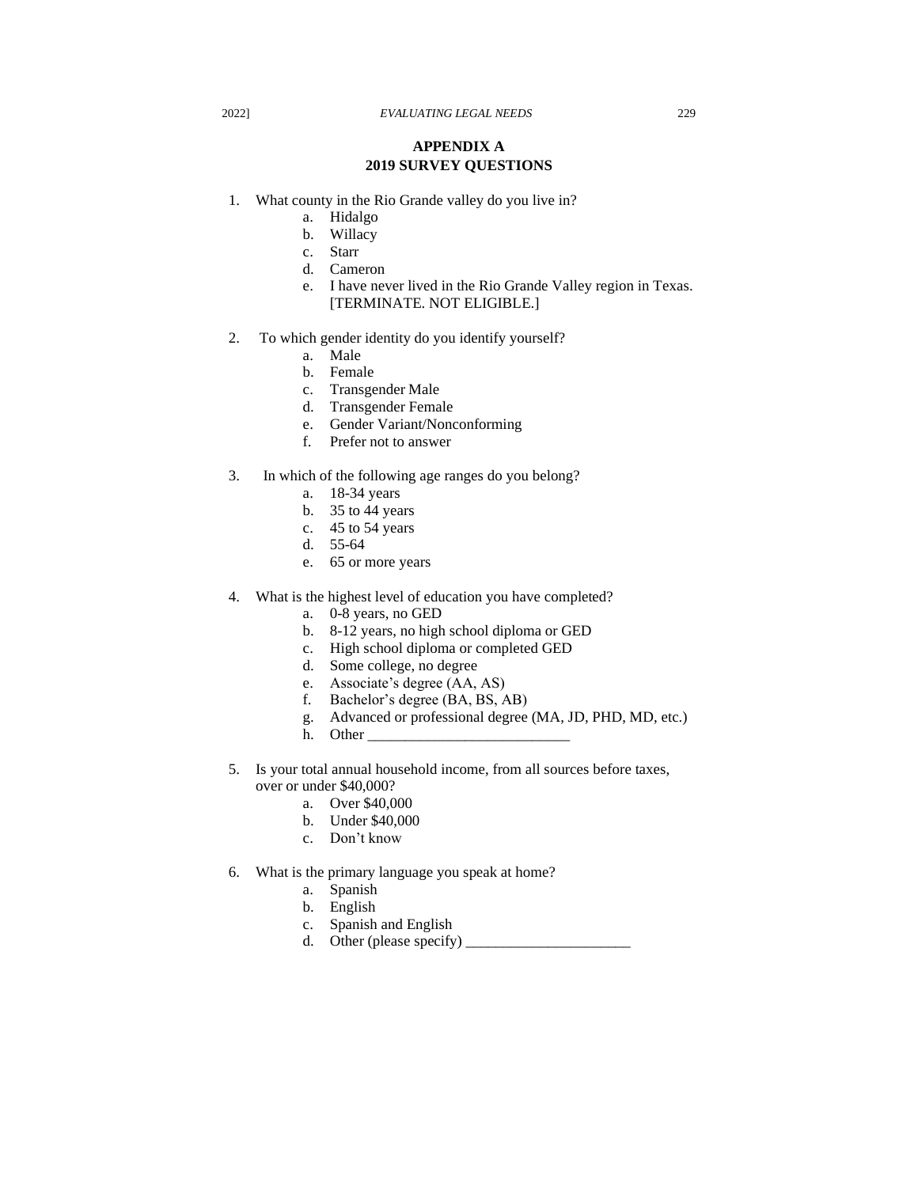## APPENDIX A
## 2019 SURVEY QUESTIONS

1. What county in the Rio Grande valley do you live in?
   a. Hidalgo
   b. Willacy
   c. Starr
   d. Cameron
   e. I have never lived in the Rio Grande Valley region in Texas. [TERMINATE. NOT ELIGIBLE.]

2. To which gender identity do you identify yourself?
   a. Male
   b. Female
   c. Transgender Male
   d. Transgender Female
   e. Gender Variant/Nonconforming
   f. Prefer not to answer

3. In which of the following age ranges do you belong?
   a. 18-34 years
   b. 35 to 44 years
   c. 45 to 54 years
   d. 55-64
   e. 65 or more years

4. What is the highest level of education you have completed?
   a. 0-8 years, no GED
   b. 8-12 years, no high school diploma or GED
   c. High school diploma or completed GED
   d. Some college, no degree
   e. Associate's degree (AA, AS)
   f. Bachelor's degree (BA, BS, AB)
   g. Advanced or professional degree (MA, JD, PHD, MD, etc.)
   h. Other ___________________________

5. Is your total annual household income, from all sources before taxes, over or under $40,000?
   a. Over $40,000
   b. Under $40,000
   c. Don't know

6. What is the primary language you speak at home?
   a. Spanish
   b. English
   c. Spanish and English
   d. Other (please specify) ______________________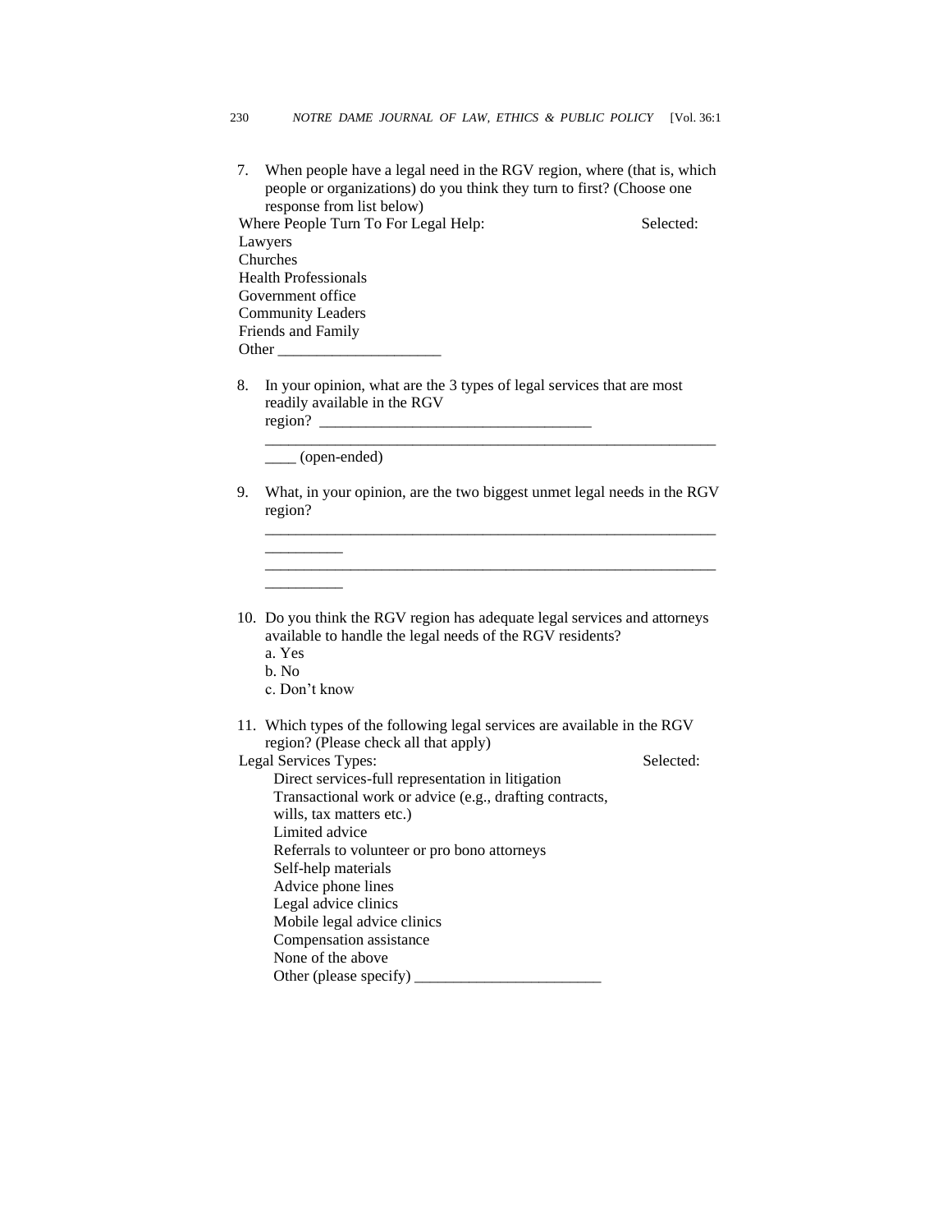7. When people have a legal need in the RGV region, where (that is, which people or organizations) do you think they turn to first? (Choose one response from list below)

| Where People Turn To For Legal Help: | Selected: |
| --- | --- |
| Lawyers | |
| Churches | |
| Health Professionals | |
| Government office | |
| Community Leaders | |
| Friends and Family | |
| Other ____________________ | |

8. In your opinion, what are the 3 types of legal services that are most readily available in the RGV region? __________________________________ ____________________________________________________________ ____ (open-ended)

9. What, in your opinion, are the two biggest unmet legal needs in the RGV region?
   ____________________________________________________________ __________
   ____________________________________________________________ __________

10. Do you think the RGV region has adequate legal services and attorneys available to handle the legal needs of the RGV residents?
    a. Yes
    b. No
    c. Don't know

11. Which types of the following legal services are available in the RGV region? (Please check all that apply)

| Legal Services Types: | Selected: |
| --- | --- |
| Direct services-full representation in litigation | |
| Transactional work or advice (e.g., drafting contracts, wills, tax matters etc.) | |
| Limited advice | |
| Referrals to volunteer or pro bono attorneys | |
| Self-help materials | |
| Advice phone lines | |
| Legal advice clinics | |
| Mobile legal advice clinics | |
| Compensation assistance | |
| None of the above | |
| Other (please specify) _______________________ | |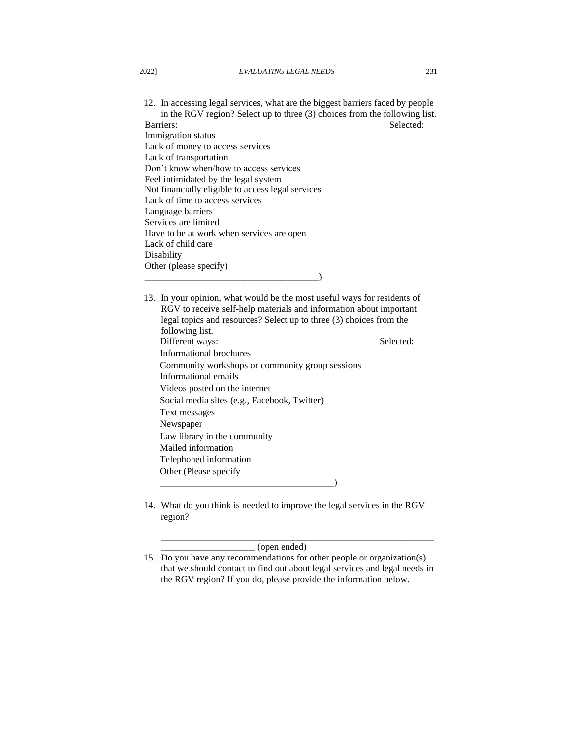12. In accessing legal services, what are the biggest barriers faced by people in the RGV region? Select up to three (3) choices from the following list.

| Barriers: | Selected: |
|---|---|
| Immigration status | |
| Lack of money to access services | |
| Lack of transportation | |
| Don't know when/how to access services | |
| Feel intimidated by the legal system | |
| Not financially eligible to access legal services | |
| Lack of time to access services | |
| Language barriers | |
| Services are limited | |
| Have to be at work when services are open | |
| Lack of child care | |
| Disability | |
| Other (please specify ____________________________________) | |

13. In your opinion, what would be the most useful ways for residents of RGV to receive self-help materials and information about important legal topics and resources? Select up to three (3) choices from the following list.

| Different ways: | Selected: |
|---|---|
| Informational brochures | |
| Community workshops or community group sessions | |
| Informational emails | |
| Videos posted on the internet | |
| Social media sites (e.g., Facebook, Twitter) | |
| Text messages | |
| Newspaper | |
| Law library in the community | |
| Mailed information | |
| Telephoned information | |
| Other (Please specify ____________________________________) | |

14. What do you think is needed to improve the legal services in the RGV region?

    ________________________________________________________________________________ (open ended)

15. Do you have any recommendations for other people or organization(s) that we should contact to find out about legal services and legal needs in the RGV region? If you do, please provide the information below.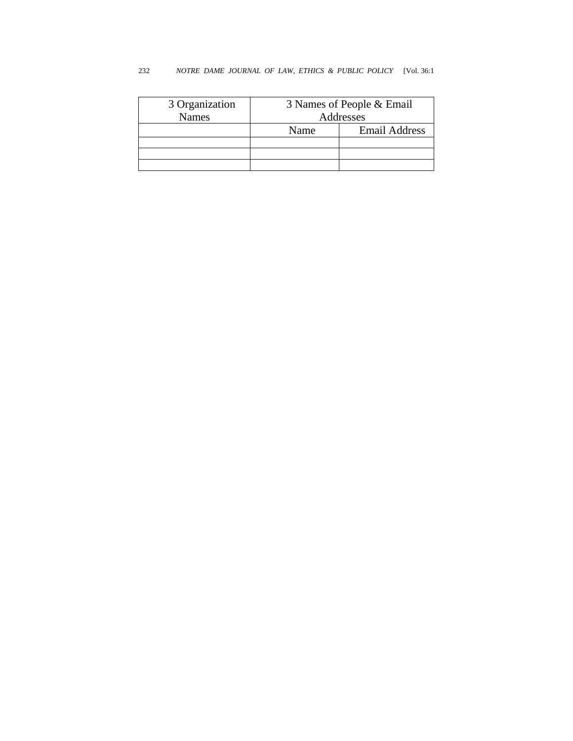| 3 Organization Names | 3 Names of People & Email Addresses | |
| --- | --- | --- |
| | Name | Email Address |
| | | |
| | | |
| | | |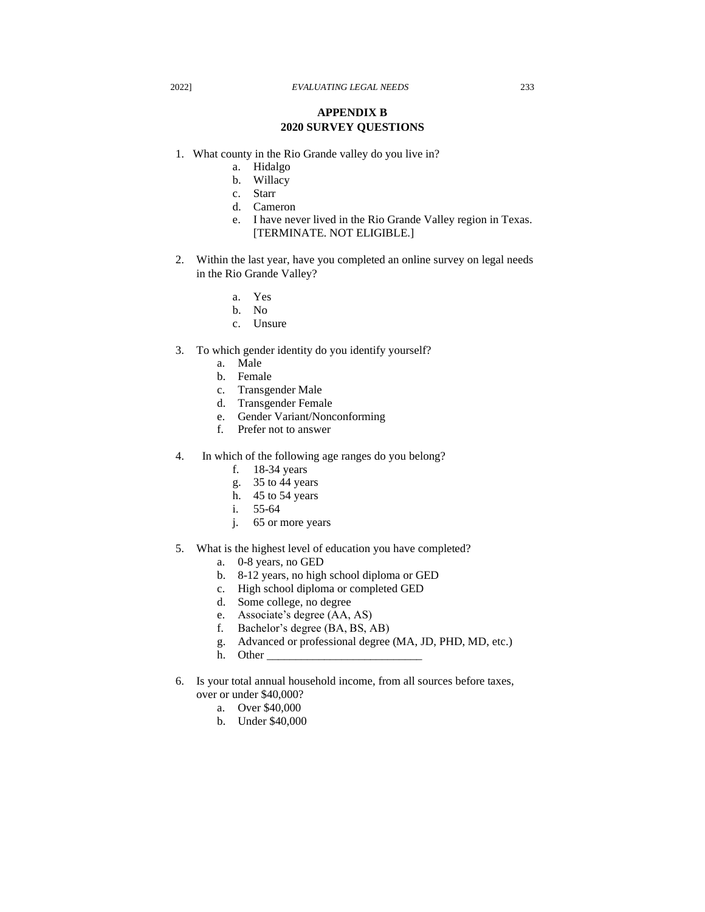# APPENDIX B
## 2020 SURVEY QUESTIONS

1. What county in the Rio Grande valley do you live in?
   a. Hidalgo
   b. Willacy
   c. Starr
   d. Cameron
   e. I have never lived in the Rio Grande Valley region in Texas. [TERMINATE. NOT ELIGIBLE.]

2. Within the last year, have you completed an online survey on legal needs in the Rio Grande Valley?
   a. Yes
   b. No
   c. Unsure

3. To which gender identity do you identify yourself?
   a. Male
   b. Female
   c. Transgender Male
   d. Transgender Female
   e. Gender Variant/Nonconforming
   f. Prefer not to answer

4. In which of the following age ranges do you belong?
   f. 18-34 years
   g. 35 to 44 years
   h. 45 to 54 years
   i. 55-64
   j. 65 or more years

5. What is the highest level of education you have completed?
   a. 0-8 years, no GED
   b. 8-12 years, no high school diploma or GED
   c. High school diploma or completed GED
   d. Some college, no degree
   e. Associate's degree (AA, AS)
   f. Bachelor's degree (BA, BS, AB)
   g. Advanced or professional degree (MA, JD, PHD, MD, etc.)
   h. Other ___________________________

6. Is your total annual household income, from all sources before taxes, over or under $40,000?
   a. Over $40,000
   b. Under $40,000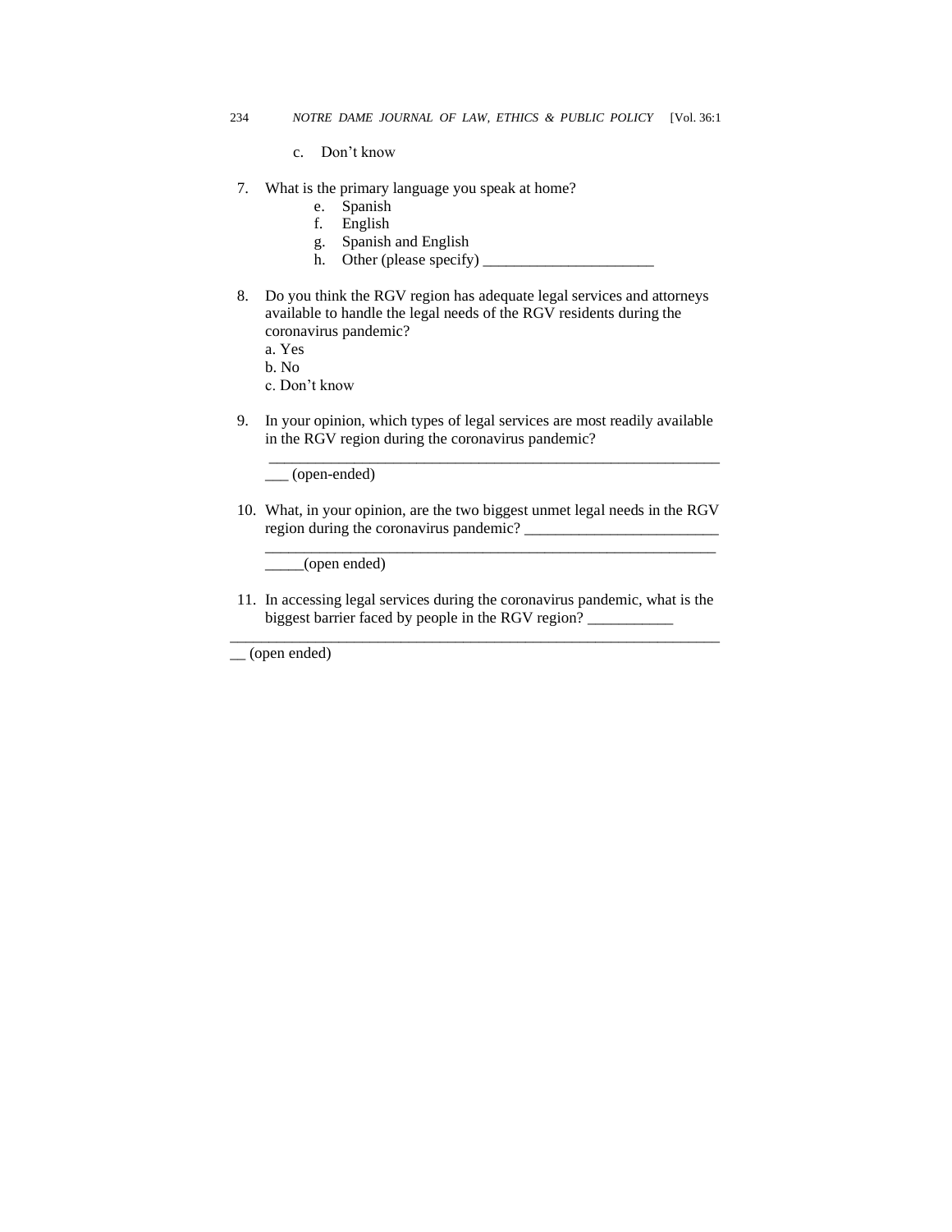c. Don't know

7. What is the primary language you speak at home?
   e. Spanish
   f. English
   g. Spanish and English
   h. Other (please specify) ______________________

8. Do you think the RGV region has adequate legal services and attorneys available to handle the legal needs of the RGV residents during the coronavirus pandemic?
   a. Yes
   b. No
   c. Don't know

9. In your opinion, which types of legal services are most readily available in the RGV region during the coronavirus pandemic? ___________________________________________________________ ___ (open-ended)

10. What, in your opinion, are the two biggest unmet legal needs in the RGV region during the coronavirus pandemic? _________________________ ___________________________________________________________ _____(open ended)

11. In accessing legal services during the coronavirus pandemic, what is the biggest barrier faced by people in the RGV region? ___________ ______________________________________________________________ __ (open ended)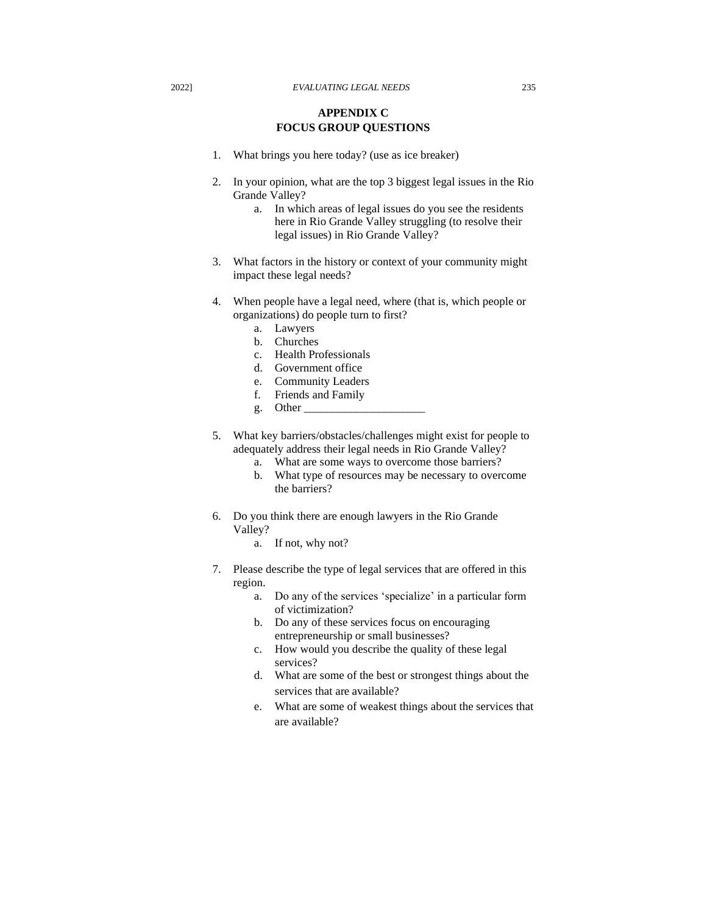## APPENDIX C
## FOCUS GROUP QUESTIONS

1. What brings you here today? (use as ice breaker)

2. In your opinion, what are the top 3 biggest legal issues in the Rio Grande Valley?
    a. In which areas of legal issues do you see the residents here in Rio Grande Valley struggling (to resolve their legal issues) in Rio Grande Valley?

3. What factors in the history or context of your community might impact these legal needs?

4. When people have a legal need, where (that is, which people or organizations) do people turn to first?
    a. Lawyers
    b. Churches
    c. Health Professionals
    d. Government office
    e. Community Leaders
    f. Friends and Family
    g. Other _____________________

5. What key barriers/obstacles/challenges might exist for people to adequately address their legal needs in Rio Grande Valley?
    a. What are some ways to overcome those barriers?
    b. What type of resources may be necessary to overcome the barriers?

6. Do you think there are enough lawyers in the Rio Grande Valley?
    a. If not, why not?

7. Please describe the type of legal services that are offered in this region.
    a. Do any of the services 'specialize' in a particular form of victimization?
    b. Do any of these services focus on encouraging entrepreneurship or small businesses?
    c. How would you describe the quality of these legal services?
    d. What are some of the best or strongest things about the services that are available?
    e. What are some of weakest things about the services that are available?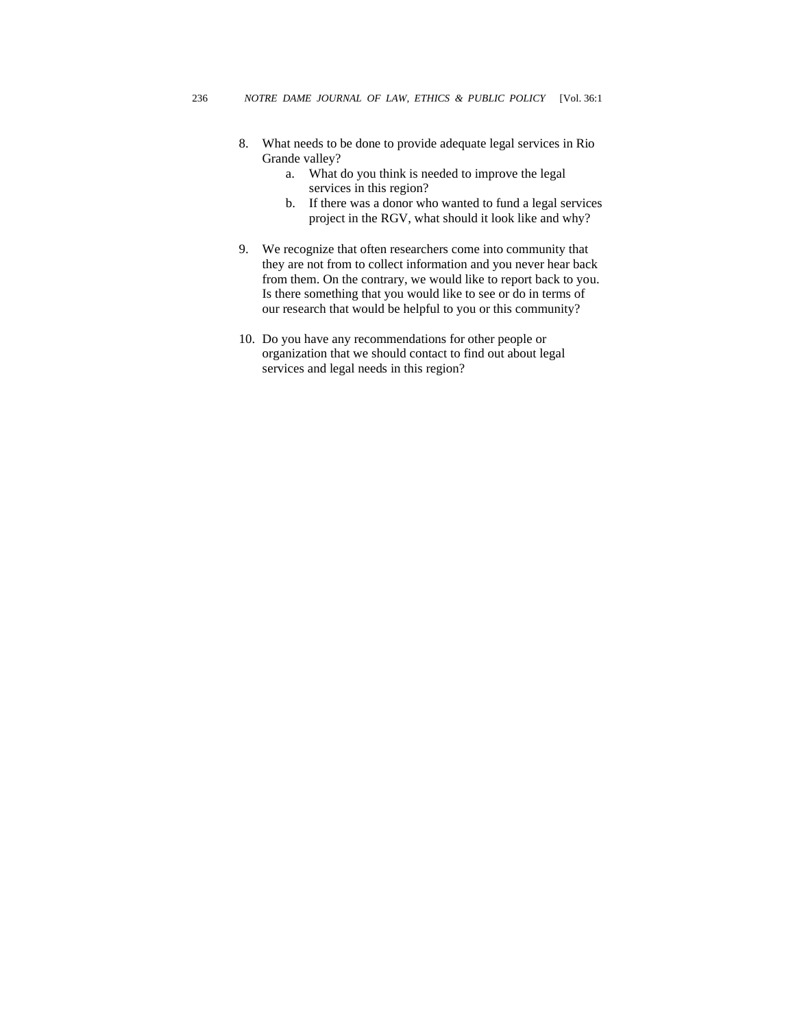8. What needs to be done to provide adequate legal services in Rio Grande valley?
    a. What do you think is needed to improve the legal services in this region?
    b. If there was a donor who wanted to fund a legal services project in the RGV, what should it look like and why?

9. We recognize that often researchers come into community that they are not from to collect information and you never hear back from them. On the contrary, we would like to report back to you. Is there something that you would like to see or do in terms of our research that would be helpful to you or this community?

10. Do you have any recommendations for other people or organization that we should contact to find out about legal services and legal needs in this region?